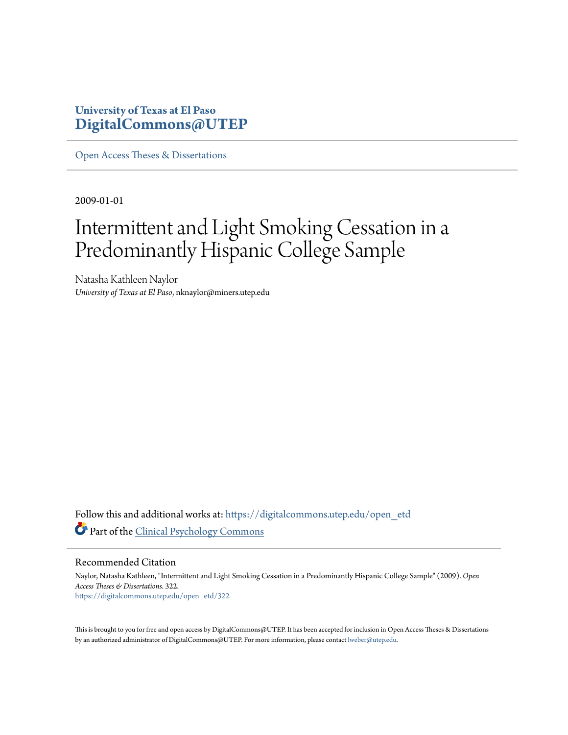**University of Texas at El Paso**
**DigitalCommons@UTEP**

Open Access Theses & Dissertations

2009-01-01

# Intermittent and Light Smoking Cessation in a Predominantly Hispanic College Sample

Natasha Kathleen Naylor
*University of Texas at El Paso*, nknaylor@miners.utep.edu

Follow this and additional works at: https://digitalcommons.utep.edu/open_etd

Part of the Clinical Psychology Commons

## Recommended Citation

Naylor, Natasha Kathleen, "Intermittent and Light Smoking Cessation in a Predominantly Hispanic College Sample" (2009). *Open Access Theses & Dissertations*. 322.
https://digitalcommons.utep.edu/open_etd/322

This is brought to you for free and open access by DigitalCommons@UTEP. It has been accepted for inclusion in Open Access Theses & Dissertations by an authorized administrator of DigitalCommons@UTEP. For more information, please contact lweber@utep.edu.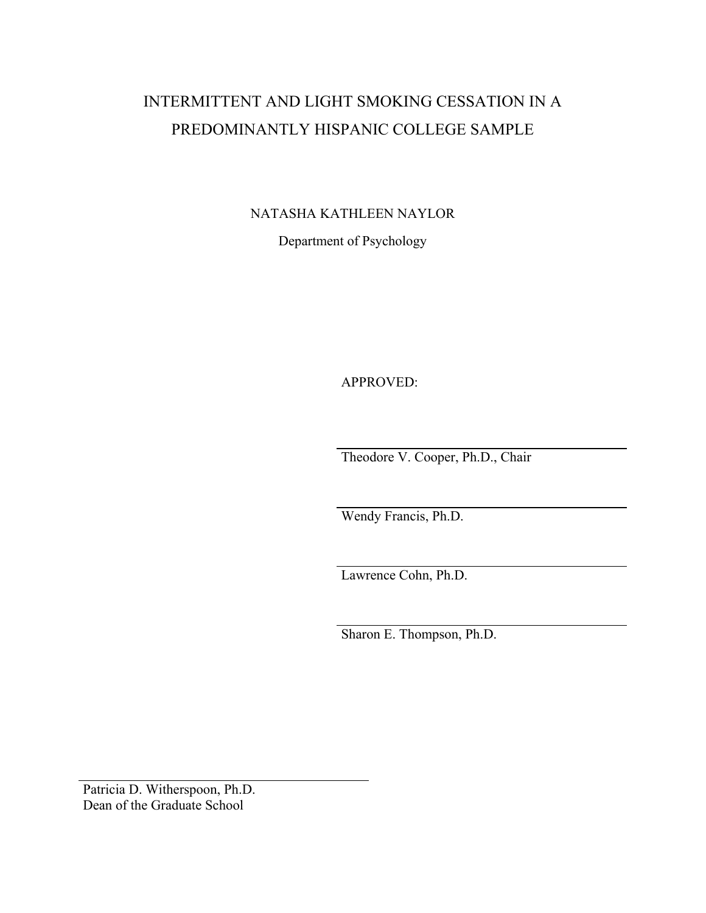# INTERMITTENT AND LIGHT SMOKING CESSATION IN A PREDOMINANTLY HISPANIC COLLEGE SAMPLE

NATASHA KATHLEEN NAYLOR

Department of Psychology

APPROVED:

Theodore V. Cooper, Ph.D., Chair

Wendy Francis, Ph.D.

Lawrence Cohn, Ph.D.

Sharon E. Thompson, Ph.D.

Patricia D. Witherspoon, Ph.D.
Dean of the Graduate School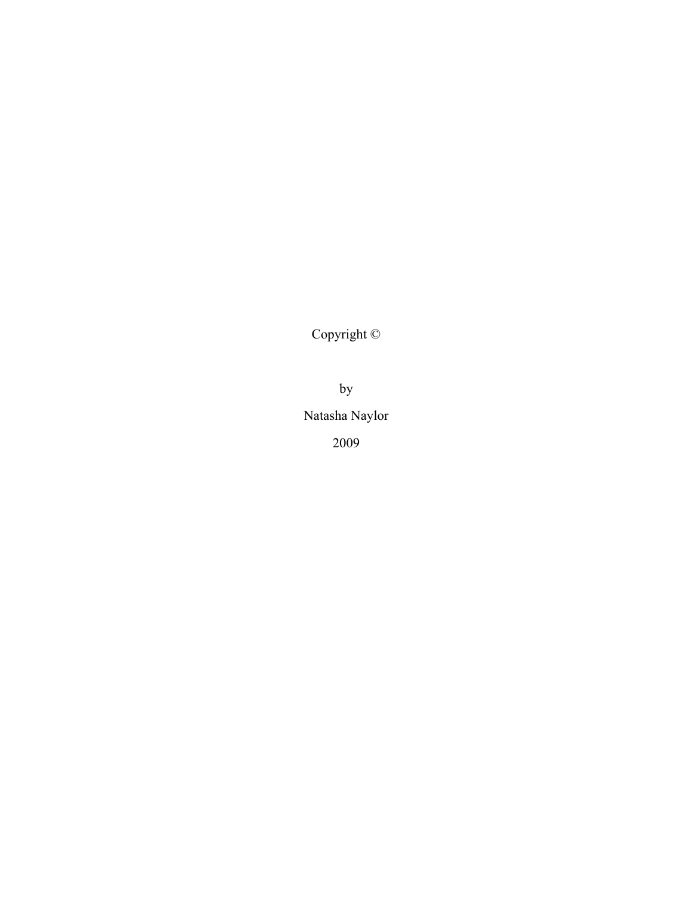Copyright ©

by

Natasha Naylor

2009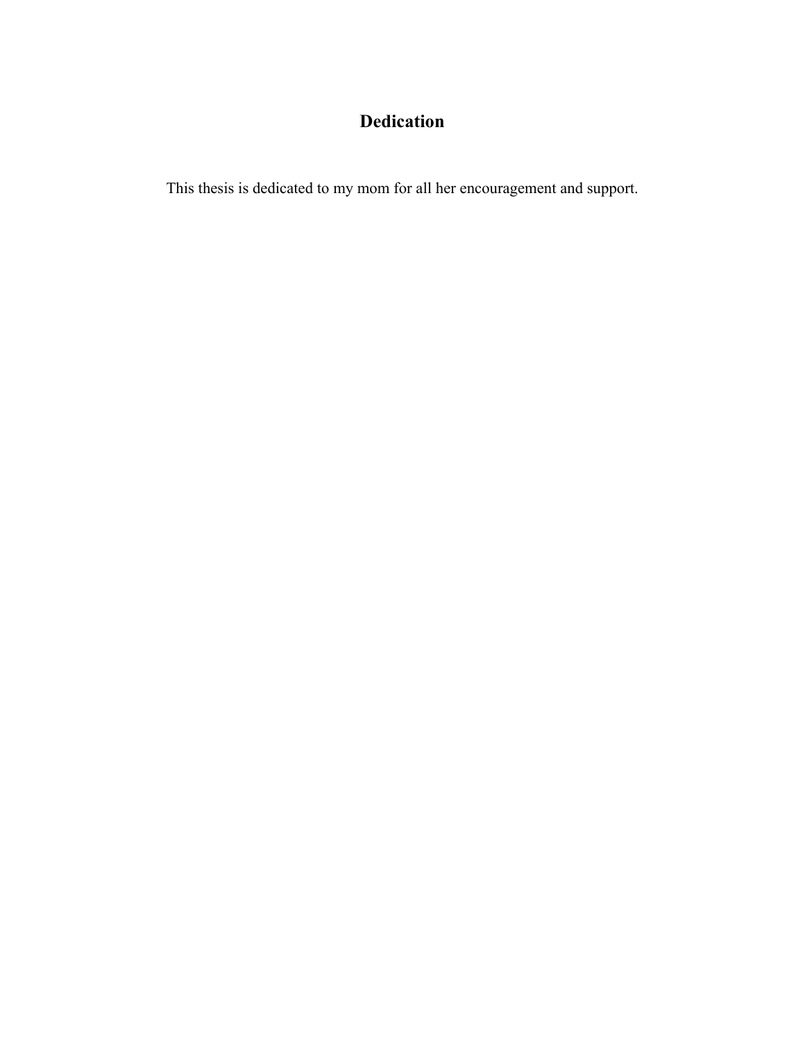# Dedication

This thesis is dedicated to my mom for all her encouragement and support.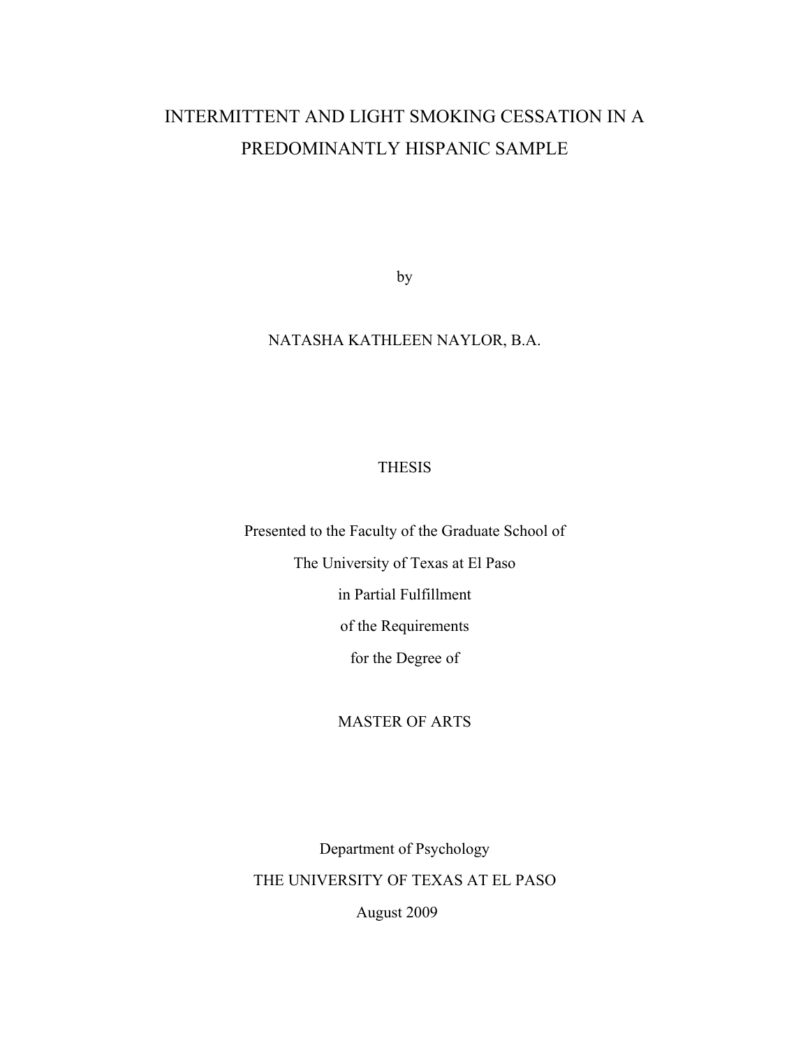# INTERMITTENT AND LIGHT SMOKING CESSATION IN A PREDOMINANTLY HISPANIC SAMPLE

by

NATASHA KATHLEEN NAYLOR, B.A.

THESIS

Presented to the Faculty of the Graduate School of

The University of Texas at El Paso

in Partial Fulfillment

of the Requirements

for the Degree of

MASTER OF ARTS

Department of Psychology

THE UNIVERSITY OF TEXAS AT EL PASO

August 2009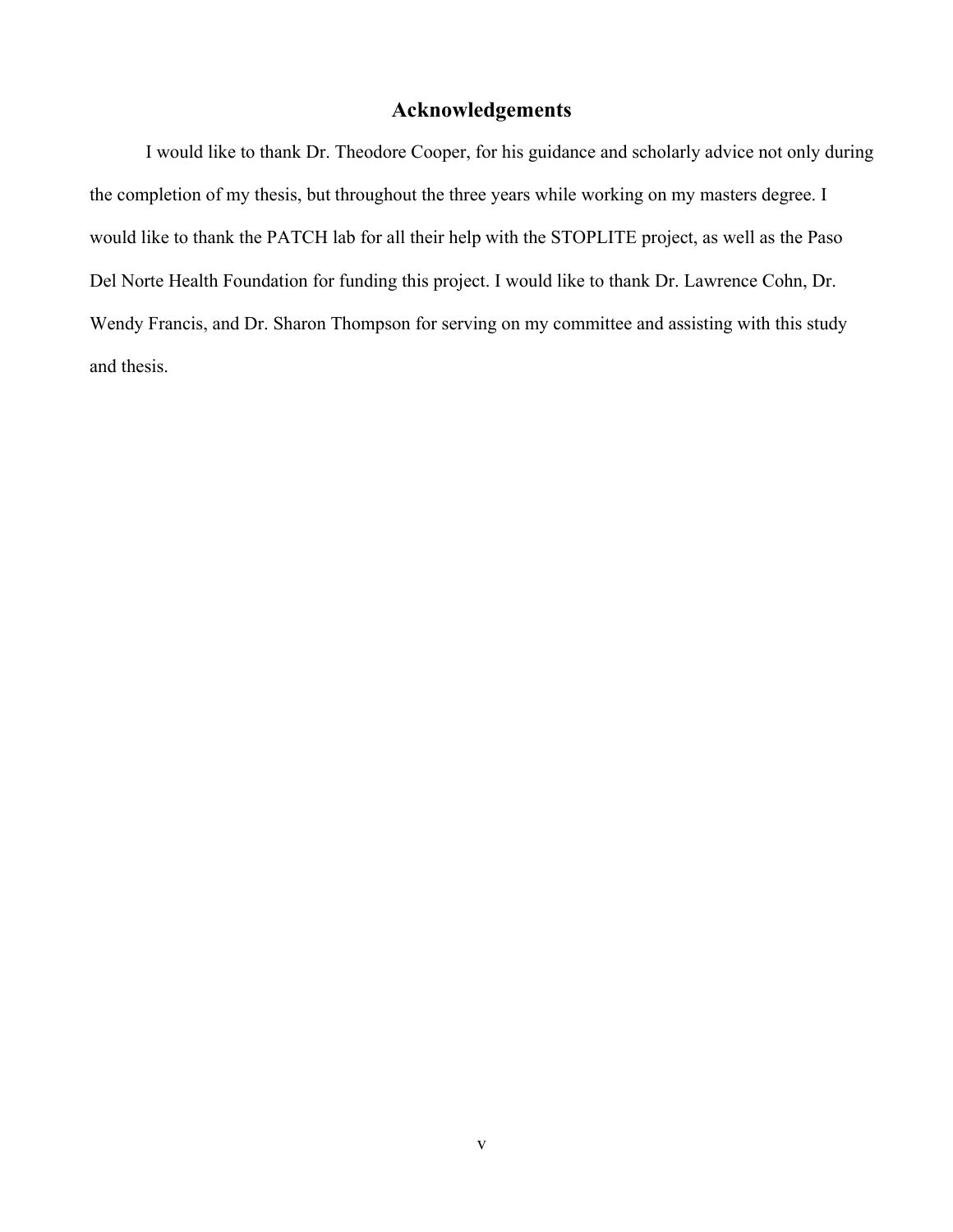# Acknowledgements

I would like to thank Dr. Theodore Cooper, for his guidance and scholarly advice not only during the completion of my thesis, but throughout the three years while working on my masters degree. I would like to thank the PATCH lab for all their help with the STOPLITE project, as well as the Paso Del Norte Health Foundation for funding this project. I would like to thank Dr. Lawrence Cohn, Dr. Wendy Francis, and Dr. Sharon Thompson for serving on my committee and assisting with this study and thesis.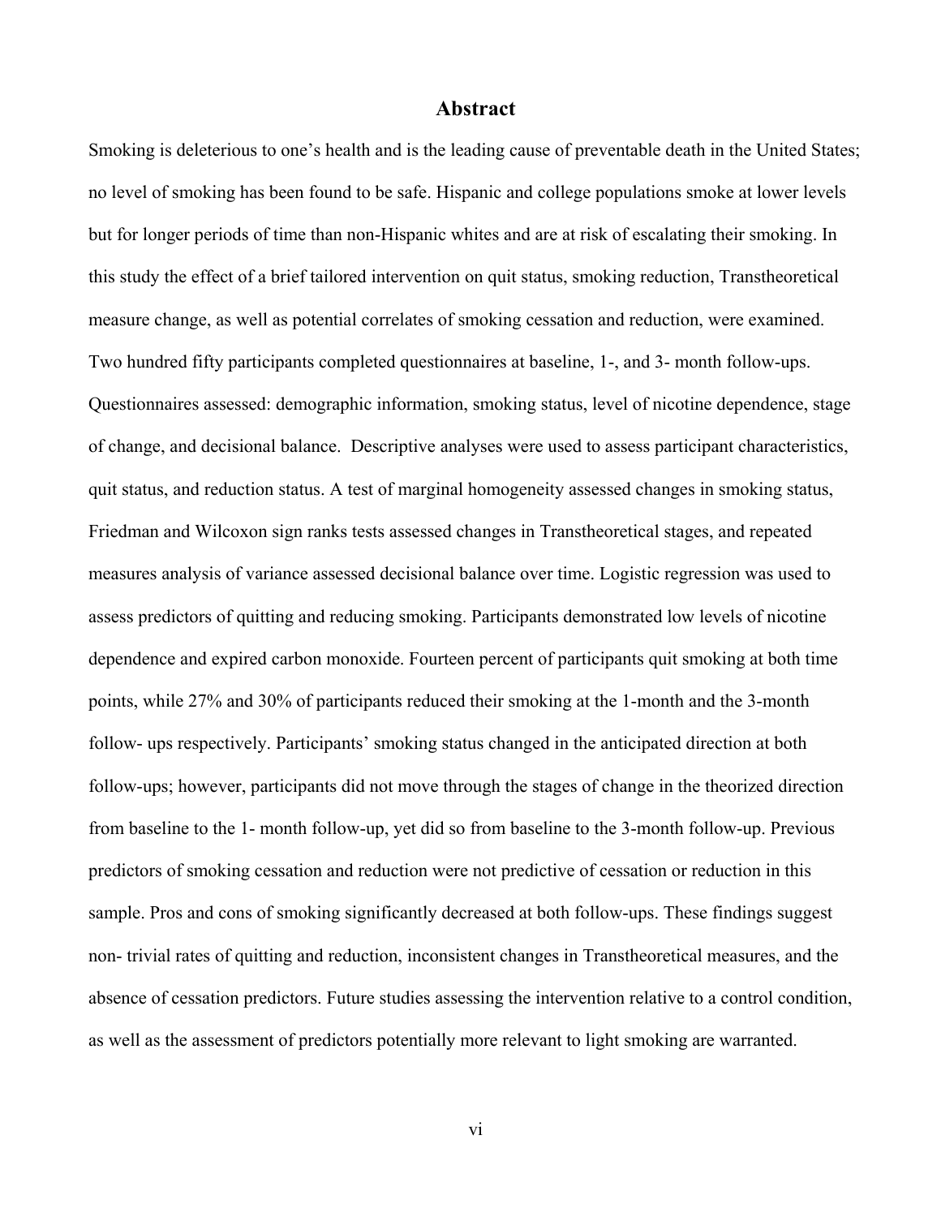# Abstract

Smoking is deleterious to one's health and is the leading cause of preventable death in the United States; no level of smoking has been found to be safe. Hispanic and college populations smoke at lower levels but for longer periods of time than non-Hispanic whites and are at risk of escalating their smoking. In this study the effect of a brief tailored intervention on quit status, smoking reduction, Transtheoretical measure change, as well as potential correlates of smoking cessation and reduction, were examined. Two hundred fifty participants completed questionnaires at baseline, 1-, and 3- month follow-ups. Questionnaires assessed: demographic information, smoking status, level of nicotine dependence, stage of change, and decisional balance. Descriptive analyses were used to assess participant characteristics, quit status, and reduction status. A test of marginal homogeneity assessed changes in smoking status, Friedman and Wilcoxon sign ranks tests assessed changes in Transtheoretical stages, and repeated measures analysis of variance assessed decisional balance over time. Logistic regression was used to assess predictors of quitting and reducing smoking. Participants demonstrated low levels of nicotine dependence and expired carbon monoxide. Fourteen percent of participants quit smoking at both time points, while 27% and 30% of participants reduced their smoking at the 1-month and the 3-month follow- ups respectively. Participants' smoking status changed in the anticipated direction at both follow-ups; however, participants did not move through the stages of change in the theorized direction from baseline to the 1- month follow-up, yet did so from baseline to the 3-month follow-up. Previous predictors of smoking cessation and reduction were not predictive of cessation or reduction in this sample. Pros and cons of smoking significantly decreased at both follow-ups. These findings suggest non- trivial rates of quitting and reduction, inconsistent changes in Transtheoretical measures, and the absence of cessation predictors. Future studies assessing the intervention relative to a control condition, as well as the assessment of predictors potentially more relevant to light smoking are warranted.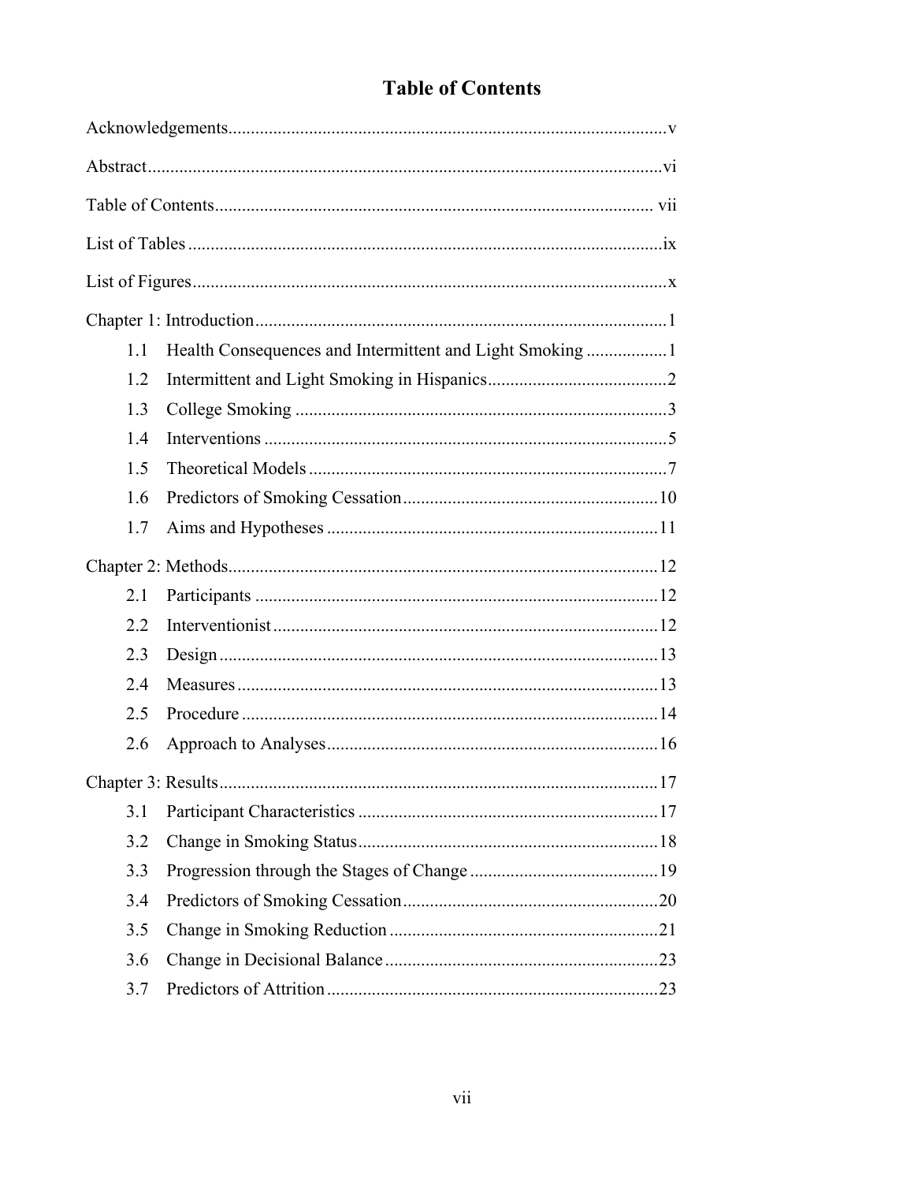# Table of Contents

Acknowledgements....................................................................................................v

Abstract...................................................................................................................vi

Table of Contents.................................................................................................. vii

List of Tables .........................................................................................................ix

List of Figures.........................................................................................................x

Chapter 1: Introduction...........................................................................................1

- 1.1 Health Consequences and Intermittent and Light Smoking ..................1
- 1.2 Intermittent and Light Smoking in Hispanics........................................2
- 1.3 College Smoking ..................................................................................3
- 1.4 Interventions .........................................................................................5
- 1.5 Theoretical Models ................................................................................7
- 1.6 Predictors of Smoking Cessation.........................................................10
- 1.7 Aims and Hypotheses ..........................................................................11

Chapter 2: Methods...............................................................................................12

- 2.1 Participants ..........................................................................................12
- 2.2 Interventionist......................................................................................12
- 2.3 Design ..................................................................................................13
- 2.4 Measures ..............................................................................................13
- 2.5 Procedure .............................................................................................14
- 2.6 Approach to Analyses..........................................................................16

Chapter 3: Results.................................................................................................17

- 3.1 Participant Characteristics ...................................................................17
- 3.2 Change in Smoking Status...................................................................18
- 3.3 Progression through the Stages of Change ..........................................19
- 3.4 Predictors of Smoking Cessation.........................................................20
- 3.5 Change in Smoking Reduction ............................................................21
- 3.6 Change in Decisional Balance .............................................................23
- 3.7 Predictors of Attrition ..........................................................................23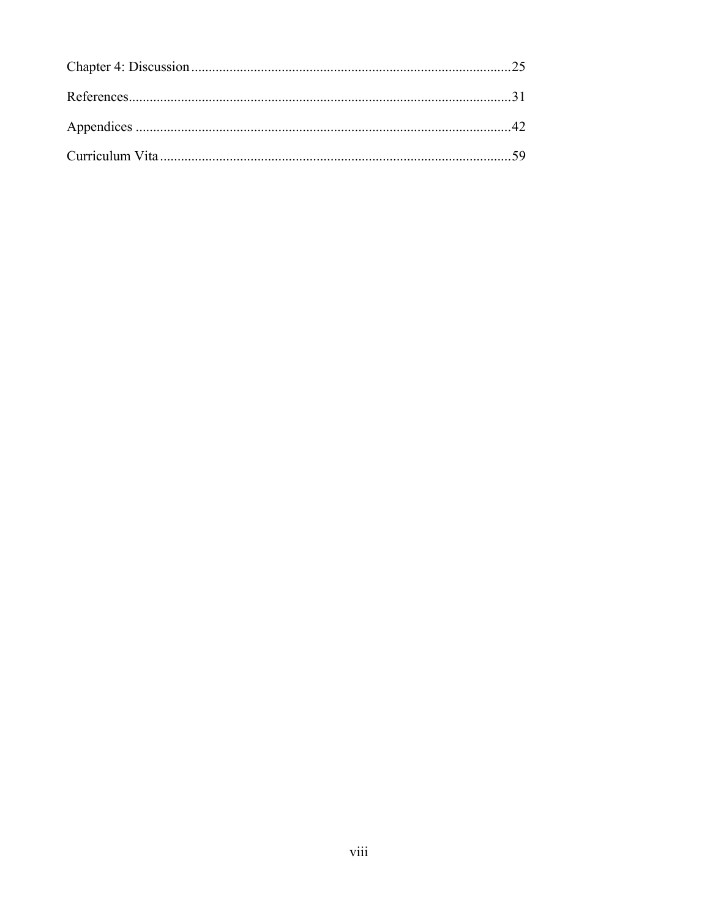Chapter 4: Discussion ........................................................................................ 25

References........................................................................................................ 31

Appendices ...................................................................................................... 42

Curriculum Vita ................................................................................................ 59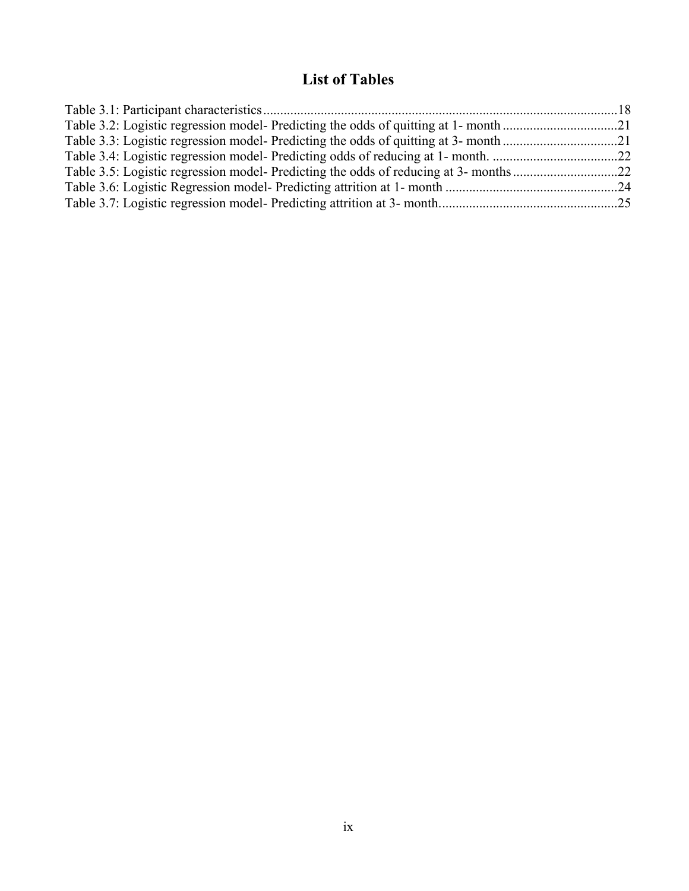# List of Tables

Table 3.1: Participant characteristics ........................................................................................................18
Table 3.2: Logistic regression model- Predicting the odds of quitting at 1- month ..................................21
Table 3.3: Logistic regression model- Predicting the odds of quitting at 3- month ..................................21
Table 3.4: Logistic regression model- Predicting odds of reducing at 1- month. .....................................22
Table 3.5: Logistic regression model- Predicting the odds of reducing at 3- months ...............................22
Table 3.6: Logistic Regression model- Predicting attrition at 1- month ...................................................24
Table 3.7: Logistic regression model- Predicting attrition at 3- month.....................................................25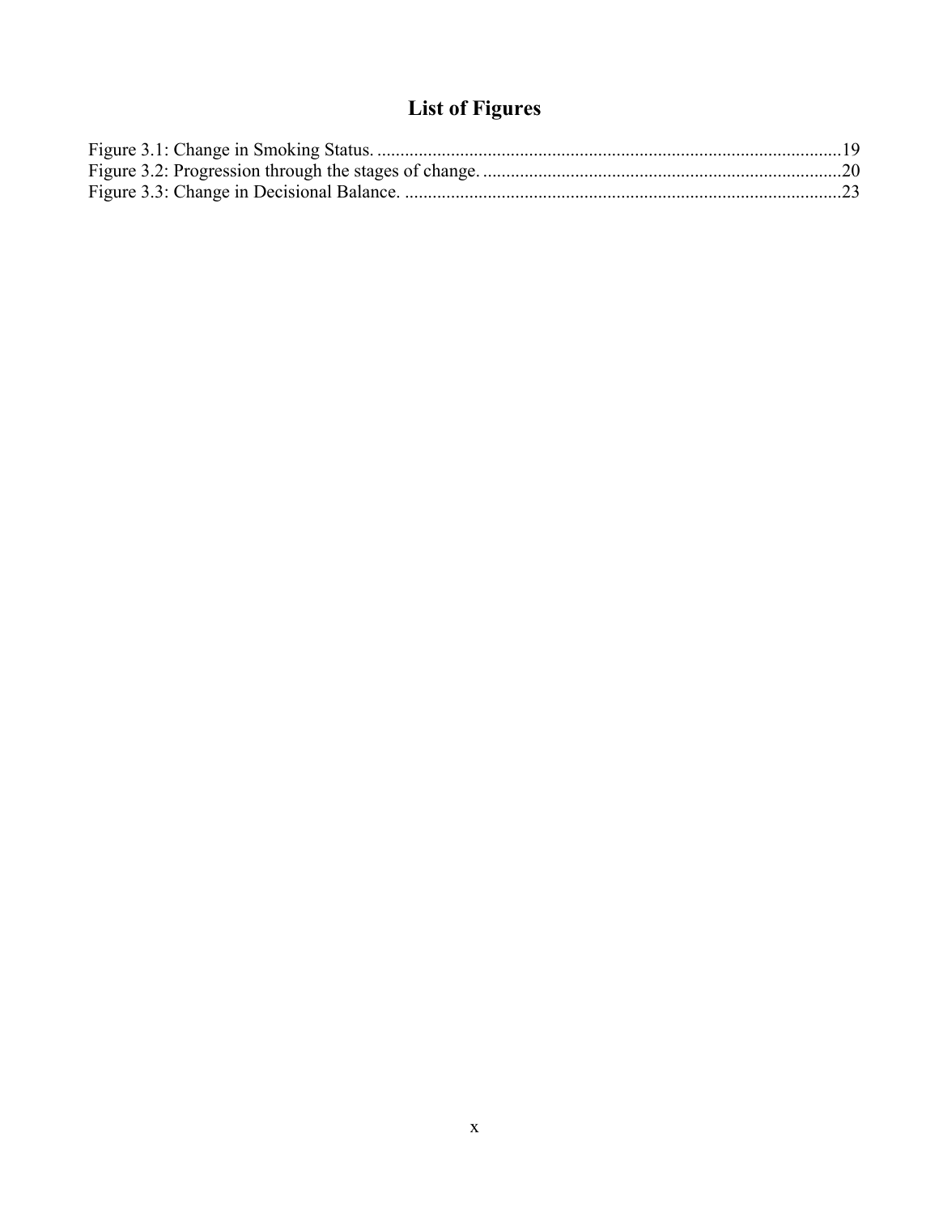# List of Figures

Figure 3.1: Change in Smoking Status. ....................................................................................................19
Figure 3.2: Progression through the stages of change. ..............................................................................20
Figure 3.3: Change in Decisional Balance. ...............................................................................................23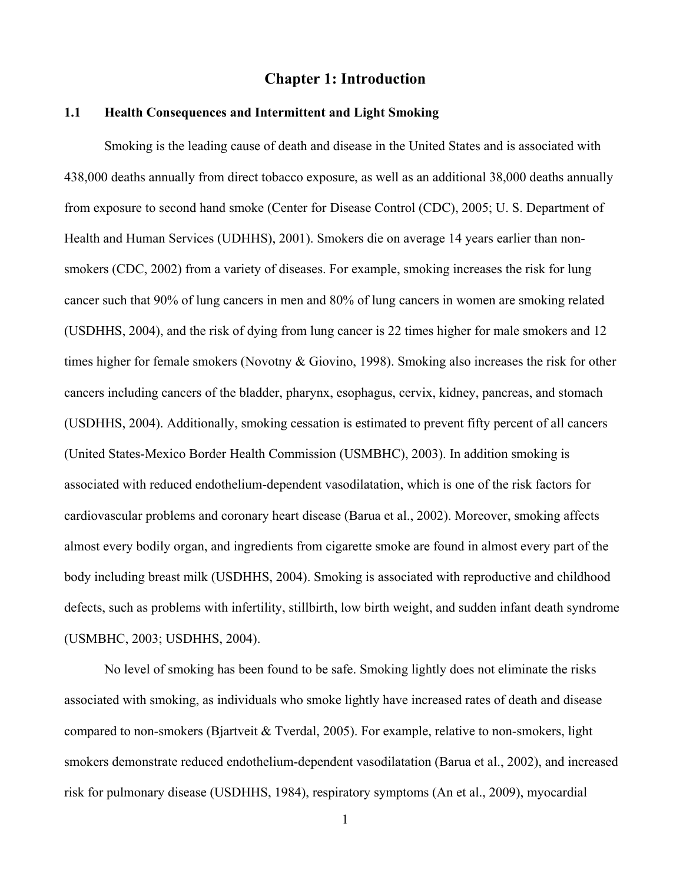# Chapter 1: Introduction

## 1.1 Health Consequences and Intermittent and Light Smoking

Smoking is the leading cause of death and disease in the United States and is associated with 438,000 deaths annually from direct tobacco exposure, as well as an additional 38,000 deaths annually from exposure to second hand smoke (Center for Disease Control (CDC), 2005; U. S. Department of Health and Human Services (UDHHS), 2001). Smokers die on average 14 years earlier than non-smokers (CDC, 2002) from a variety of diseases. For example, smoking increases the risk for lung cancer such that 90% of lung cancers in men and 80% of lung cancers in women are smoking related (USDHHS, 2004), and the risk of dying from lung cancer is 22 times higher for male smokers and 12 times higher for female smokers (Novotny & Giovino, 1998). Smoking also increases the risk for other cancers including cancers of the bladder, pharynx, esophagus, cervix, kidney, pancreas, and stomach (USDHHS, 2004). Additionally, smoking cessation is estimated to prevent fifty percent of all cancers (United States-Mexico Border Health Commission (USMBHC), 2003). In addition smoking is associated with reduced endothelium-dependent vasodilatation, which is one of the risk factors for cardiovascular problems and coronary heart disease (Barua et al., 2002). Moreover, smoking affects almost every bodily organ, and ingredients from cigarette smoke are found in almost every part of the body including breast milk (USDHHS, 2004). Smoking is associated with reproductive and childhood defects, such as problems with infertility, stillbirth, low birth weight, and sudden infant death syndrome (USMBHC, 2003; USDHHS, 2004).

No level of smoking has been found to be safe. Smoking lightly does not eliminate the risks associated with smoking, as individuals who smoke lightly have increased rates of death and disease compared to non-smokers (Bjartveit & Tverdal, 2005). For example, relative to non-smokers, light smokers demonstrate reduced endothelium-dependent vasodilatation (Barua et al., 2002), and increased risk for pulmonary disease (USDHHS, 1984), respiratory symptoms (An et al., 2009), myocardial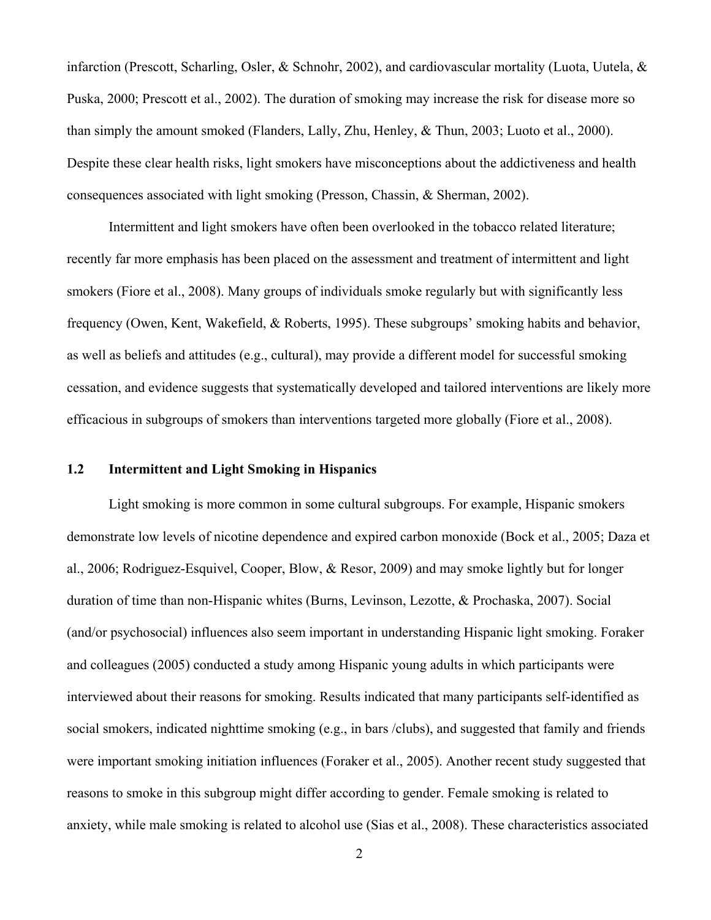infarction (Prescott, Scharling, Osler, & Schnohr, 2002), and cardiovascular mortality (Luota, Uutela, & Puska, 2000; Prescott et al., 2002). The duration of smoking may increase the risk for disease more so than simply the amount smoked (Flanders, Lally, Zhu, Henley, & Thun, 2003; Luoto et al., 2000). Despite these clear health risks, light smokers have misconceptions about the addictiveness and health consequences associated with light smoking (Presson, Chassin, & Sherman, 2002).

Intermittent and light smokers have often been overlooked in the tobacco related literature; recently far more emphasis has been placed on the assessment and treatment of intermittent and light smokers (Fiore et al., 2008). Many groups of individuals smoke regularly but with significantly less frequency (Owen, Kent, Wakefield, & Roberts, 1995). These subgroups' smoking habits and behavior, as well as beliefs and attitudes (e.g., cultural), may provide a different model for successful smoking cessation, and evidence suggests that systematically developed and tailored interventions are likely more efficacious in subgroups of smokers than interventions targeted more globally (Fiore et al., 2008).

### 1.2 Intermittent and Light Smoking in Hispanics

Light smoking is more common in some cultural subgroups. For example, Hispanic smokers demonstrate low levels of nicotine dependence and expired carbon monoxide (Bock et al., 2005; Daza et al., 2006; Rodriguez-Esquivel, Cooper, Blow, & Resor, 2009) and may smoke lightly but for longer duration of time than non-Hispanic whites (Burns, Levinson, Lezotte, & Prochaska, 2007). Social (and/or psychosocial) influences also seem important in understanding Hispanic light smoking. Foraker and colleagues (2005) conducted a study among Hispanic young adults in which participants were interviewed about their reasons for smoking. Results indicated that many participants self-identified as social smokers, indicated nighttime smoking (e.g., in bars /clubs), and suggested that family and friends were important smoking initiation influences (Foraker et al., 2005). Another recent study suggested that reasons to smoke in this subgroup might differ according to gender. Female smoking is related to anxiety, while male smoking is related to alcohol use (Sias et al., 2008). These characteristics associated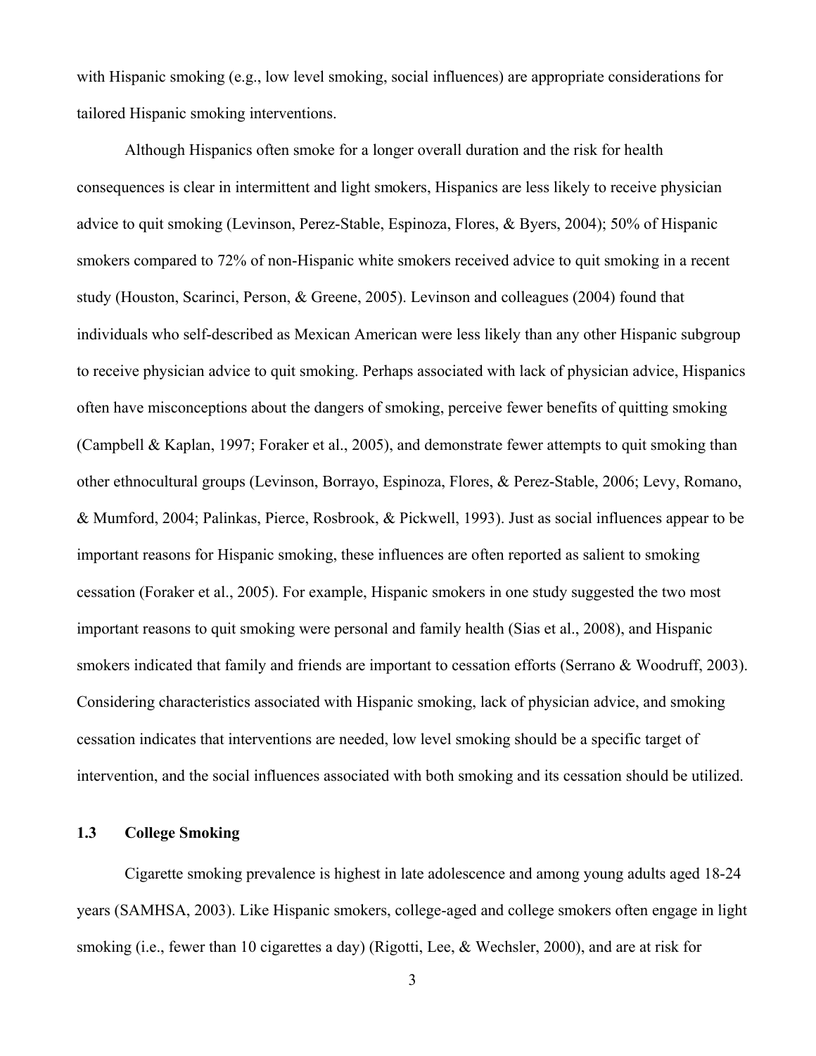with Hispanic smoking (e.g., low level smoking, social influences) are appropriate considerations for tailored Hispanic smoking interventions.

Although Hispanics often smoke for a longer overall duration and the risk for health consequences is clear in intermittent and light smokers, Hispanics are less likely to receive physician advice to quit smoking (Levinson, Perez-Stable, Espinoza, Flores, & Byers, 2004); 50% of Hispanic smokers compared to 72% of non-Hispanic white smokers received advice to quit smoking in a recent study (Houston, Scarinci, Person, & Greene, 2005). Levinson and colleagues (2004) found that individuals who self-described as Mexican American were less likely than any other Hispanic subgroup to receive physician advice to quit smoking. Perhaps associated with lack of physician advice, Hispanics often have misconceptions about the dangers of smoking, perceive fewer benefits of quitting smoking (Campbell & Kaplan, 1997; Foraker et al., 2005), and demonstrate fewer attempts to quit smoking than other ethnocultural groups (Levinson, Borrayo, Espinoza, Flores, & Perez-Stable, 2006; Levy, Romano, & Mumford, 2004; Palinkas, Pierce, Rosbrook, & Pickwell, 1993). Just as social influences appear to be important reasons for Hispanic smoking, these influences are often reported as salient to smoking cessation (Foraker et al., 2005). For example, Hispanic smokers in one study suggested the two most important reasons to quit smoking were personal and family health (Sias et al., 2008), and Hispanic smokers indicated that family and friends are important to cessation efforts (Serrano & Woodruff, 2003). Considering characteristics associated with Hispanic smoking, lack of physician advice, and smoking cessation indicates that interventions are needed, low level smoking should be a specific target of intervention, and the social influences associated with both smoking and its cessation should be utilized.

### 1.3 College Smoking

Cigarette smoking prevalence is highest in late adolescence and among young adults aged 18-24 years (SAMHSA, 2003). Like Hispanic smokers, college-aged and college smokers often engage in light smoking (i.e., fewer than 10 cigarettes a day) (Rigotti, Lee, & Wechsler, 2000), and are at risk for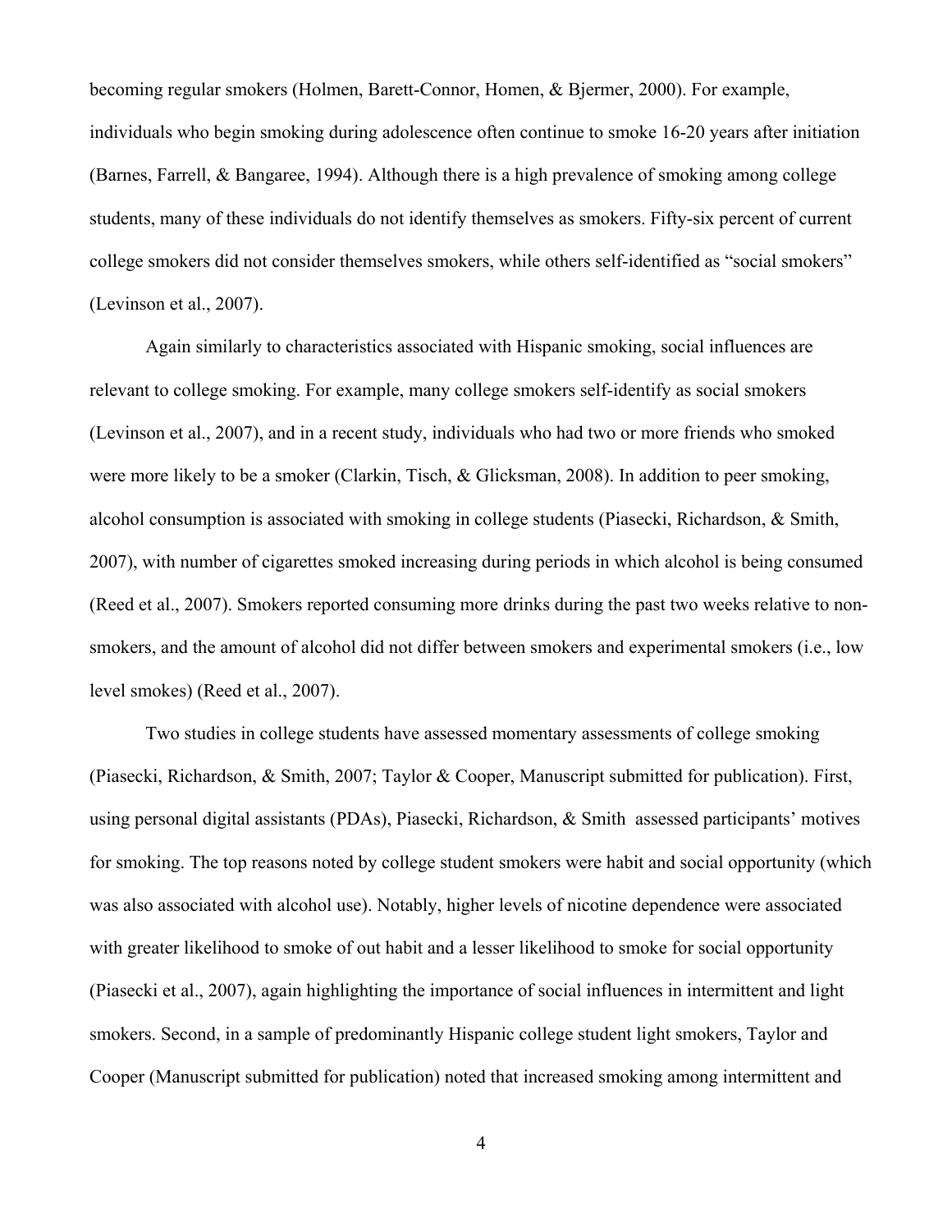becoming regular smokers (Holmen, Barett-Connor, Homen, & Bjermer, 2000). For example, individuals who begin smoking during adolescence often continue to smoke 16-20 years after initiation (Barnes, Farrell, & Bangaree, 1994). Although there is a high prevalence of smoking among college students, many of these individuals do not identify themselves as smokers. Fifty-six percent of current college smokers did not consider themselves smokers, while others self-identified as "social smokers" (Levinson et al., 2007).

Again similarly to characteristics associated with Hispanic smoking, social influences are relevant to college smoking. For example, many college smokers self-identify as social smokers (Levinson et al., 2007), and in a recent study, individuals who had two or more friends who smoked were more likely to be a smoker (Clarkin, Tisch, & Glicksman, 2008). In addition to peer smoking, alcohol consumption is associated with smoking in college students (Piasecki, Richardson, & Smith, 2007), with number of cigarettes smoked increasing during periods in which alcohol is being consumed (Reed et al., 2007). Smokers reported consuming more drinks during the past two weeks relative to non-smokers, and the amount of alcohol did not differ between smokers and experimental smokers (i.e., low level smokes) (Reed et al., 2007).

Two studies in college students have assessed momentary assessments of college smoking (Piasecki, Richardson, & Smith, 2007; Taylor & Cooper, Manuscript submitted for publication). First, using personal digital assistants (PDAs), Piasecki, Richardson, & Smith assessed participants' motives for smoking. The top reasons noted by college student smokers were habit and social opportunity (which was also associated with alcohol use). Notably, higher levels of nicotine dependence were associated with greater likelihood to smoke of out habit and a lesser likelihood to smoke for social opportunity (Piasecki et al., 2007), again highlighting the importance of social influences in intermittent and light smokers. Second, in a sample of predominantly Hispanic college student light smokers, Taylor and Cooper (Manuscript submitted for publication) noted that increased smoking among intermittent and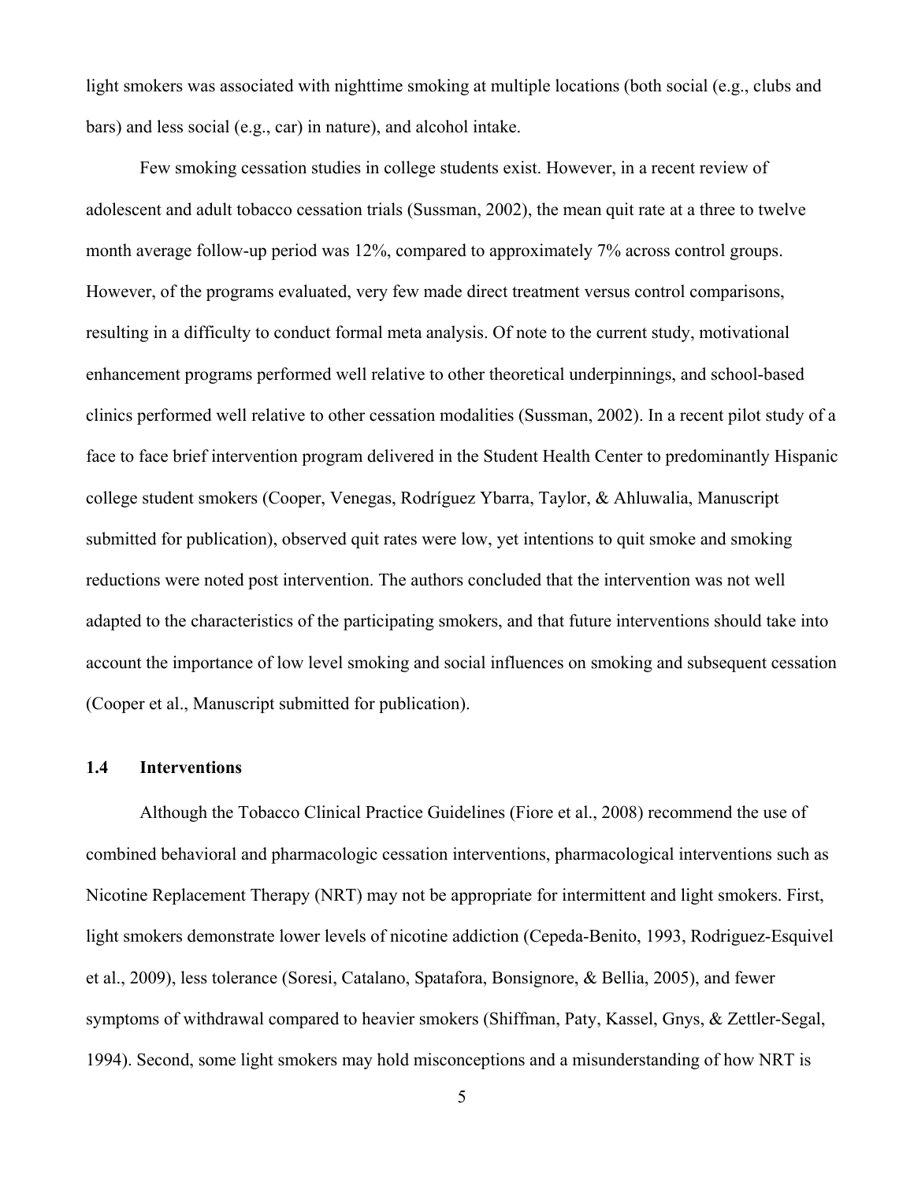light smokers was associated with nighttime smoking at multiple locations (both social (e.g., clubs and bars) and less social (e.g., car) in nature), and alcohol intake.

Few smoking cessation studies in college students exist. However, in a recent review of adolescent and adult tobacco cessation trials (Sussman, 2002), the mean quit rate at a three to twelve month average follow-up period was 12%, compared to approximately 7% across control groups. However, of the programs evaluated, very few made direct treatment versus control comparisons, resulting in a difficulty to conduct formal meta analysis. Of note to the current study, motivational enhancement programs performed well relative to other theoretical underpinnings, and school-based clinics performed well relative to other cessation modalities (Sussman, 2002). In a recent pilot study of a face to face brief intervention program delivered in the Student Health Center to predominantly Hispanic college student smokers (Cooper, Venegas, Rodríguez Ybarra, Taylor, & Ahluwalia, Manuscript submitted for publication), observed quit rates were low, yet intentions to quit smoke and smoking reductions were noted post intervention. The authors concluded that the intervention was not well adapted to the characteristics of the participating smokers, and that future interventions should take into account the importance of low level smoking and social influences on smoking and subsequent cessation (Cooper et al., Manuscript submitted for publication).

### 1.4 Interventions

Although the Tobacco Clinical Practice Guidelines (Fiore et al., 2008) recommend the use of combined behavioral and pharmacologic cessation interventions, pharmacological interventions such as Nicotine Replacement Therapy (NRT) may not be appropriate for intermittent and light smokers. First, light smokers demonstrate lower levels of nicotine addiction (Cepeda-Benito, 1993, Rodriguez-Esquivel et al., 2009), less tolerance (Soresi, Catalano, Spatafora, Bonsignore, & Bellia, 2005), and fewer symptoms of withdrawal compared to heavier smokers (Shiffman, Paty, Kassel, Gnys, & Zettler-Segal, 1994). Second, some light smokers may hold misconceptions and a misunderstanding of how NRT is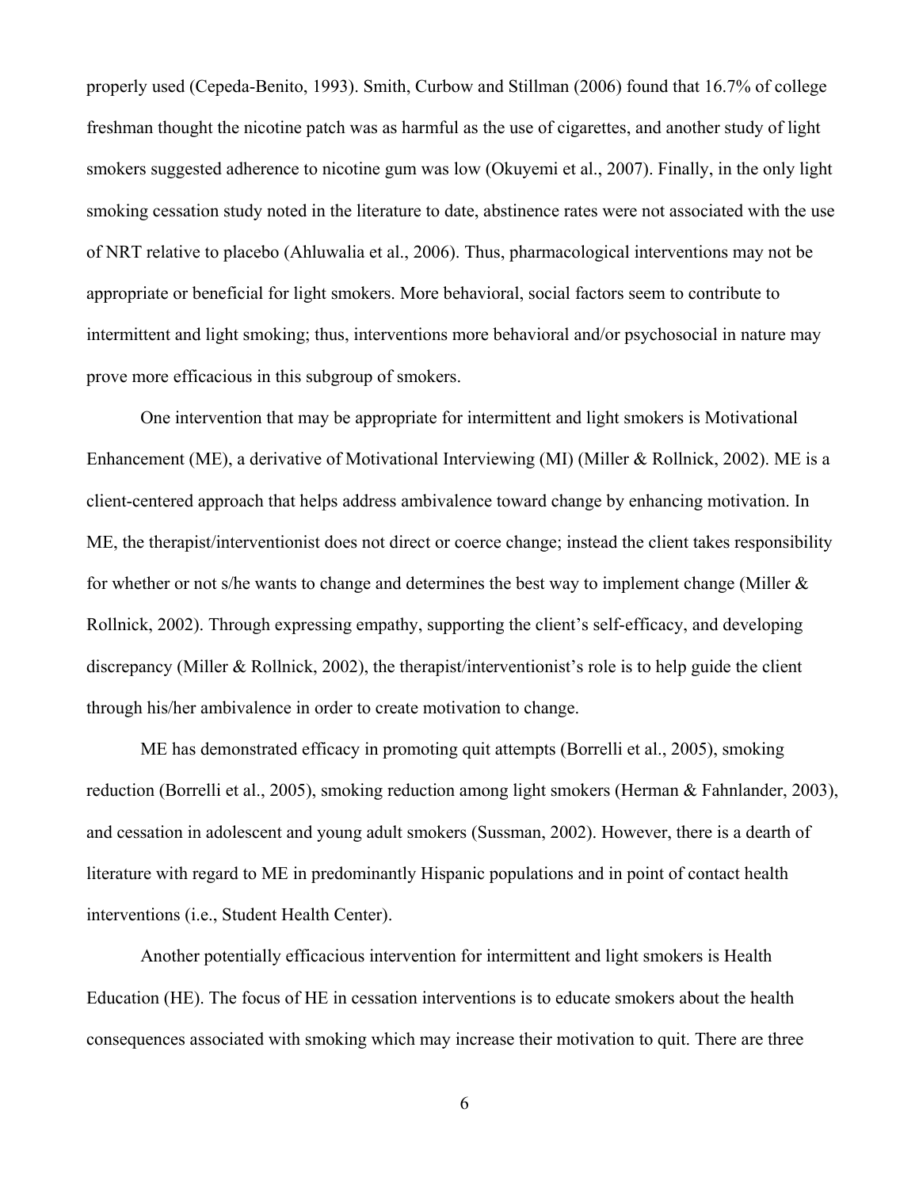properly used (Cepeda-Benito, 1993). Smith, Curbow and Stillman (2006) found that 16.7% of college freshman thought the nicotine patch was as harmful as the use of cigarettes, and another study of light smokers suggested adherence to nicotine gum was low (Okuyemi et al., 2007). Finally, in the only light smoking cessation study noted in the literature to date, abstinence rates were not associated with the use of NRT relative to placebo (Ahluwalia et al., 2006). Thus, pharmacological interventions may not be appropriate or beneficial for light smokers. More behavioral, social factors seem to contribute to intermittent and light smoking; thus, interventions more behavioral and/or psychosocial in nature may prove more efficacious in this subgroup of smokers.

One intervention that may be appropriate for intermittent and light smokers is Motivational Enhancement (ME), a derivative of Motivational Interviewing (MI) (Miller & Rollnick, 2002). ME is a client-centered approach that helps address ambivalence toward change by enhancing motivation. In ME, the therapist/interventionist does not direct or coerce change; instead the client takes responsibility for whether or not s/he wants to change and determines the best way to implement change (Miller & Rollnick, 2002). Through expressing empathy, supporting the client's self-efficacy, and developing discrepancy (Miller & Rollnick, 2002), the therapist/interventionist's role is to help guide the client through his/her ambivalence in order to create motivation to change.

ME has demonstrated efficacy in promoting quit attempts (Borrelli et al., 2005), smoking reduction (Borrelli et al., 2005), smoking reduction among light smokers (Herman & Fahnlander, 2003), and cessation in adolescent and young adult smokers (Sussman, 2002). However, there is a dearth of literature with regard to ME in predominantly Hispanic populations and in point of contact health interventions (i.e., Student Health Center).

Another potentially efficacious intervention for intermittent and light smokers is Health Education (HE). The focus of HE in cessation interventions is to educate smokers about the health consequences associated with smoking which may increase their motivation to quit. There are three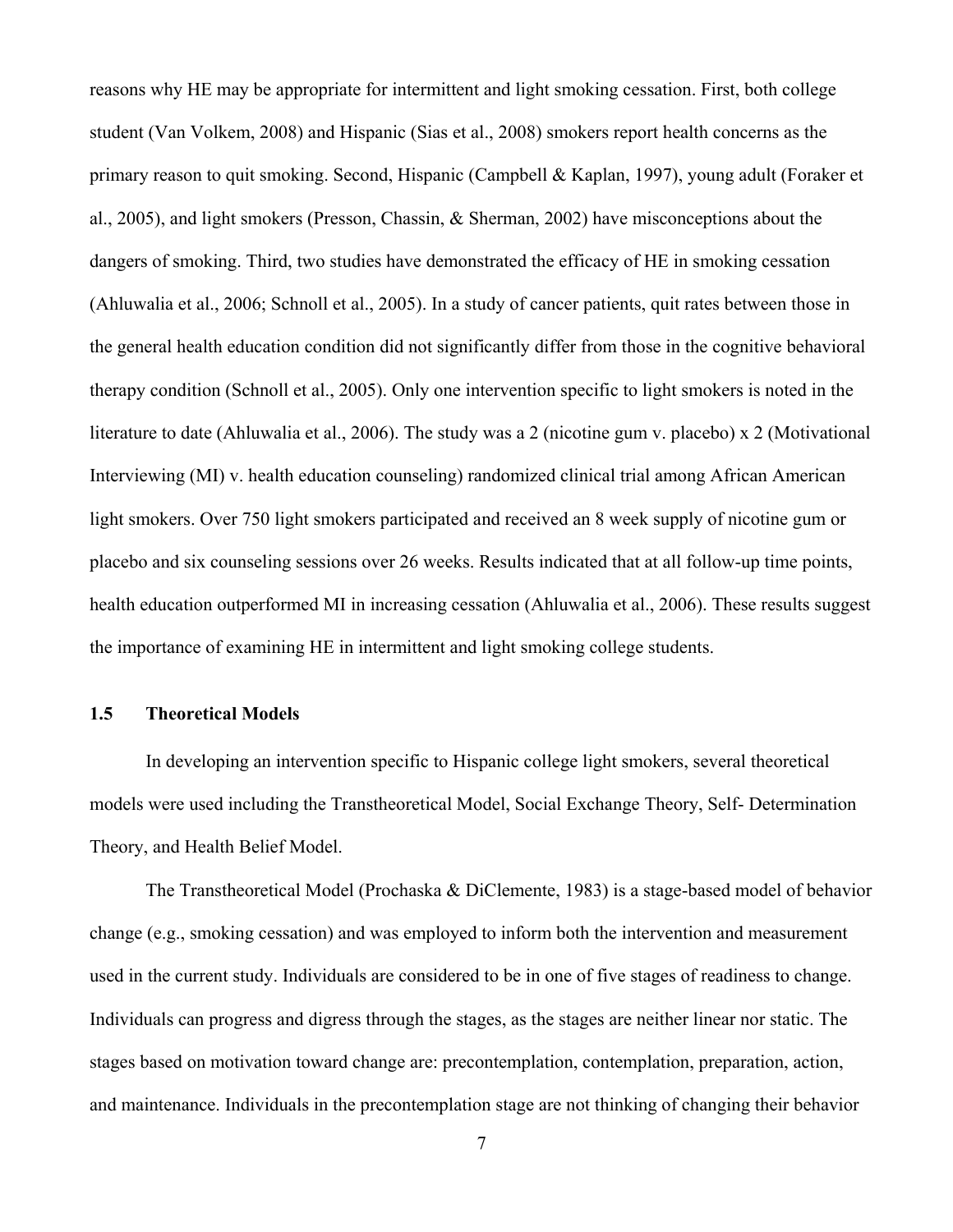reasons why HE may be appropriate for intermittent and light smoking cessation. First, both college student (Van Volkem, 2008) and Hispanic (Sias et al., 2008) smokers report health concerns as the primary reason to quit smoking. Second, Hispanic (Campbell & Kaplan, 1997), young adult (Foraker et al., 2005), and light smokers (Presson, Chassin, & Sherman, 2002) have misconceptions about the dangers of smoking. Third, two studies have demonstrated the efficacy of HE in smoking cessation (Ahluwalia et al., 2006; Schnoll et al., 2005). In a study of cancer patients, quit rates between those in the general health education condition did not significantly differ from those in the cognitive behavioral therapy condition (Schnoll et al., 2005). Only one intervention specific to light smokers is noted in the literature to date (Ahluwalia et al., 2006). The study was a 2 (nicotine gum v. placebo) x 2 (Motivational Interviewing (MI) v. health education counseling) randomized clinical trial among African American light smokers. Over 750 light smokers participated and received an 8 week supply of nicotine gum or placebo and six counseling sessions over 26 weeks. Results indicated that at all follow-up time points, health education outperformed MI in increasing cessation (Ahluwalia et al., 2006). These results suggest the importance of examining HE in intermittent and light smoking college students.

### 1.5 Theoretical Models

In developing an intervention specific to Hispanic college light smokers, several theoretical models were used including the Transtheoretical Model, Social Exchange Theory, Self- Determination Theory, and Health Belief Model.

The Transtheoretical Model (Prochaska & DiClemente, 1983) is a stage-based model of behavior change (e.g., smoking cessation) and was employed to inform both the intervention and measurement used in the current study. Individuals are considered to be in one of five stages of readiness to change. Individuals can progress and digress through the stages, as the stages are neither linear nor static. The stages based on motivation toward change are: precontemplation, contemplation, preparation, action, and maintenance. Individuals in the precontemplation stage are not thinking of changing their behavior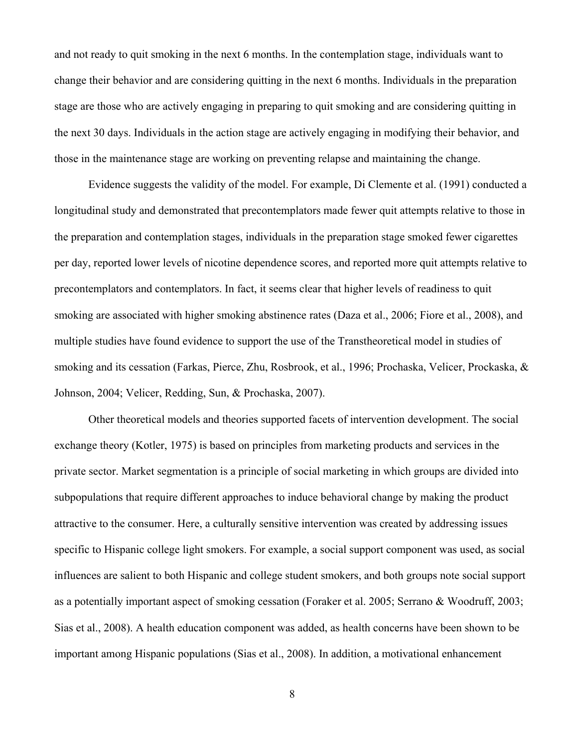and not ready to quit smoking in the next 6 months. In the contemplation stage, individuals want to change their behavior and are considering quitting in the next 6 months. Individuals in the preparation stage are those who are actively engaging in preparing to quit smoking and are considering quitting in the next 30 days. Individuals in the action stage are actively engaging in modifying their behavior, and those in the maintenance stage are working on preventing relapse and maintaining the change.

Evidence suggests the validity of the model. For example, Di Clemente et al. (1991) conducted a longitudinal study and demonstrated that precontemplators made fewer quit attempts relative to those in the preparation and contemplation stages, individuals in the preparation stage smoked fewer cigarettes per day, reported lower levels of nicotine dependence scores, and reported more quit attempts relative to precontemplators and contemplators. In fact, it seems clear that higher levels of readiness to quit smoking are associated with higher smoking abstinence rates (Daza et al., 2006; Fiore et al., 2008), and multiple studies have found evidence to support the use of the Transtheoretical model in studies of smoking and its cessation (Farkas, Pierce, Zhu, Rosbrook, et al., 1996; Prochaska, Velicer, Prockaska, & Johnson, 2004; Velicer, Redding, Sun, & Prochaska, 2007).

Other theoretical models and theories supported facets of intervention development. The social exchange theory (Kotler, 1975) is based on principles from marketing products and services in the private sector. Market segmentation is a principle of social marketing in which groups are divided into subpopulations that require different approaches to induce behavioral change by making the product attractive to the consumer. Here, a culturally sensitive intervention was created by addressing issues specific to Hispanic college light smokers. For example, a social support component was used, as social influences are salient to both Hispanic and college student smokers, and both groups note social support as a potentially important aspect of smoking cessation (Foraker et al. 2005; Serrano & Woodruff, 2003; Sias et al., 2008). A health education component was added, as health concerns have been shown to be important among Hispanic populations (Sias et al., 2008). In addition, a motivational enhancement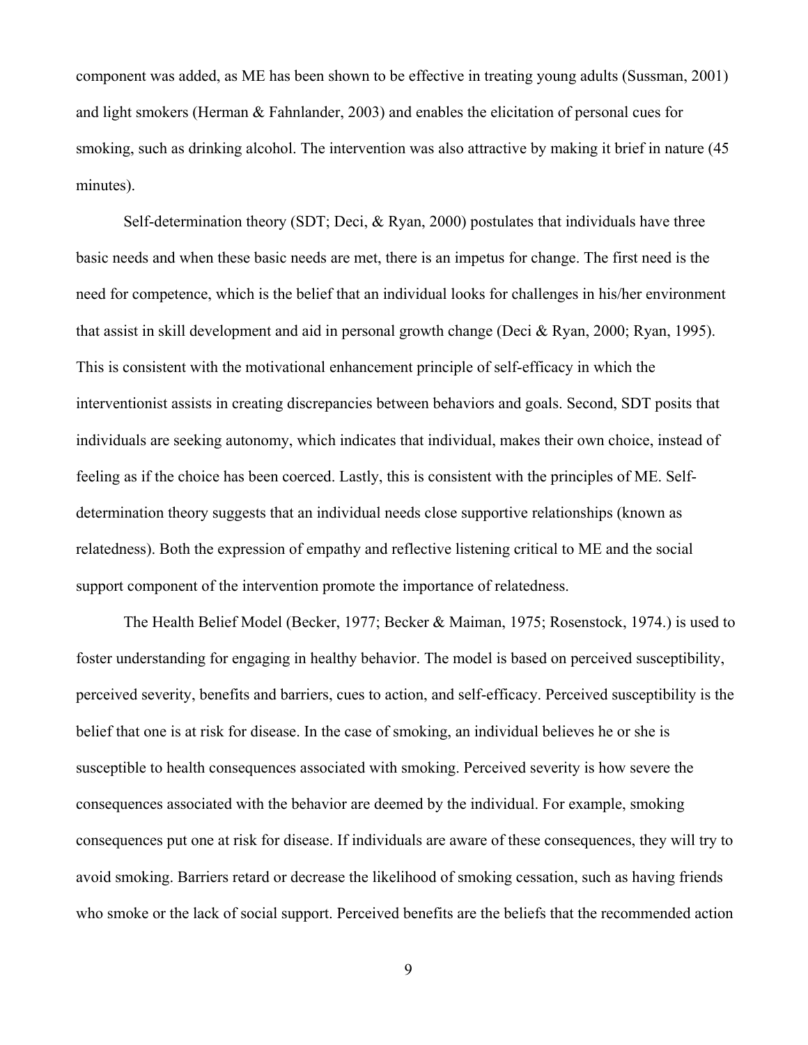component was added, as ME has been shown to be effective in treating young adults (Sussman, 2001) and light smokers (Herman & Fahnlander, 2003) and enables the elicitation of personal cues for smoking, such as drinking alcohol. The intervention was also attractive by making it brief in nature (45 minutes).

Self-determination theory (SDT; Deci, & Ryan, 2000) postulates that individuals have three basic needs and when these basic needs are met, there is an impetus for change. The first need is the need for competence, which is the belief that an individual looks for challenges in his/her environment that assist in skill development and aid in personal growth change (Deci & Ryan, 2000; Ryan, 1995). This is consistent with the motivational enhancement principle of self-efficacy in which the interventionist assists in creating discrepancies between behaviors and goals. Second, SDT posits that individuals are seeking autonomy, which indicates that individual, makes their own choice, instead of feeling as if the choice has been coerced. Lastly, this is consistent with the principles of ME. Self-determination theory suggests that an individual needs close supportive relationships (known as relatedness). Both the expression of empathy and reflective listening critical to ME and the social support component of the intervention promote the importance of relatedness.

The Health Belief Model (Becker, 1977; Becker & Maiman, 1975; Rosenstock, 1974.) is used to foster understanding for engaging in healthy behavior. The model is based on perceived susceptibility, perceived severity, benefits and barriers, cues to action, and self-efficacy. Perceived susceptibility is the belief that one is at risk for disease. In the case of smoking, an individual believes he or she is susceptible to health consequences associated with smoking. Perceived severity is how severe the consequences associated with the behavior are deemed by the individual. For example, smoking consequences put one at risk for disease. If individuals are aware of these consequences, they will try to avoid smoking. Barriers retard or decrease the likelihood of smoking cessation, such as having friends who smoke or the lack of social support. Perceived benefits are the beliefs that the recommended action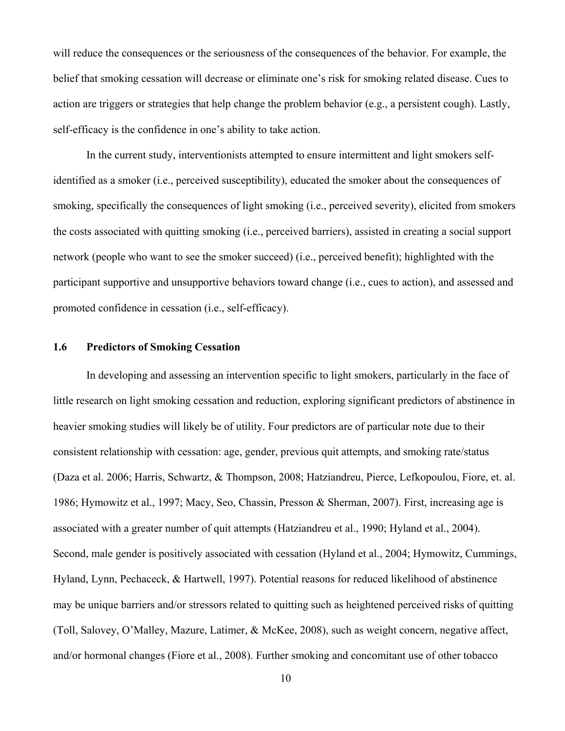will reduce the consequences or the seriousness of the consequences of the behavior. For example, the belief that smoking cessation will decrease or eliminate one's risk for smoking related disease. Cues to action are triggers or strategies that help change the problem behavior (e.g., a persistent cough). Lastly, self-efficacy is the confidence in one's ability to take action.

In the current study, interventionists attempted to ensure intermittent and light smokers self-identified as a smoker (i.e., perceived susceptibility), educated the smoker about the consequences of smoking, specifically the consequences of light smoking (i.e., perceived severity), elicited from smokers the costs associated with quitting smoking (i.e., perceived barriers), assisted in creating a social support network (people who want to see the smoker succeed) (i.e., perceived benefit); highlighted with the participant supportive and unsupportive behaviors toward change (i.e., cues to action), and assessed and promoted confidence in cessation (i.e., self-efficacy).

## 1.6 Predictors of Smoking Cessation

In developing and assessing an intervention specific to light smokers, particularly in the face of little research on light smoking cessation and reduction, exploring significant predictors of abstinence in heavier smoking studies will likely be of utility. Four predictors are of particular note due to their consistent relationship with cessation: age, gender, previous quit attempts, and smoking rate/status (Daza et al. 2006; Harris, Schwartz, & Thompson, 2008; Hatziandreu, Pierce, Lefkopoulou, Fiore, et. al. 1986; Hymowitz et al., 1997; Macy, Seo, Chassin, Presson & Sherman, 2007). First, increasing age is associated with a greater number of quit attempts (Hatziandreu et al., 1990; Hyland et al., 2004). Second, male gender is positively associated with cessation (Hyland et al., 2004; Hymowitz, Cummings, Hyland, Lynn, Pechaceck, & Hartwell, 1997). Potential reasons for reduced likelihood of abstinence may be unique barriers and/or stressors related to quitting such as heightened perceived risks of quitting (Toll, Salovey, O'Malley, Mazure, Latimer, & McKee, 2008), such as weight concern, negative affect, and/or hormonal changes (Fiore et al., 2008). Further smoking and concomitant use of other tobacco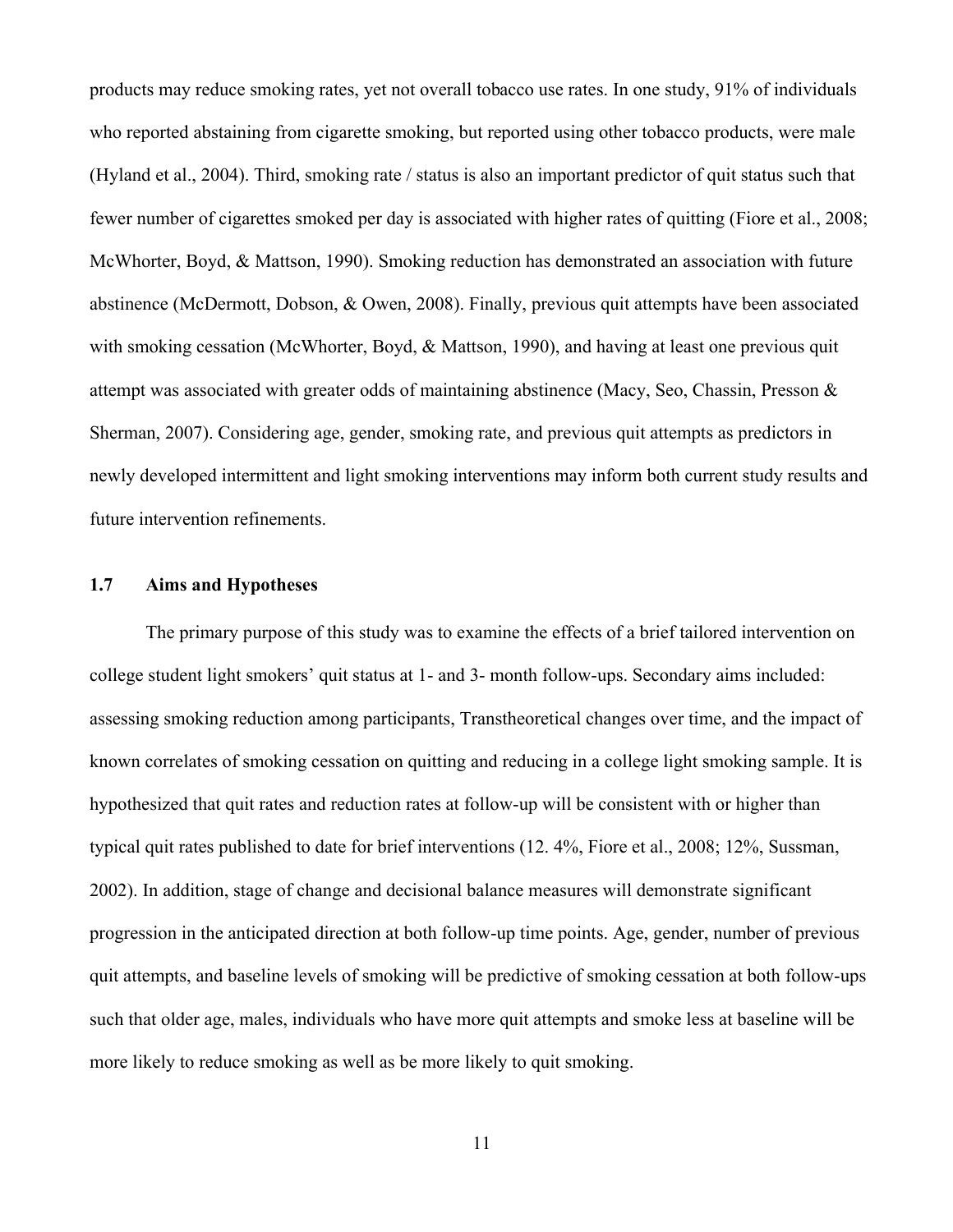products may reduce smoking rates, yet not overall tobacco use rates. In one study, 91% of individuals who reported abstaining from cigarette smoking, but reported using other tobacco products, were male (Hyland et al., 2004). Third, smoking rate / status is also an important predictor of quit status such that fewer number of cigarettes smoked per day is associated with higher rates of quitting (Fiore et al., 2008; McWhorter, Boyd, & Mattson, 1990). Smoking reduction has demonstrated an association with future abstinence (McDermott, Dobson, & Owen, 2008). Finally, previous quit attempts have been associated with smoking cessation (McWhorter, Boyd, & Mattson, 1990), and having at least one previous quit attempt was associated with greater odds of maintaining abstinence (Macy, Seo, Chassin, Presson & Sherman, 2007). Considering age, gender, smoking rate, and previous quit attempts as predictors in newly developed intermittent and light smoking interventions may inform both current study results and future intervention refinements.

### 1.7 Aims and Hypotheses

The primary purpose of this study was to examine the effects of a brief tailored intervention on college student light smokers' quit status at 1- and 3- month follow-ups. Secondary aims included: assessing smoking reduction among participants, Transtheoretical changes over time, and the impact of known correlates of smoking cessation on quitting and reducing in a college light smoking sample. It is hypothesized that quit rates and reduction rates at follow-up will be consistent with or higher than typical quit rates published to date for brief interventions (12. 4%, Fiore et al., 2008; 12%, Sussman, 2002). In addition, stage of change and decisional balance measures will demonstrate significant progression in the anticipated direction at both follow-up time points. Age, gender, number of previous quit attempts, and baseline levels of smoking will be predictive of smoking cessation at both follow-ups such that older age, males, individuals who have more quit attempts and smoke less at baseline will be more likely to reduce smoking as well as be more likely to quit smoking.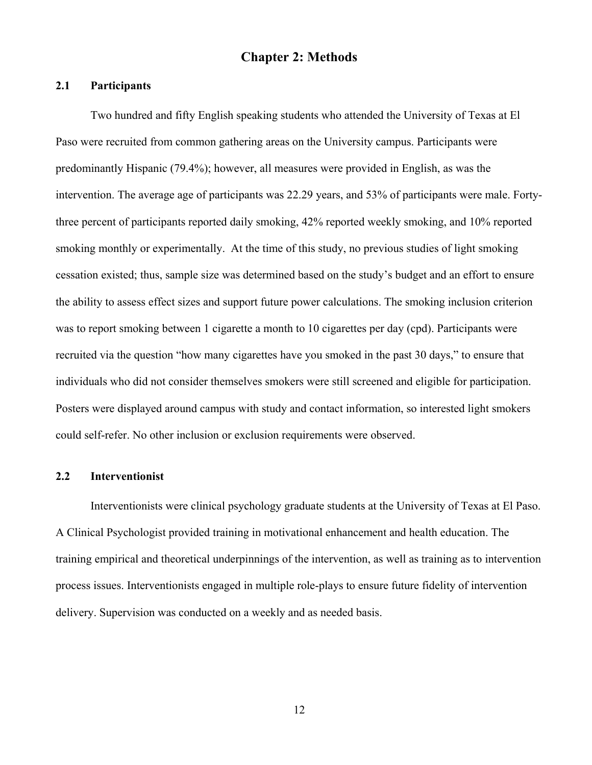# Chapter 2: Methods

## 2.1 Participants

Two hundred and fifty English speaking students who attended the University of Texas at El Paso were recruited from common gathering areas on the University campus. Participants were predominantly Hispanic (79.4%); however, all measures were provided in English, as was the intervention. The average age of participants was 22.29 years, and 53% of participants were male. Forty-three percent of participants reported daily smoking, 42% reported weekly smoking, and 10% reported smoking monthly or experimentally. At the time of this study, no previous studies of light smoking cessation existed; thus, sample size was determined based on the study's budget and an effort to ensure the ability to assess effect sizes and support future power calculations. The smoking inclusion criterion was to report smoking between 1 cigarette a month to 10 cigarettes per day (cpd). Participants were recruited via the question "how many cigarettes have you smoked in the past 30 days," to ensure that individuals who did not consider themselves smokers were still screened and eligible for participation. Posters were displayed around campus with study and contact information, so interested light smokers could self-refer. No other inclusion or exclusion requirements were observed.

## 2.2 Interventionist

Interventionists were clinical psychology graduate students at the University of Texas at El Paso. A Clinical Psychologist provided training in motivational enhancement and health education. The training empirical and theoretical underpinnings of the intervention, as well as training as to intervention process issues. Interventionists engaged in multiple role-plays to ensure future fidelity of intervention delivery. Supervision was conducted on a weekly and as needed basis.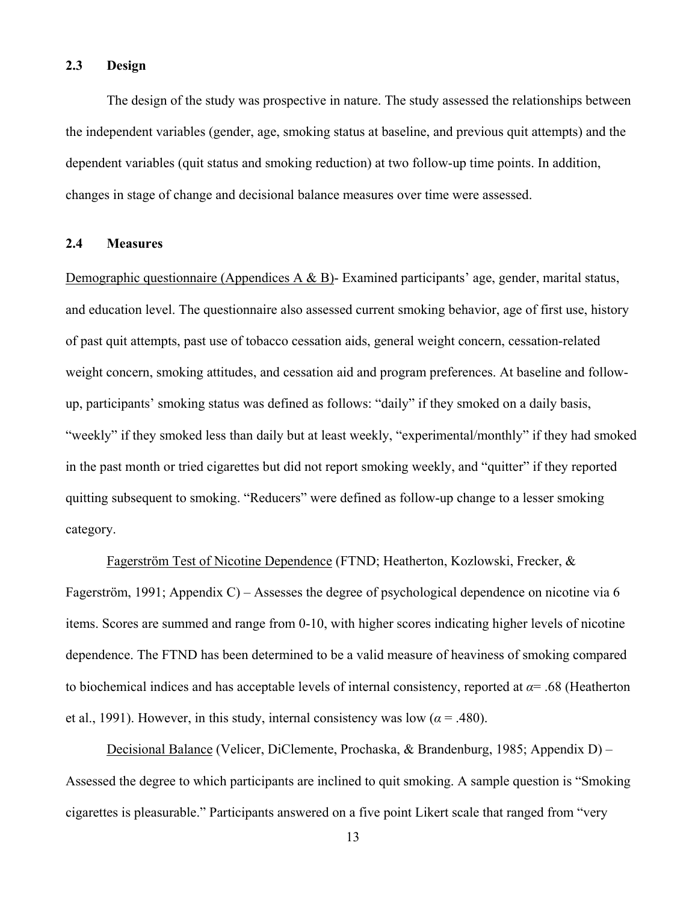### 2.3 Design

The design of the study was prospective in nature. The study assessed the relationships between the independent variables (gender, age, smoking status at baseline, and previous quit attempts) and the dependent variables (quit status and smoking reduction) at two follow-up time points. In addition, changes in stage of change and decisional balance measures over time were assessed.

### 2.4 Measures

Demographic questionnaire (Appendices A & B)- Examined participants' age, gender, marital status, and education level. The questionnaire also assessed current smoking behavior, age of first use, history of past quit attempts, past use of tobacco cessation aids, general weight concern, cessation-related weight concern, smoking attitudes, and cessation aid and program preferences. At baseline and follow-up, participants' smoking status was defined as follows: "daily" if they smoked on a daily basis, "weekly" if they smoked less than daily but at least weekly, "experimental/monthly" if they had smoked in the past month or tried cigarettes but did not report smoking weekly, and "quitter" if they reported quitting subsequent to smoking. "Reducers" were defined as follow-up change to a lesser smoking category.

Fagerström Test of Nicotine Dependence (FTND; Heatherton, Kozlowski, Frecker, & Fagerström, 1991; Appendix C) – Assesses the degree of psychological dependence on nicotine via 6 items. Scores are summed and range from 0-10, with higher scores indicating higher levels of nicotine dependence. The FTND has been determined to be a valid measure of heaviness of smoking compared to biochemical indices and has acceptable levels of internal consistency, reported at $\alpha$= .68 (Heatherton et al., 1991). However, in this study, internal consistency was low ($\alpha$ = .480).

Decisional Balance (Velicer, DiClemente, Prochaska, & Brandenburg, 1985; Appendix D) – Assessed the degree to which participants are inclined to quit smoking. A sample question is "Smoking cigarettes is pleasurable." Participants answered on a five point Likert scale that ranged from "very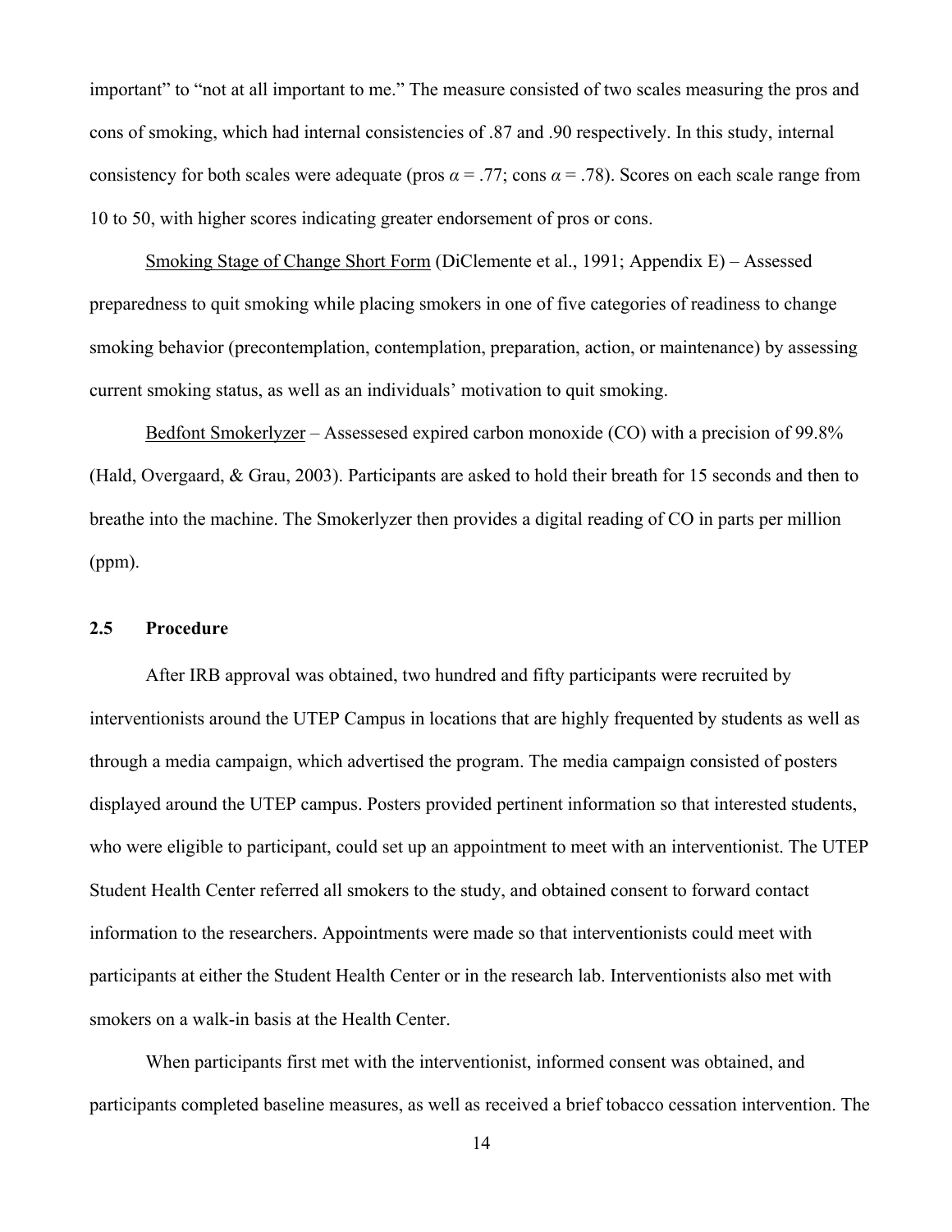important" to "not at all important to me." The measure consisted of two scales measuring the pros and cons of smoking, which had internal consistencies of .87 and .90 respectively. In this study, internal consistency for both scales were adequate (pros $\alpha = .77$; cons $\alpha = .78$). Scores on each scale range from 10 to 50, with higher scores indicating greater endorsement of pros or cons.

Smoking Stage of Change Short Form (DiClemente et al., 1991; Appendix E) – Assessed preparedness to quit smoking while placing smokers in one of five categories of readiness to change smoking behavior (precontemplation, contemplation, preparation, action, or maintenance) by assessing current smoking status, as well as an individuals' motivation to quit smoking.

Bedfont Smokerlyzer – Assessesed expired carbon monoxide (CO) with a precision of 99.8% (Hald, Overgaard, & Grau, 2003). Participants are asked to hold their breath for 15 seconds and then to breathe into the machine. The Smokerlyzer then provides a digital reading of CO in parts per million (ppm).

## 2.5 Procedure

After IRB approval was obtained, two hundred and fifty participants were recruited by interventionists around the UTEP Campus in locations that are highly frequented by students as well as through a media campaign, which advertised the program. The media campaign consisted of posters displayed around the UTEP campus. Posters provided pertinent information so that interested students, who were eligible to participant, could set up an appointment to meet with an interventionist. The UTEP Student Health Center referred all smokers to the study, and obtained consent to forward contact information to the researchers. Appointments were made so that interventionists could meet with participants at either the Student Health Center or in the research lab. Interventionists also met with smokers on a walk-in basis at the Health Center.

When participants first met with the interventionist, informed consent was obtained, and participants completed baseline measures, as well as received a brief tobacco cessation intervention. The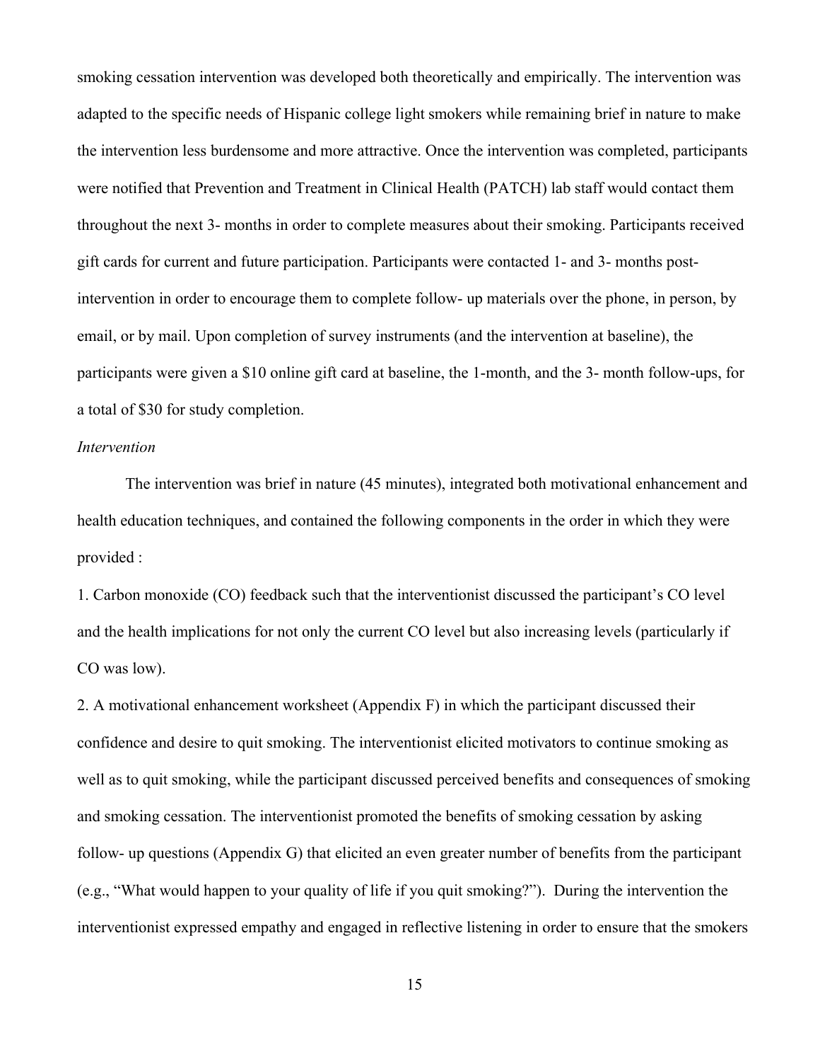smoking cessation intervention was developed both theoretically and empirically. The intervention was adapted to the specific needs of Hispanic college light smokers while remaining brief in nature to make the intervention less burdensome and more attractive. Once the intervention was completed, participants were notified that Prevention and Treatment in Clinical Health (PATCH) lab staff would contact them throughout the next 3- months in order to complete measures about their smoking. Participants received gift cards for current and future participation. Participants were contacted 1- and 3- months post-intervention in order to encourage them to complete follow- up materials over the phone, in person, by email, or by mail. Upon completion of survey instruments (and the intervention at baseline), the participants were given a $10 online gift card at baseline, the 1-month, and the 3- month follow-ups, for a total of $30 for study completion.

*Intervention*

The intervention was brief in nature (45 minutes), integrated both motivational enhancement and health education techniques, and contained the following components in the order in which they were provided :

1. Carbon monoxide (CO) feedback such that the interventionist discussed the participant's CO level and the health implications for not only the current CO level but also increasing levels (particularly if CO was low).
2. A motivational enhancement worksheet (Appendix F) in which the participant discussed their confidence and desire to quit smoking. The interventionist elicited motivators to continue smoking as well as to quit smoking, while the participant discussed perceived benefits and consequences of smoking and smoking cessation. The interventionist promoted the benefits of smoking cessation by asking follow- up questions (Appendix G) that elicited an even greater number of benefits from the participant (e.g., "What would happen to your quality of life if you quit smoking?"). During the intervention the interventionist expressed empathy and engaged in reflective listening in order to ensure that the smokers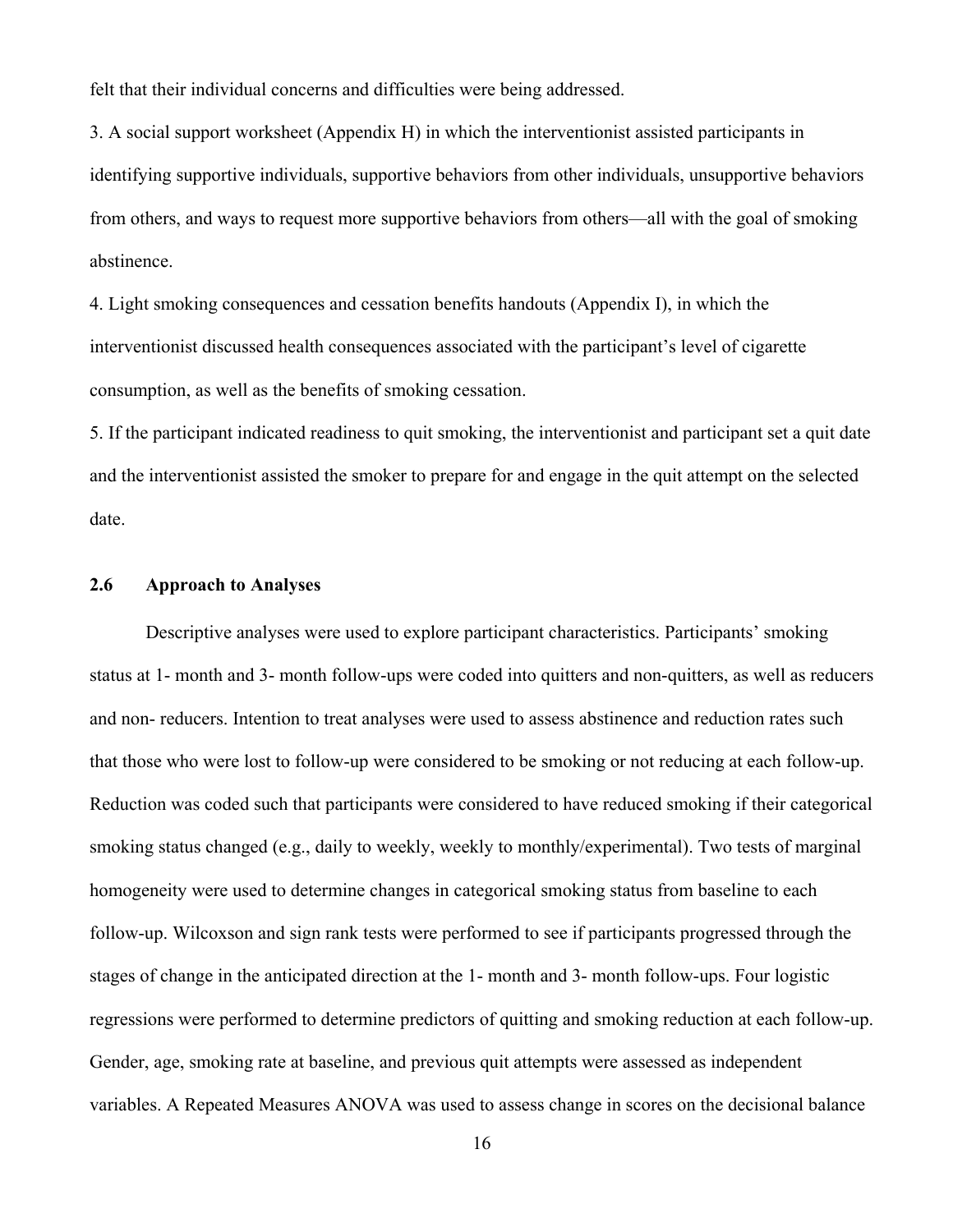felt that their individual concerns and difficulties were being addressed.

3. A social support worksheet (Appendix H) in which the interventionist assisted participants in identifying supportive individuals, supportive behaviors from other individuals, unsupportive behaviors from others, and ways to request more supportive behaviors from others—all with the goal of smoking abstinence.

4. Light smoking consequences and cessation benefits handouts (Appendix I), in which the interventionist discussed health consequences associated with the participant's level of cigarette consumption, as well as the benefits of smoking cessation.

5. If the participant indicated readiness to quit smoking, the interventionist and participant set a quit date and the interventionist assisted the smoker to prepare for and engage in the quit attempt on the selected date.

## 2.6 Approach to Analyses

Descriptive analyses were used to explore participant characteristics. Participants' smoking status at 1- month and 3- month follow-ups were coded into quitters and non-quitters, as well as reducers and non- reducers. Intention to treat analyses were used to assess abstinence and reduction rates such that those who were lost to follow-up were considered to be smoking or not reducing at each follow-up. Reduction was coded such that participants were considered to have reduced smoking if their categorical smoking status changed (e.g., daily to weekly, weekly to monthly/experimental). Two tests of marginal homogeneity were used to determine changes in categorical smoking status from baseline to each follow-up. Wilcoxson and sign rank tests were performed to see if participants progressed through the stages of change in the anticipated direction at the 1- month and 3- month follow-ups. Four logistic regressions were performed to determine predictors of quitting and smoking reduction at each follow-up. Gender, age, smoking rate at baseline, and previous quit attempts were assessed as independent variables. A Repeated Measures ANOVA was used to assess change in scores on the decisional balance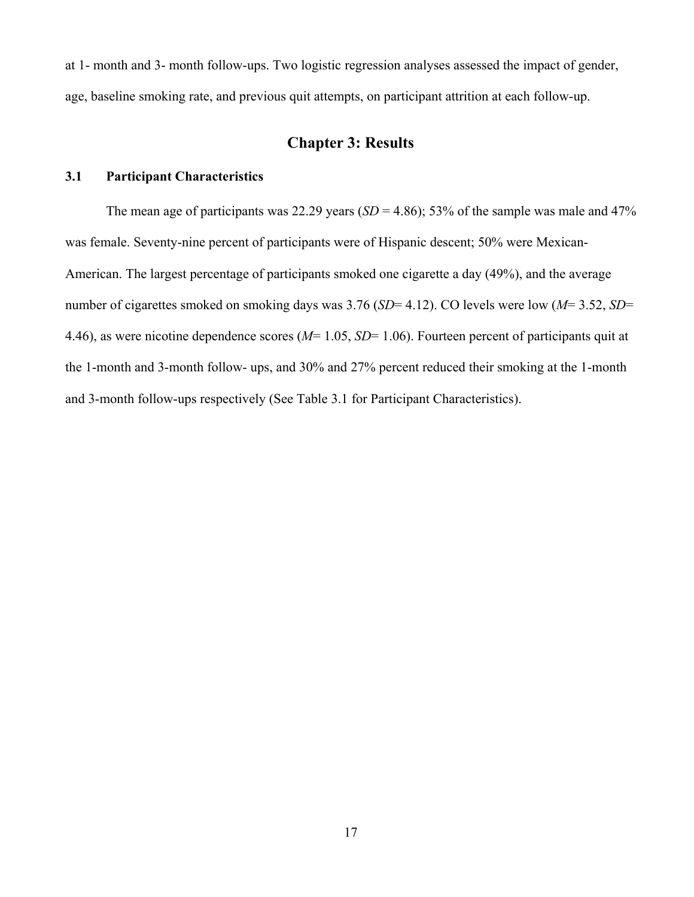at 1- month and 3- month follow-ups. Two logistic regression analyses assessed the impact of gender, age, baseline smoking rate, and previous quit attempts, on participant attrition at each follow-up.

# Chapter 3: Results

## 3.1 Participant Characteristics

The mean age of participants was 22.29 years (*SD* = 4.86); 53% of the sample was male and 47% was female. Seventy-nine percent of participants were of Hispanic descent; 50% were Mexican-American. The largest percentage of participants smoked one cigarette a day (49%), and the average number of cigarettes smoked on smoking days was 3.76 (*SD*= 4.12). CO levels were low (*M*= 3.52, *SD*= 4.46), as were nicotine dependence scores (*M*= 1.05, *SD*= 1.06). Fourteen percent of participants quit at the 1-month and 3-month follow- ups, and 30% and 27% percent reduced their smoking at the 1-month and 3-month follow-ups respectively (See Table 3.1 for Participant Characteristics).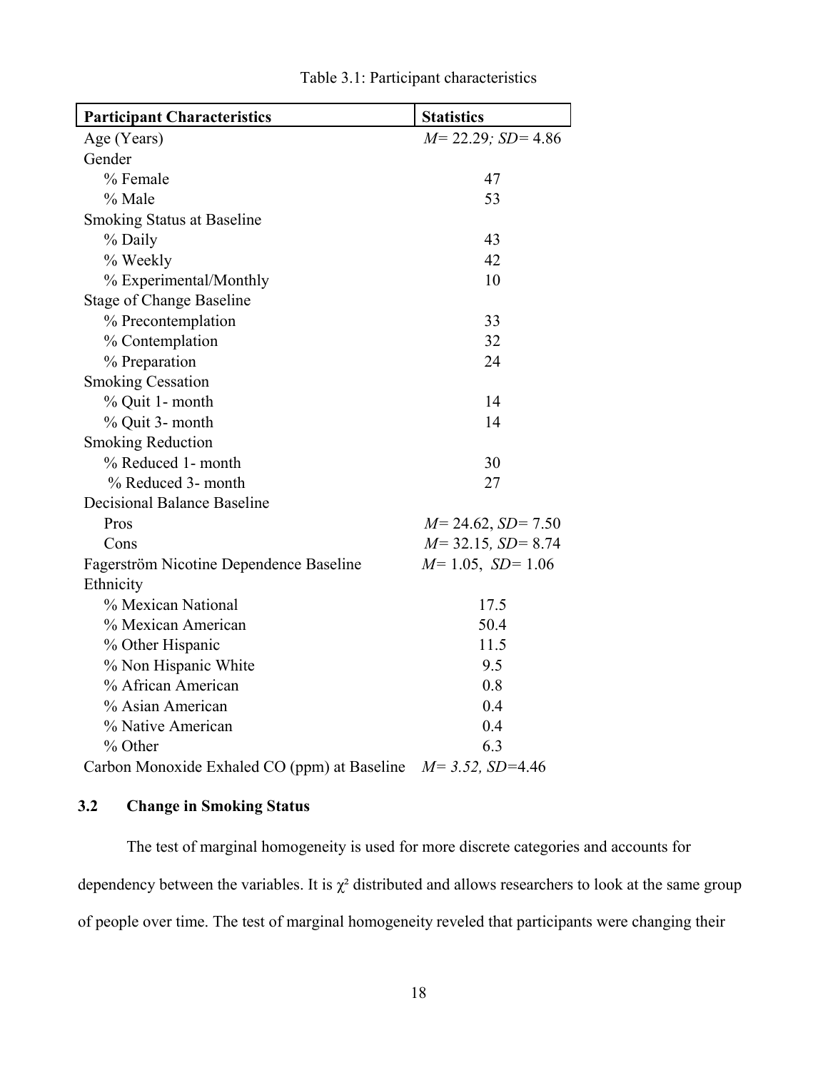Table 3.1: Participant characteristics

| Participant Characteristics | Statistics |
|---|---|
| Age (Years) | *M*= 22.29*; SD*= 4.86 |
| Gender | |
| % Female | 47 |
| % Male | 53 |
| Smoking Status at Baseline | |
| % Daily | 43 |
| % Weekly | 42 |
| % Experimental/Monthly | 10 |
| Stage of Change Baseline | |
| % Precontemplation | 33 |
| % Contemplation | 32 |
| % Preparation | 24 |
| Smoking Cessation | |
| % Quit 1- month | 14 |
| % Quit 3- month | 14 |
| Smoking Reduction | |
| % Reduced 1- month | 30 |
| % Reduced 3- month | 27 |
| Decisional Balance Baseline | |
| Pros | *M*= 24.62, *SD*= 7.50 |
| Cons | *M*= 32.15*, SD*= 8.74 |
| Fagerström Nicotine Dependence Baseline | *M*= 1.05, *SD*= 1.06 |
| Ethnicity | |
| % Mexican National | 17.5 |
| % Mexican American | 50.4 |
| % Other Hispanic | 11.5 |
| % Non Hispanic White | 9.5 |
| % African American | 0.8 |
| % Asian American | 0.4 |
| % Native American | 0.4 |
| % Other | 6.3 |
| Carbon Monoxide Exhaled CO (ppm) at Baseline | *M= 3.52, SD*=4.46 |

## 3.2 Change in Smoking Status

The test of marginal homogeneity is used for more discrete categories and accounts for dependency between the variables. It is $\chi^2$ distributed and allows researchers to look at the same group of people over time. The test of marginal homogeneity reveled that participants were changing their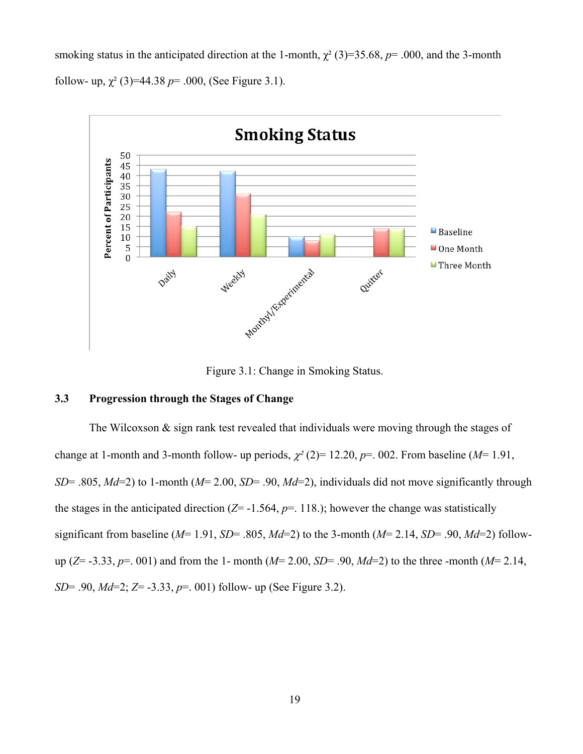smoking status in the anticipated direction at the 1-month, $\chi^2$ (3)=35.68, *p*= .000, and the 3-month follow- up, $\chi^2$ (3)=44.38 *p*= .000, (See Figure 3.1).

Smoking Status

Percent of Participants

50
45
40
35
30
25
20
15
10
5
0

Daily
Weekly
Monthyl/Experimental
Quitter

Baseline
One Month
Three Month

Figure 3.1: Change in Smoking Status.

### 3.3 Progression through the Stages of Change

The Wilcoxson & sign rank test revealed that individuals were moving through the stages of change at 1-month and 3-month follow- up periods, $\chi^2$ (2)= 12.20, *p*=. 002. From baseline (*M*= 1.91, *SD*= .805, *Md*=2) to 1-month (*M*= 2.00, *SD*= .90, *Md*=2), individuals did not move significantly through the stages in the anticipated direction (*Z*= -1.564, *p*=. 118.); however the change was statistically significant from baseline (*M*= 1.91, *SD*= .805, *Md*=2) to the 3-month (*M*= 2.14, *SD*= .90, *Md*=2) follow-up (*Z*= -3.33, *p*=. 001) and from the 1- month (*M*= 2.00, *SD*= .90, *Md*=2) to the three -month (*M*= 2.14, *SD*= .90, *Md*=2; *Z*= -3.33, *p*=. 001) follow- up (See Figure 3.2).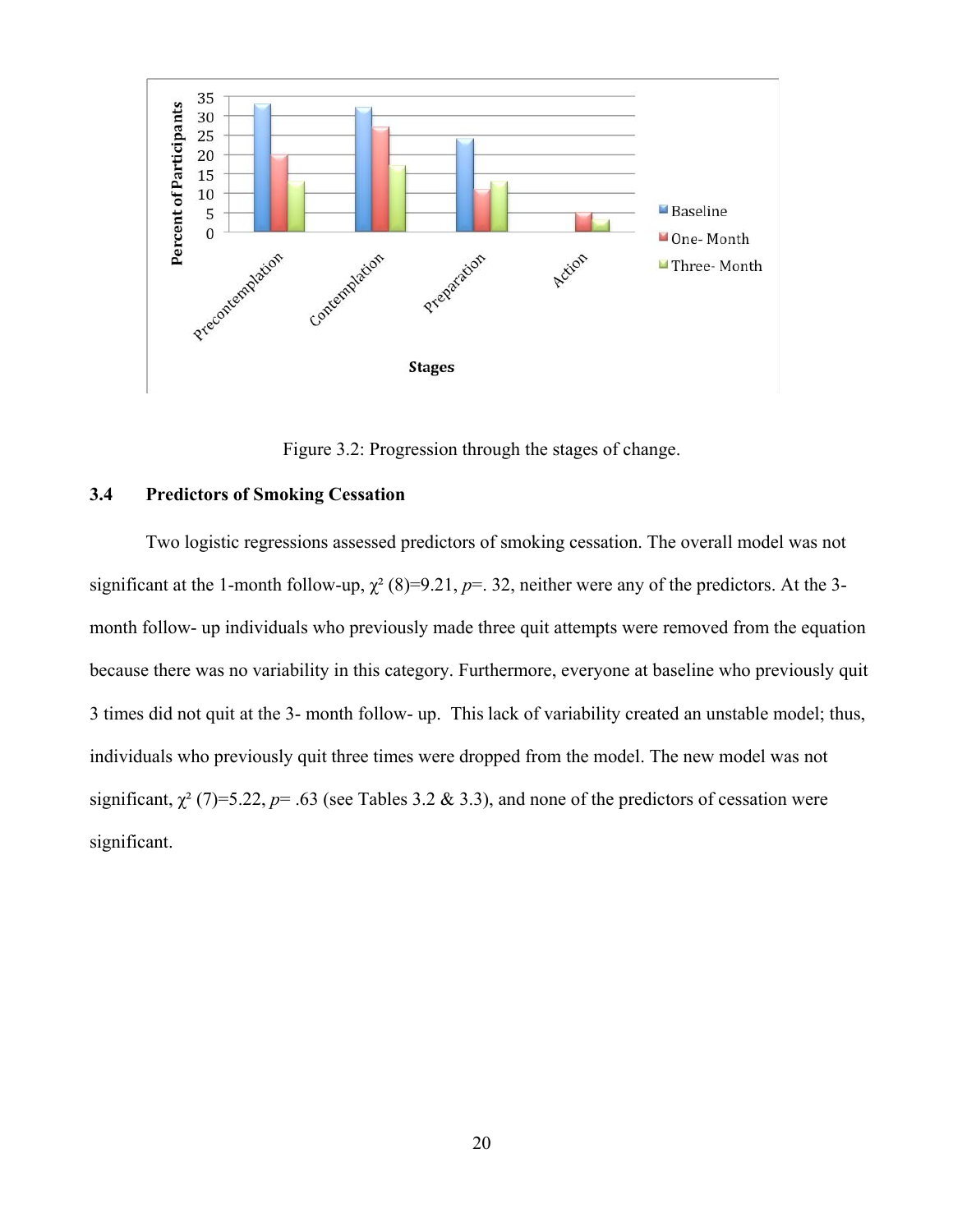35
30
25
20
15
10
5
0

Percent of Participants

Precontemplation
Contemplation
Preparation
Action

Stages

Baseline
One- Month
Three- Month

Figure 3.2: Progression through the stages of change.

### 3.4 Predictors of Smoking Cessation

Two logistic regressions assessed predictors of smoking cessation. The overall model was not significant at the 1-month follow-up, $\chi^2$ (8)=9.21, *p*=. 32, neither were any of the predictors. At the 3-month follow- up individuals who previously made three quit attempts were removed from the equation because there was no variability in this category. Furthermore, everyone at baseline who previously quit 3 times did not quit at the 3- month follow- up. This lack of variability created an unstable model; thus, individuals who previously quit three times were dropped from the model. The new model was not significant, $\chi^2$ (7)=5.22, *p*= .63 (see Tables 3.2 & 3.3), and none of the predictors of cessation were significant.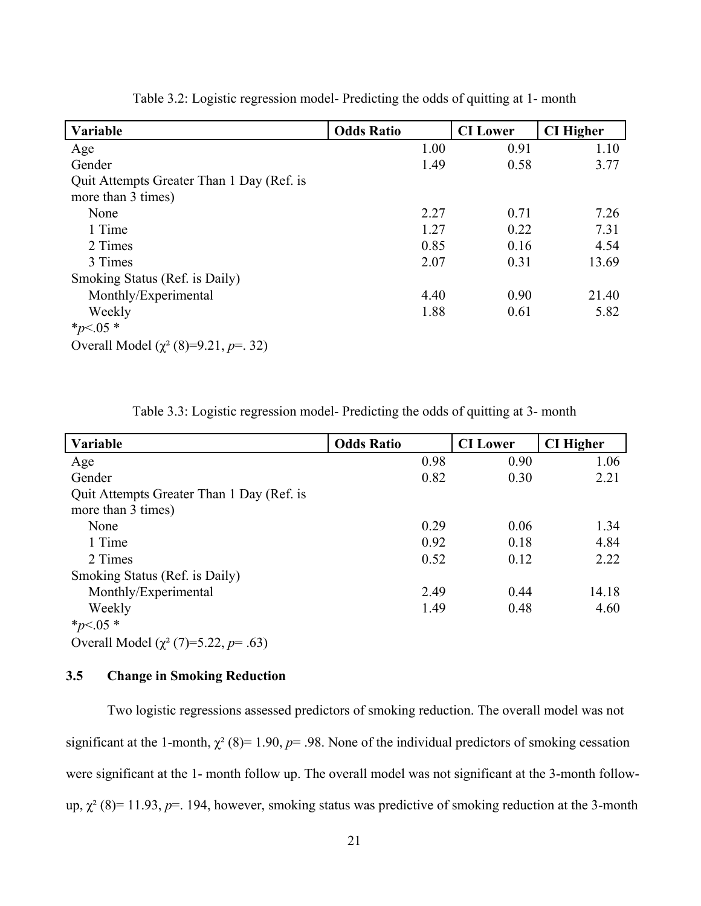Table 3.2: Logistic regression model- Predicting the odds of quitting at 1- month

| Variable | Odds Ratio | CI Lower | CI Higher |
| --- | --- | --- | --- |
| Age | 1.00 | 0.91 | 1.10 |
| Gender | 1.49 | 0.58 | 3.77 |
| Quit Attempts Greater Than 1 Day (Ref. is more than 3 times) | | | |
| None | 2.27 | 0.71 | 7.26 |
| 1 Time | 1.27 | 0.22 | 7.31 |
| 2 Times | 0.85 | 0.16 | 4.54 |
| 3 Times | 2.07 | 0.31 | 13.69 |
| Smoking Status (Ref. is Daily) | | | |
| Monthly/Experimental | 4.40 | 0.90 | 21.40 |
| Weekly | 1.88 | 0.61 | 5.82 |
| \*$p$<.05 \* | | | |
| Overall Model ($\chi^2$ (8)=9.21, $p$=. 32) | | | |

Table 3.3: Logistic regression model- Predicting the odds of quitting at 3- month

| Variable | Odds Ratio | CI Lower | CI Higher |
| --- | --- | --- | --- |
| Age | 0.98 | 0.90 | 1.06 |
| Gender | 0.82 | 0.30 | 2.21 |
| Quit Attempts Greater Than 1 Day (Ref. is more than 3 times) | | | |
| None | 0.29 | 0.06 | 1.34 |
| 1 Time | 0.92 | 0.18 | 4.84 |
| 2 Times | 0.52 | 0.12 | 2.22 |
| Smoking Status (Ref. is Daily) | | | |
| Monthly/Experimental | 2.49 | 0.44 | 14.18 |
| Weekly | 1.49 | 0.48 | 4.60 |
| \*$p$<.05 \* | | | |
| Overall Model ($\chi^2$ (7)=5.22, $p$= .63) | | | |

### 3.5 Change in Smoking Reduction

Two logistic regressions assessed predictors of smoking reduction. The overall model was not significant at the 1-month, $\chi^2$ (8)= 1.90, $p$= .98. None of the individual predictors of smoking cessation were significant at the 1- month follow up. The overall model was not significant at the 3-month follow-up, $\chi^2$ (8)= 11.93, $p$=. 194, however, smoking status was predictive of smoking reduction at the 3-month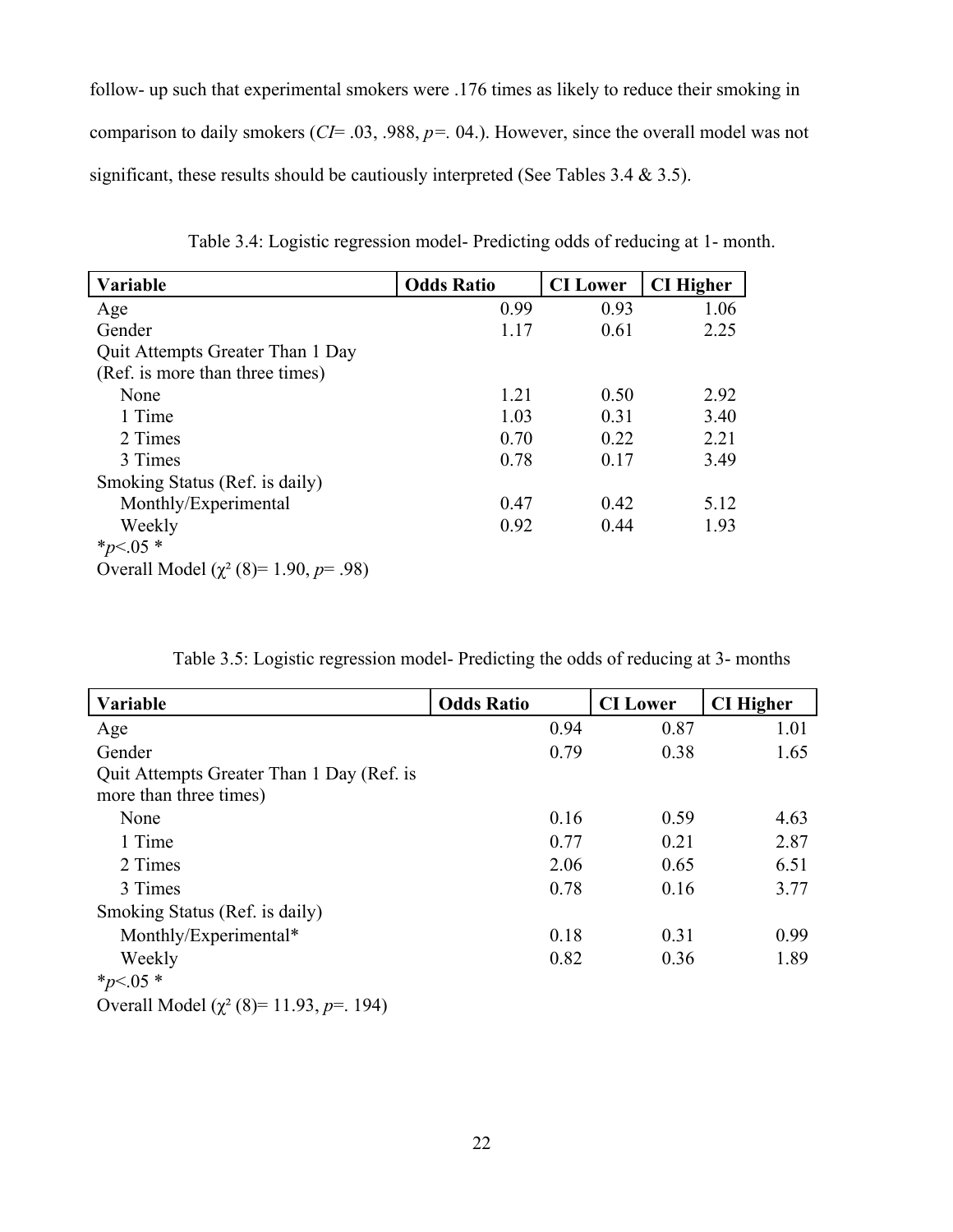follow- up such that experimental smokers were .176 times as likely to reduce their smoking in comparison to daily smokers (*CI*= .03, .988, *p*=. 04.). However, since the overall model was not significant, these results should be cautiously interpreted (See Tables 3.4 & 3.5).

Table 3.4: Logistic regression model- Predicting odds of reducing at 1- month.

| **Variable** | **Odds Ratio** | **CI Lower** | **CI Higher** |
|---|---|---|---|
| Age | 0.99 | 0.93 | 1.06 |
| Gender | 1.17 | 0.61 | 2.25 |
| Quit Attempts Greater Than 1 Day (Ref. is more than three times) | | | |
| None | 1.21 | 0.50 | 2.92 |
| 1 Time | 1.03 | 0.31 | 3.40 |
| 2 Times | 0.70 | 0.22 | 2.21 |
| 3 Times | 0.78 | 0.17 | 3.49 |
| Smoking Status (Ref. is daily) | | | |
| Monthly/Experimental | 0.47 | 0.42 | 5.12 |
| Weekly | 0.92 | 0.44 | 1.93 |

*$p$<.05 *

Overall Model ($\chi^2$ (8)= 1.90, $p$= .98)

Table 3.5: Logistic regression model- Predicting the odds of reducing at 3- months

| **Variable** | **Odds Ratio** | **CI Lower** | **CI Higher** |
|---|---|---|---|
| Age | 0.94 | 0.87 | 1.01 |
| Gender | 0.79 | 0.38 | 1.65 |
| Quit Attempts Greater Than 1 Day (Ref. is more than three times) | | | |
| None | 0.16 | 0.59 | 4.63 |
| 1 Time | 0.77 | 0.21 | 2.87 |
| 2 Times | 2.06 | 0.65 | 6.51 |
| 3 Times | 0.78 | 0.16 | 3.77 |
| Smoking Status (Ref. is daily) | | | |
| Monthly/Experimental* | 0.18 | 0.31 | 0.99 |
| Weekly | 0.82 | 0.36 | 1.89 |

*$p$<.05 *

Overall Model ($\chi^2$ (8)= 11.93, $p$=. 194)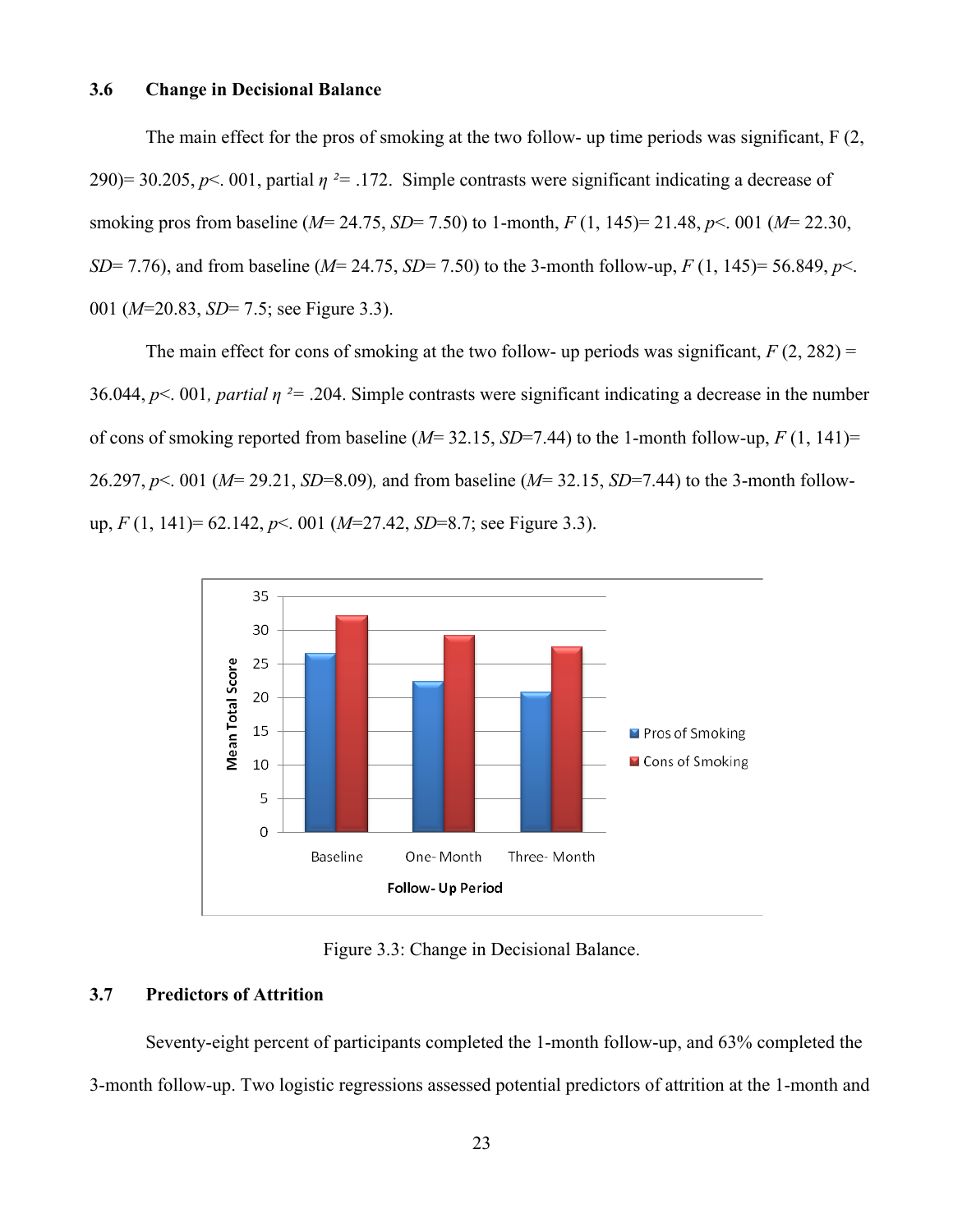### 3.6 Change in Decisional Balance

The main effect for the pros of smoking at the two follow- up time periods was significant, F (2, 290)= 30.205, $p$<. 001, partial $\eta^2$= .172. Simple contrasts were significant indicating a decrease of smoking pros from baseline ($M$= 24.75, $SD$= 7.50) to 1-month, $F$ (1, 145)= 21.48, $p$<. 001 ($M$= 22.30, $SD$= 7.76), and from baseline ($M$= 24.75, $SD$= 7.50) to the 3-month follow-up, $F$ (1, 145)= 56.849, $p$<. 001 ($M$=20.83, $SD$= 7.5; see Figure 3.3).

The main effect for cons of smoking at the two follow- up periods was significant, $F$ (2, 282) = 36.044, $p$<. 001, *partial* $\eta^2$= .204. Simple contrasts were significant indicating a decrease in the number of cons of smoking reported from baseline ($M$= 32.15, $SD$=7.44) to the 1-month follow-up, $F$ (1, 141)= 26.297, $p$<. 001 ($M$= 29.21, $SD$=8.09), and from baseline ($M$= 32.15, $SD$=7.44) to the 3-month follow-up, $F$ (1, 141)= 62.142, $p$<. 001 ($M$=27.42, $SD$=8.7; see Figure 3.3).

35
30
25
20
15
10
5
0
Mean Total Score
Baseline
One- Month
Three- Month
Follow- Up Period
Pros of Smoking
Cons of Smoking

Figure 3.3: Change in Decisional Balance.

### 3.7 Predictors of Attrition

Seventy-eight percent of participants completed the 1-month follow-up, and 63% completed the 3-month follow-up. Two logistic regressions assessed potential predictors of attrition at the 1-month and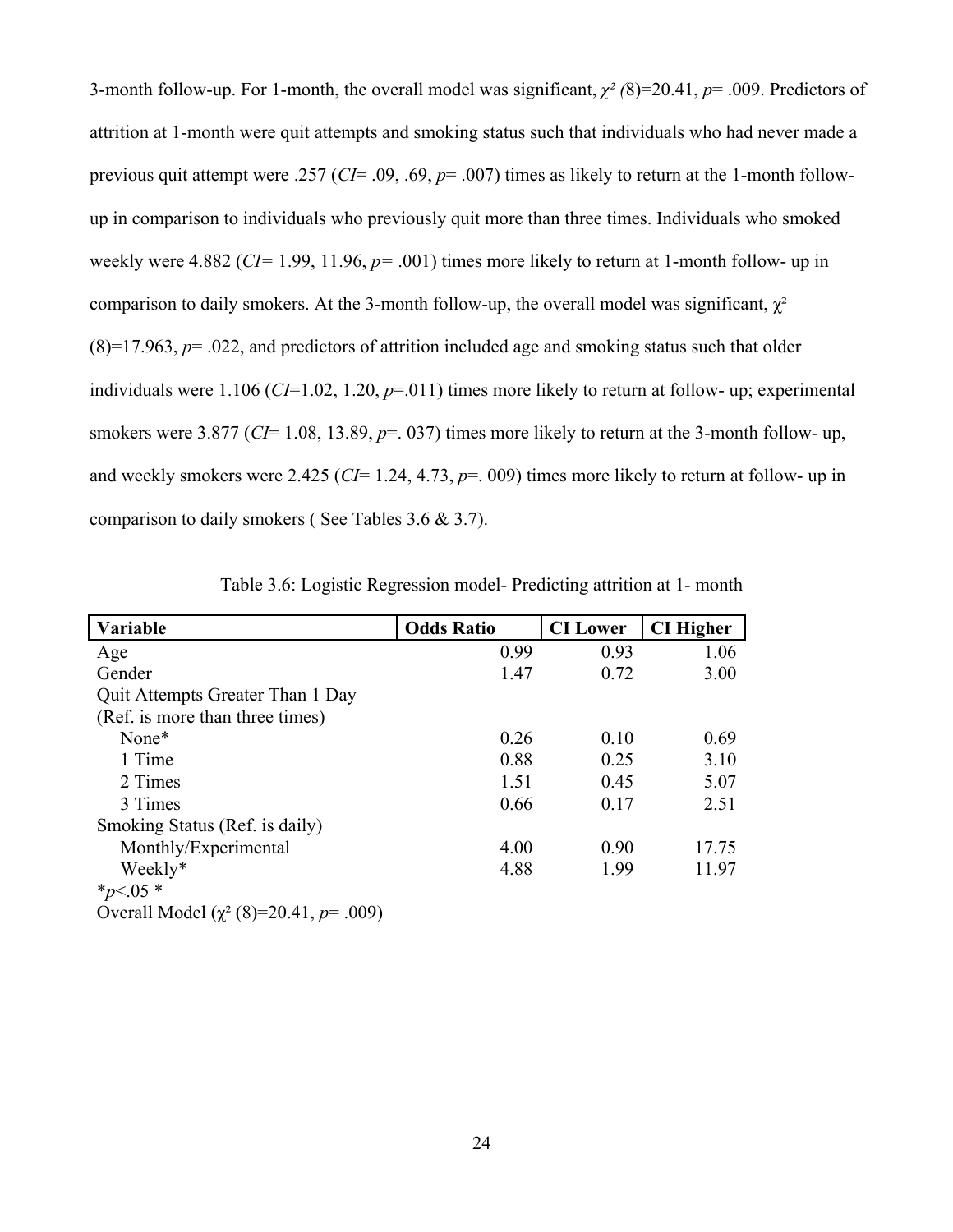3-month follow-up. For 1-month, the overall model was significant, $\chi^2$ *(*8)=20.41, *p*= .009. Predictors of attrition at 1-month were quit attempts and smoking status such that individuals who had never made a previous quit attempt were .257 (*CI*= .09, .69, *p*= .007) times as likely to return at the 1-month follow-up in comparison to individuals who previously quit more than three times. Individuals who smoked weekly were 4.882 (*CI*= 1.99, 11.96, *p*= .001) times more likely to return at 1-month follow- up in comparison to daily smokers. At the 3-month follow-up, the overall model was significant, $\chi^2$ (8)=17.963, *p*= .022, and predictors of attrition included age and smoking status such that older individuals were 1.106 (*CI*=1.02, 1.20, *p*=.011) times more likely to return at follow- up; experimental smokers were 3.877 (*CI*= 1.08, 13.89, *p*=. 037) times more likely to return at the 3-month follow- up, and weekly smokers were 2.425 (*CI*= 1.24, 4.73, *p*=. 009) times more likely to return at follow- up in comparison to daily smokers ( See Tables 3.6 & 3.7).

Table 3.6: Logistic Regression model- Predicting attrition at 1- month

| Variable | Odds Ratio | CI Lower | CI Higher |
|---|---|---|---|
| Age | 0.99 | 0.93 | 1.06 |
| Gender | 1.47 | 0.72 | 3.00 |
| Quit Attempts Greater Than 1 Day (Ref. is more than three times) | | | |
| None* | 0.26 | 0.10 | 0.69 |
| 1 Time | 0.88 | 0.25 | 3.10 |
| 2 Times | 1.51 | 0.45 | 5.07 |
| 3 Times | 0.66 | 0.17 | 2.51 |
| Smoking Status (Ref. is daily) | | | |
| Monthly/Experimental | 4.00 | 0.90 | 17.75 |
| Weekly* | 4.88 | 1.99 | 11.97 |

*$p<.05$ *

Overall Model ($\chi^2$ (8)=20.41, *p*= .009)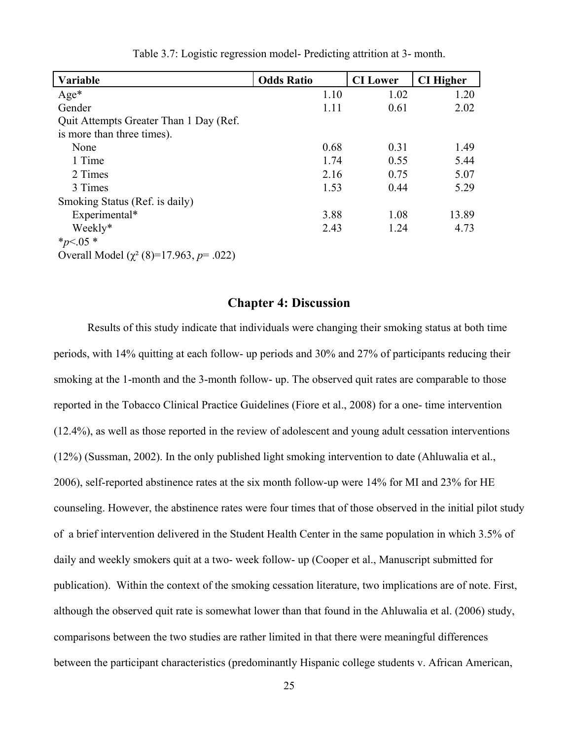Table 3.7: Logistic regression model- Predicting attrition at 3- month.

| Variable | Odds Ratio | CI Lower | CI Higher |
| --- | --- | --- | --- |
| Age* | 1.10 | 1.02 | 1.20 |
| Gender | 1.11 | 0.61 | 2.02 |
| Quit Attempts Greater Than 1 Day (Ref. is more than three times). | | | |
| None | 0.68 | 0.31 | 1.49 |
| 1 Time | 1.74 | 0.55 | 5.44 |
| 2 Times | 2.16 | 0.75 | 5.07 |
| 3 Times | 1.53 | 0.44 | 5.29 |
| Smoking Status (Ref. is daily) | | | |
| Experimental* | 3.88 | 1.08 | 13.89 |
| Weekly* | 2.43 | 1.24 | 4.73 |

*$p<.05$ *

Overall Model ($\chi^2$ (8)=17.963, $p$= .022)

## Chapter 4: Discussion

Results of this study indicate that individuals were changing their smoking status at both time periods, with 14% quitting at each follow- up periods and 30% and 27% of participants reducing their smoking at the 1-month and the 3-month follow- up. The observed quit rates are comparable to those reported in the Tobacco Clinical Practice Guidelines (Fiore et al., 2008) for a one- time intervention (12.4%), as well as those reported in the review of adolescent and young adult cessation interventions (12%) (Sussman, 2002). In the only published light smoking intervention to date (Ahluwalia et al., 2006), self-reported abstinence rates at the six month follow-up were 14% for MI and 23% for HE counseling. However, the abstinence rates were four times that of those observed in the initial pilot study of a brief intervention delivered in the Student Health Center in the same population in which 3.5% of daily and weekly smokers quit at a two- week follow- up (Cooper et al., Manuscript submitted for publication). Within the context of the smoking cessation literature, two implications are of note. First, although the observed quit rate is somewhat lower than that found in the Ahluwalia et al. (2006) study, comparisons between the two studies are rather limited in that there were meaningful differences between the participant characteristics (predominantly Hispanic college students v. African American,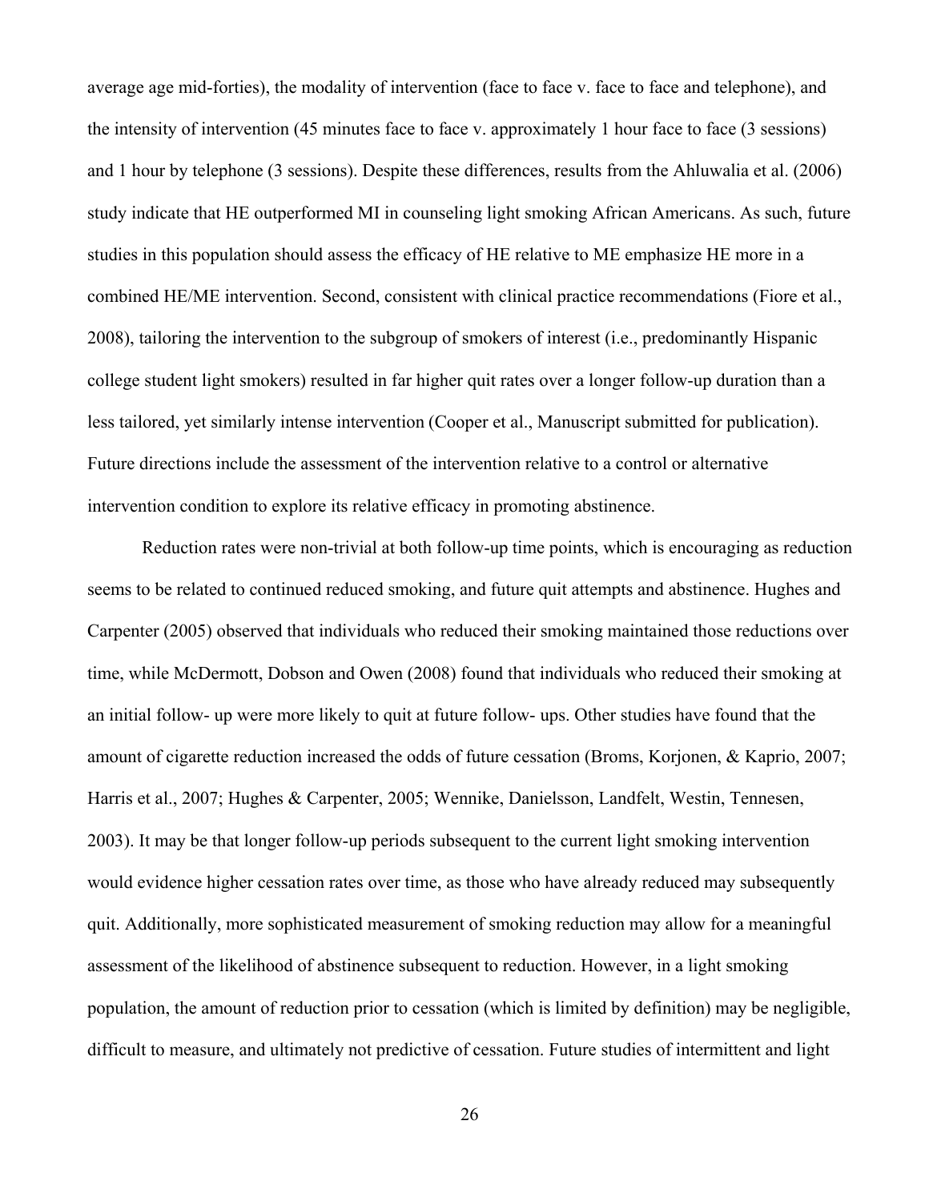average age mid-forties), the modality of intervention (face to face v. face to face and telephone), and the intensity of intervention (45 minutes face to face v. approximately 1 hour face to face (3 sessions) and 1 hour by telephone (3 sessions). Despite these differences, results from the Ahluwalia et al. (2006) study indicate that HE outperformed MI in counseling light smoking African Americans. As such, future studies in this population should assess the efficacy of HE relative to ME emphasize HE more in a combined HE/ME intervention. Second, consistent with clinical practice recommendations (Fiore et al., 2008), tailoring the intervention to the subgroup of smokers of interest (i.e., predominantly Hispanic college student light smokers) resulted in far higher quit rates over a longer follow-up duration than a less tailored, yet similarly intense intervention (Cooper et al., Manuscript submitted for publication). Future directions include the assessment of the intervention relative to a control or alternative intervention condition to explore its relative efficacy in promoting abstinence.

Reduction rates were non-trivial at both follow-up time points, which is encouraging as reduction seems to be related to continued reduced smoking, and future quit attempts and abstinence. Hughes and Carpenter (2005) observed that individuals who reduced their smoking maintained those reductions over time, while McDermott, Dobson and Owen (2008) found that individuals who reduced their smoking at an initial follow- up were more likely to quit at future follow- ups. Other studies have found that the amount of cigarette reduction increased the odds of future cessation (Broms, Korjonen, & Kaprio, 2007; Harris et al., 2007; Hughes & Carpenter, 2005; Wennike, Danielsson, Landfelt, Westin, Tennesen, 2003). It may be that longer follow-up periods subsequent to the current light smoking intervention would evidence higher cessation rates over time, as those who have already reduced may subsequently quit. Additionally, more sophisticated measurement of smoking reduction may allow for a meaningful assessment of the likelihood of abstinence subsequent to reduction. However, in a light smoking population, the amount of reduction prior to cessation (which is limited by definition) may be negligible, difficult to measure, and ultimately not predictive of cessation. Future studies of intermittent and light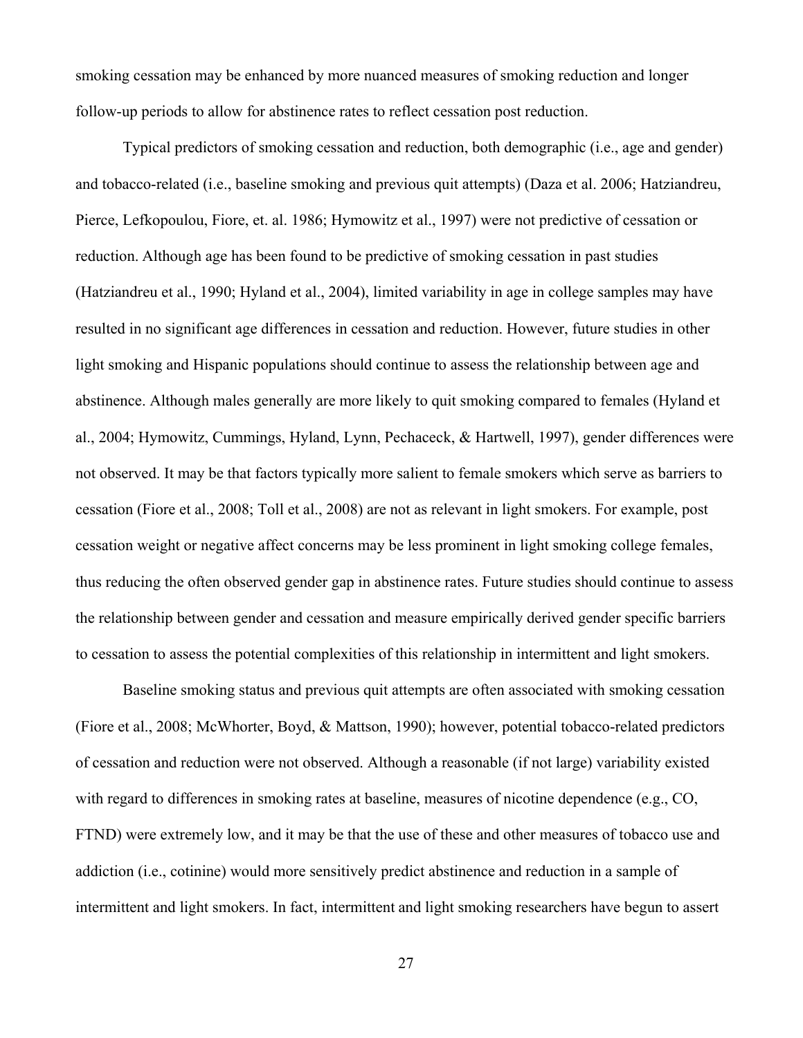smoking cessation may be enhanced by more nuanced measures of smoking reduction and longer follow-up periods to allow for abstinence rates to reflect cessation post reduction.

Typical predictors of smoking cessation and reduction, both demographic (i.e., age and gender) and tobacco-related (i.e., baseline smoking and previous quit attempts) (Daza et al. 2006; Hatziandreu, Pierce, Lefkopoulou, Fiore, et. al. 1986; Hymowitz et al., 1997) were not predictive of cessation or reduction. Although age has been found to be predictive of smoking cessation in past studies (Hatziandreu et al., 1990; Hyland et al., 2004), limited variability in age in college samples may have resulted in no significant age differences in cessation and reduction. However, future studies in other light smoking and Hispanic populations should continue to assess the relationship between age and abstinence. Although males generally are more likely to quit smoking compared to females (Hyland et al., 2004; Hymowitz, Cummings, Hyland, Lynn, Pechaceck, & Hartwell, 1997), gender differences were not observed. It may be that factors typically more salient to female smokers which serve as barriers to cessation (Fiore et al., 2008; Toll et al., 2008) are not as relevant in light smokers. For example, post cessation weight or negative affect concerns may be less prominent in light smoking college females, thus reducing the often observed gender gap in abstinence rates. Future studies should continue to assess the relationship between gender and cessation and measure empirically derived gender specific barriers to cessation to assess the potential complexities of this relationship in intermittent and light smokers.

Baseline smoking status and previous quit attempts are often associated with smoking cessation (Fiore et al., 2008; McWhorter, Boyd, & Mattson, 1990); however, potential tobacco-related predictors of cessation and reduction were not observed. Although a reasonable (if not large) variability existed with regard to differences in smoking rates at baseline, measures of nicotine dependence (e.g., CO, FTND) were extremely low, and it may be that the use of these and other measures of tobacco use and addiction (i.e., cotinine) would more sensitively predict abstinence and reduction in a sample of intermittent and light smokers. In fact, intermittent and light smoking researchers have begun to assert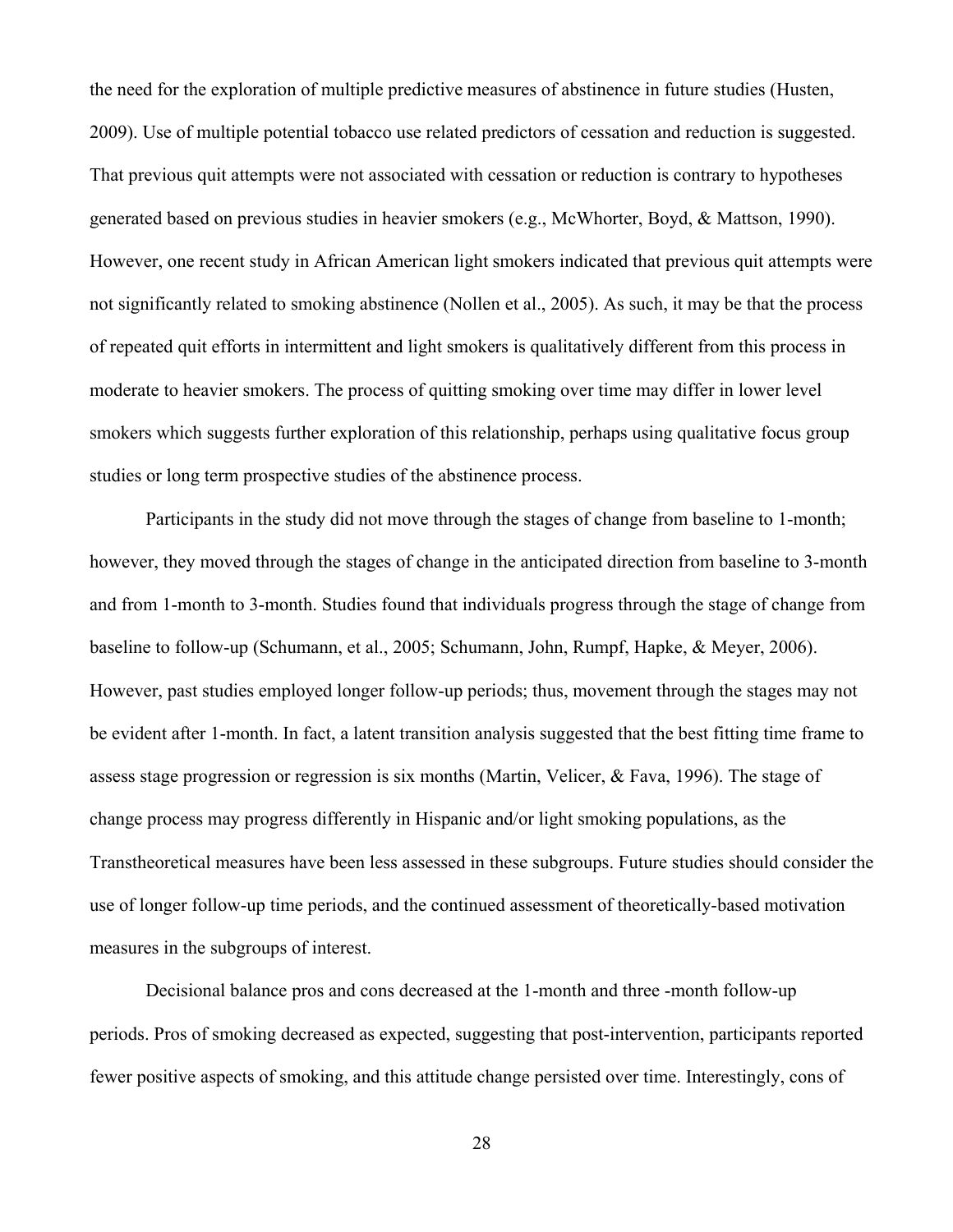the need for the exploration of multiple predictive measures of abstinence in future studies (Husten, 2009). Use of multiple potential tobacco use related predictors of cessation and reduction is suggested. That previous quit attempts were not associated with cessation or reduction is contrary to hypotheses generated based on previous studies in heavier smokers (e.g., McWhorter, Boyd, & Mattson, 1990). However, one recent study in African American light smokers indicated that previous quit attempts were not significantly related to smoking abstinence (Nollen et al., 2005). As such, it may be that the process of repeated quit efforts in intermittent and light smokers is qualitatively different from this process in moderate to heavier smokers. The process of quitting smoking over time may differ in lower level smokers which suggests further exploration of this relationship, perhaps using qualitative focus group studies or long term prospective studies of the abstinence process.

Participants in the study did not move through the stages of change from baseline to 1-month; however, they moved through the stages of change in the anticipated direction from baseline to 3-month and from 1-month to 3-month. Studies found that individuals progress through the stage of change from baseline to follow-up (Schumann, et al., 2005; Schumann, John, Rumpf, Hapke, & Meyer, 2006). However, past studies employed longer follow-up periods; thus, movement through the stages may not be evident after 1-month. In fact, a latent transition analysis suggested that the best fitting time frame to assess stage progression or regression is six months (Martin, Velicer, & Fava, 1996). The stage of change process may progress differently in Hispanic and/or light smoking populations, as the Transtheoretical measures have been less assessed in these subgroups. Future studies should consider the use of longer follow-up time periods, and the continued assessment of theoretically-based motivation measures in the subgroups of interest.

Decisional balance pros and cons decreased at the 1-month and three -month follow-up periods. Pros of smoking decreased as expected, suggesting that post-intervention, participants reported fewer positive aspects of smoking, and this attitude change persisted over time. Interestingly, cons of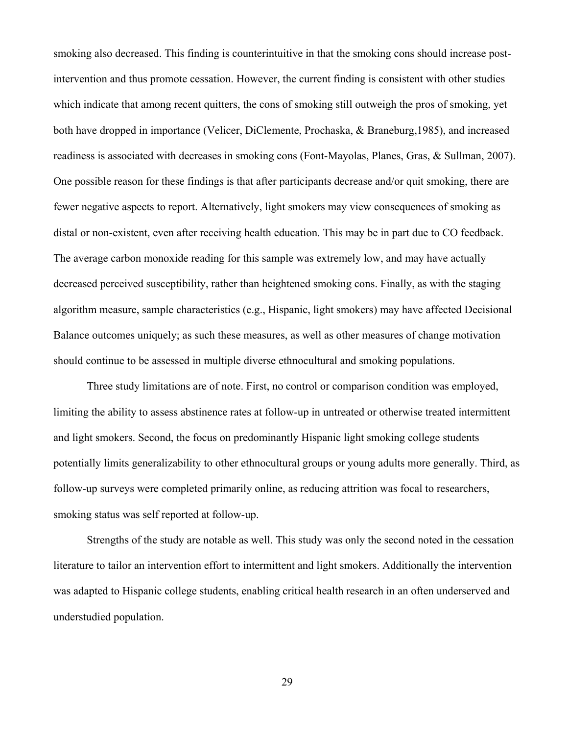smoking also decreased. This finding is counterintuitive in that the smoking cons should increase post-intervention and thus promote cessation. However, the current finding is consistent with other studies which indicate that among recent quitters, the cons of smoking still outweigh the pros of smoking, yet both have dropped in importance (Velicer, DiClemente, Prochaska, & Braneburg,1985), and increased readiness is associated with decreases in smoking cons (Font-Mayolas, Planes, Gras, & Sullman, 2007). One possible reason for these findings is that after participants decrease and/or quit smoking, there are fewer negative aspects to report. Alternatively, light smokers may view consequences of smoking as distal or non-existent, even after receiving health education. This may be in part due to CO feedback. The average carbon monoxide reading for this sample was extremely low, and may have actually decreased perceived susceptibility, rather than heightened smoking cons. Finally, as with the staging algorithm measure, sample characteristics (e.g., Hispanic, light smokers) may have affected Decisional Balance outcomes uniquely; as such these measures, as well as other measures of change motivation should continue to be assessed in multiple diverse ethnocultural and smoking populations.

Three study limitations are of note. First, no control or comparison condition was employed, limiting the ability to assess abstinence rates at follow-up in untreated or otherwise treated intermittent and light smokers. Second, the focus on predominantly Hispanic light smoking college students potentially limits generalizability to other ethnocultural groups or young adults more generally. Third, as follow-up surveys were completed primarily online, as reducing attrition was focal to researchers, smoking status was self reported at follow-up.

Strengths of the study are notable as well. This study was only the second noted in the cessation literature to tailor an intervention effort to intermittent and light smokers. Additionally the intervention was adapted to Hispanic college students, enabling critical health research in an often underserved and understudied population.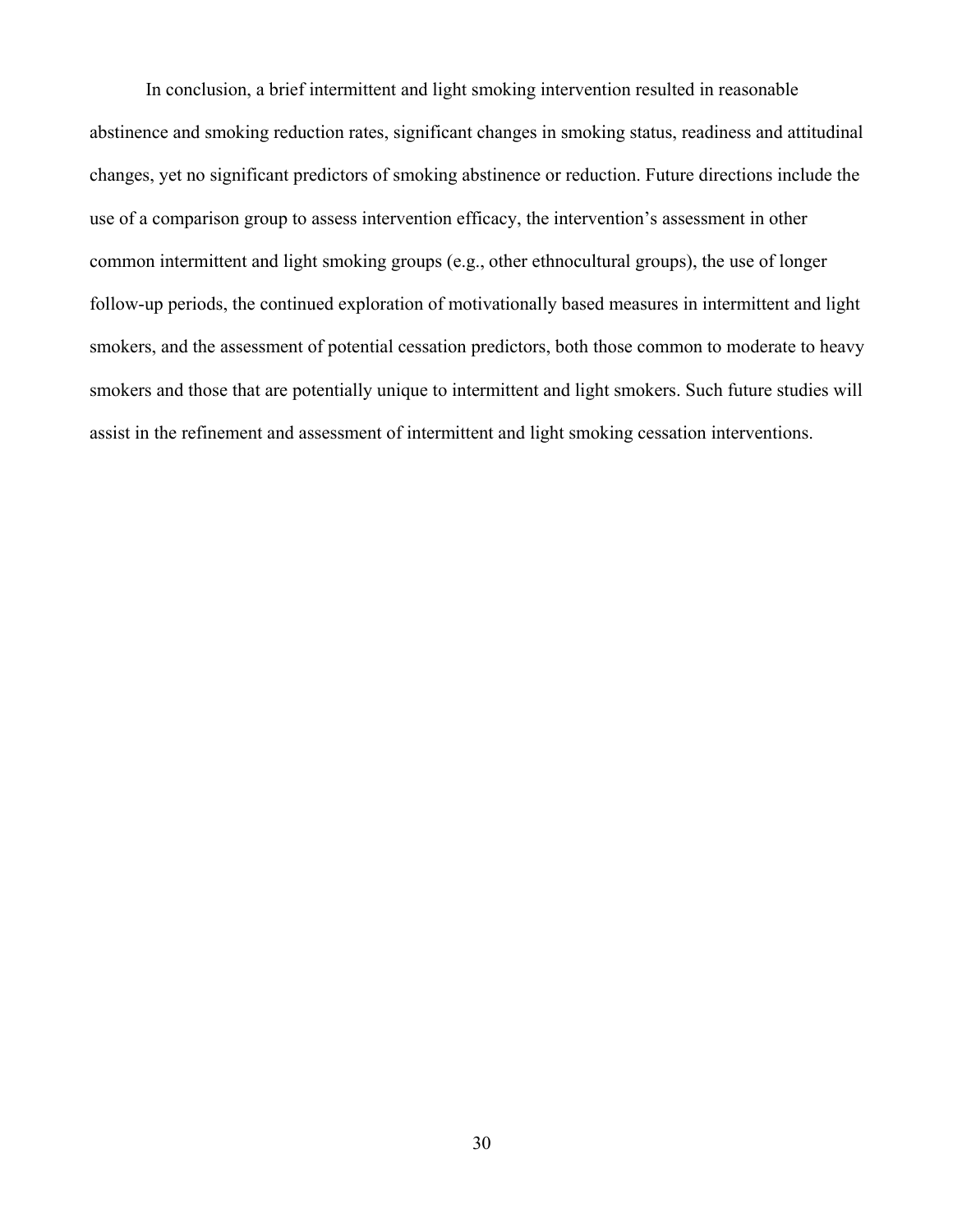In conclusion, a brief intermittent and light smoking intervention resulted in reasonable abstinence and smoking reduction rates, significant changes in smoking status, readiness and attitudinal changes, yet no significant predictors of smoking abstinence or reduction. Future directions include the use of a comparison group to assess intervention efficacy, the intervention's assessment in other common intermittent and light smoking groups (e.g., other ethnocultural groups), the use of longer follow-up periods, the continued exploration of motivationally based measures in intermittent and light smokers, and the assessment of potential cessation predictors, both those common to moderate to heavy smokers and those that are potentially unique to intermittent and light smokers. Such future studies will assist in the refinement and assessment of intermittent and light smoking cessation interventions.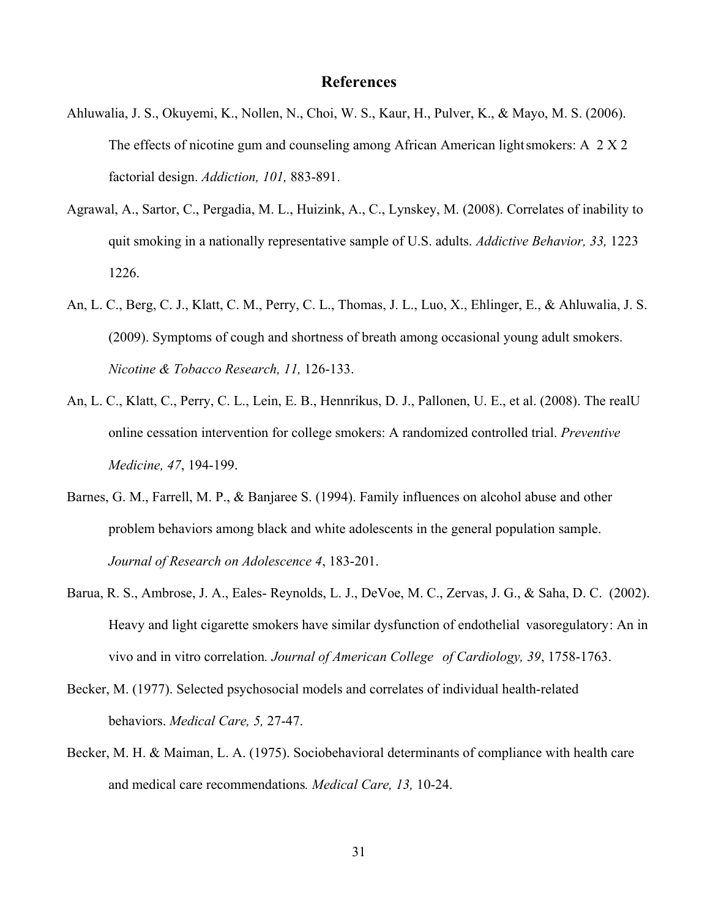# References

Ahluwalia, J. S., Okuyemi, K., Nollen, N., Choi, W. S., Kaur, H., Pulver, K., & Mayo, M. S. (2006). The effects of nicotine gum and counseling among African American light smokers: A 2 X 2 factorial design. *Addiction, 101,* 883-891.

Agrawal, A., Sartor, C., Pergadia, M. L., Huizink, A., C., Lynskey, M. (2008). Correlates of inability to quit smoking in a nationally representative sample of U.S. adults. *Addictive Behavior, 33,* 1223 1226.

An, L. C., Berg, C. J., Klatt, C. M., Perry, C. L., Thomas, J. L., Luo, X., Ehlinger, E., & Ahluwalia, J. S. (2009). Symptoms of cough and shortness of breath among occasional young adult smokers. *Nicotine & Tobacco Research, 11,* 126-133.

An, L. C., Klatt, C., Perry, C. L., Lein, E. B., Hennrikus, D. J., Pallonen, U. E., et al. (2008). The realU online cessation intervention for college smokers: A randomized controlled trial. *Preventive Medicine, 47*, 194-199.

Barnes, G. M., Farrell, M. P., & Banjaree S. (1994). Family influences on alcohol abuse and other problem behaviors among black and white adolescents in the general population sample. *Journal of Research on Adolescence 4*, 183-201.

Barua, R. S., Ambrose, J. A., Eales- Reynolds, L. J., DeVoe, M. C., Zervas, J. G., & Saha, D. C. (2002). Heavy and light cigarette smokers have similar dysfunction of endothelial vasoregulatory: An in vivo and in vitro correlation*. Journal of American College of Cardiology, 39*, 1758-1763.

Becker, M. (1977). Selected psychosocial models and correlates of individual health-related behaviors. *Medical Care, 5,* 27-47.

Becker, M. H. & Maiman, L. A. (1975). Sociobehavioral determinants of compliance with health care and medical care recommendations*. Medical Care, 13,* 10-24.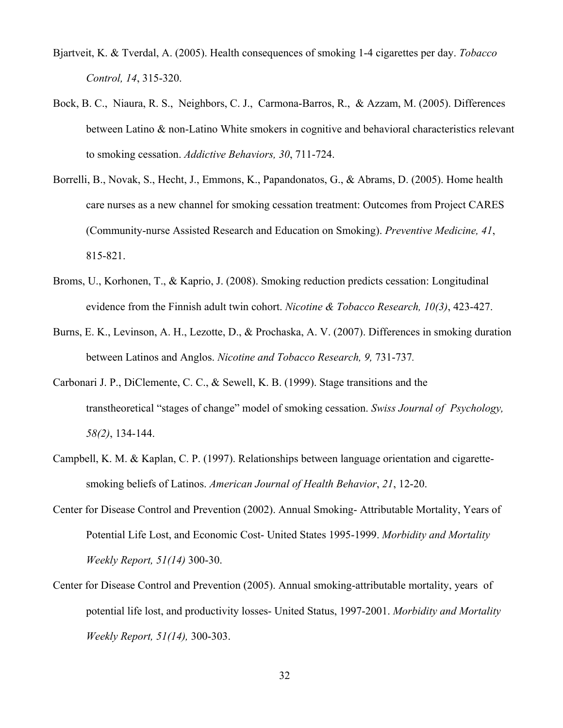Bjartveit, K. & Tverdal, A. (2005). Health consequences of smoking 1-4 cigarettes per day. *Tobacco Control, 14*, 315-320.

Bock, B. C., Niaura, R. S., Neighbors, C. J., Carmona-Barros, R., & Azzam, M. (2005). Differences between Latino & non-Latino White smokers in cognitive and behavioral characteristics relevant to smoking cessation. *Addictive Behaviors, 30*, 711-724.

Borrelli, B., Novak, S., Hecht, J., Emmons, K., Papandonatos, G., & Abrams, D. (2005). Home health care nurses as a new channel for smoking cessation treatment: Outcomes from Project CARES (Community-nurse Assisted Research and Education on Smoking). *Preventive Medicine, 41*, 815-821.

Broms, U., Korhonen, T., & Kaprio, J. (2008). Smoking reduction predicts cessation: Longitudinal evidence from the Finnish adult twin cohort. *Nicotine & Tobacco Research, 10(3)*, 423-427.

Burns, E. K., Levinson, A. H., Lezotte, D., & Prochaska, A. V. (2007). Differences in smoking duration between Latinos and Anglos. *Nicotine and Tobacco Research, 9,* 731-737*.*

Carbonari J. P., DiClemente, C. C., & Sewell, K. B. (1999). Stage transitions and the transtheoretical "stages of change" model of smoking cessation. *Swiss Journal of Psychology, 58(2)*, 134-144.

Campbell, K. M. & Kaplan, C. P. (1997). Relationships between language orientation and cigarette-smoking beliefs of Latinos. *American Journal of Health Behavior*, *21*, 12-20.

Center for Disease Control and Prevention (2002). Annual Smoking- Attributable Mortality, Years of Potential Life Lost, and Economic Cost- United States 1995-1999. *Morbidity and Mortality Weekly Report, 51(14)* 300-30.

Center for Disease Control and Prevention (2005). Annual smoking-attributable mortality, years of potential life lost, and productivity losses- United Status, 1997-2001. *Morbidity and Mortality Weekly Report, 51(14),* 300-303.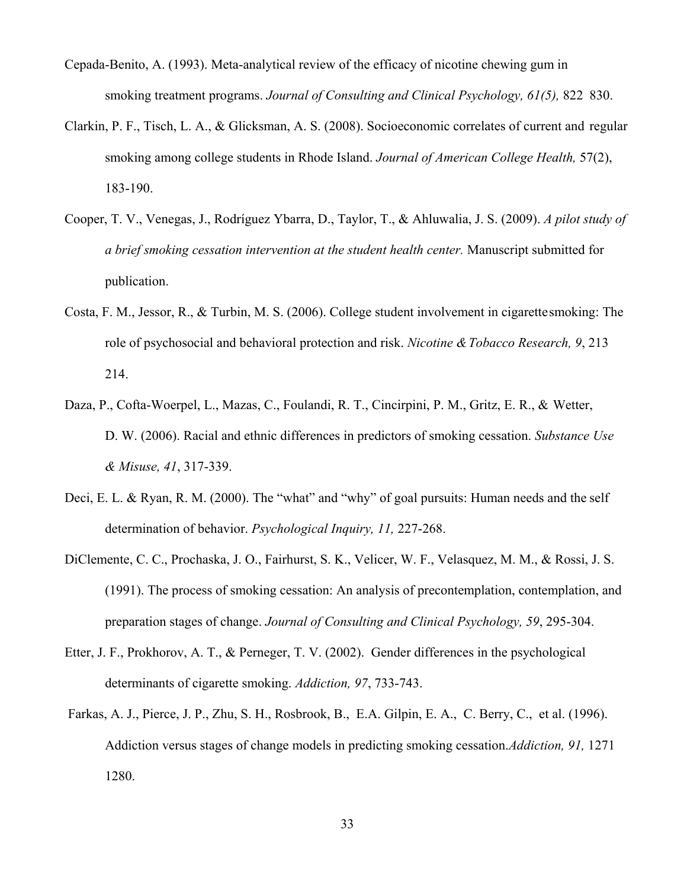Cepada-Benito, A. (1993). Meta-analytical review of the efficacy of nicotine chewing gum in smoking treatment programs. *Journal of Consulting and Clinical Psychology, 61(5),* 822 830.

Clarkin, P. F., Tisch, L. A., & Glicksman, A. S. (2008). Socioeconomic correlates of current and regular smoking among college students in Rhode Island. *Journal of American College Health,* 57(2), 183-190.

Cooper, T. V., Venegas, J., Rodríguez Ybarra, D., Taylor, T., & Ahluwalia, J. S. (2009). *A pilot study of a brief smoking cessation intervention at the student health center.* Manuscript submitted for publication.

Costa, F. M., Jessor, R., & Turbin, M. S. (2006). College student involvement in cigarettesmoking: The role of psychosocial and behavioral protection and risk. *Nicotine & Tobacco Research, 9*, 213 214.

Daza, P., Cofta-Woerpel, L., Mazas, C., Foulandi, R. T., Cincirpini, P. M., Gritz, E. R., & Wetter, D. W. (2006). Racial and ethnic differences in predictors of smoking cessation. *Substance Use & Misuse, 41*, 317-339.

Deci, E. L. & Ryan, R. M. (2000). The "what" and "why" of goal pursuits: Human needs and the self determination of behavior. *Psychological Inquiry, 11,* 227-268.

DiClemente, C. C., Prochaska, J. O., Fairhurst, S. K., Velicer, W. F., Velasquez, M. M., & Rossi, J. S. (1991). The process of smoking cessation: An analysis of precontemplation, contemplation, and preparation stages of change. *Journal of Consulting and Clinical Psychology, 59*, 295-304.

Etter, J. F., Prokhorov, A. T., & Perneger, T. V. (2002). Gender differences in the psychological determinants of cigarette smoking. *Addiction, 97*, 733-743.

Farkas, A. J., Pierce, J. P., Zhu, S. H., Rosbrook, B., E.A. Gilpin, E. A., C. Berry, C., et al. (1996). Addiction versus stages of change models in predicting smoking cessation.*Addiction, 91,* 1271 1280.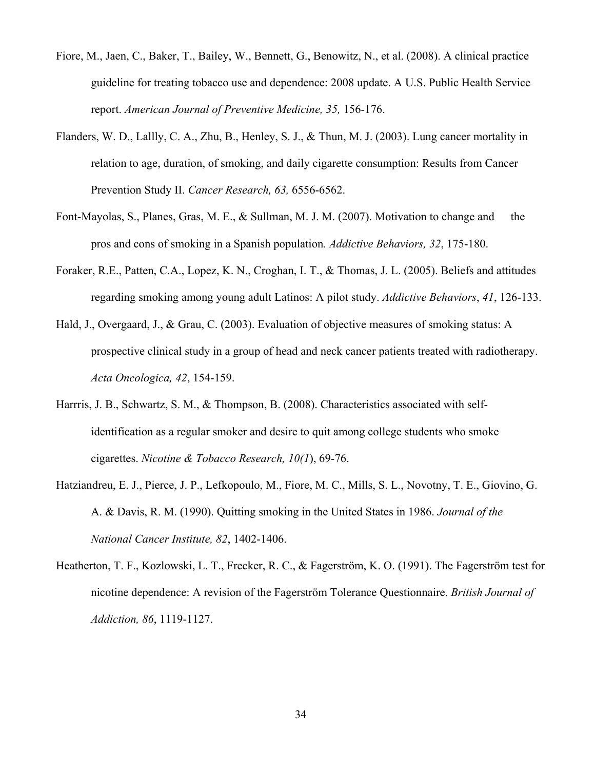Fiore, M., Jaen, C., Baker, T., Bailey, W., Bennett, G., Benowitz, N., et al. (2008). A clinical practice guideline for treating tobacco use and dependence: 2008 update. A U.S. Public Health Service report. *American Journal of Preventive Medicine, 35,* 156-176.

Flanders, W. D., Lallly, C. A., Zhu, B., Henley, S. J., & Thun, M. J. (2003). Lung cancer mortality in relation to age, duration, of smoking, and daily cigarette consumption: Results from Cancer Prevention Study II. *Cancer Research, 63,* 6556-6562.

Font-Mayolas, S., Planes, Gras, M. E., & Sullman, M. J. M. (2007). Motivation to change and the pros and cons of smoking in a Spanish population*. Addictive Behaviors, 32*, 175-180.

Foraker, R.E., Patten, C.A., Lopez, K. N., Croghan, I. T., & Thomas, J. L. (2005). Beliefs and attitudes regarding smoking among young adult Latinos: A pilot study. *Addictive Behaviors*, *41*, 126-133.

Hald, J., Overgaard, J., & Grau, C. (2003). Evaluation of objective measures of smoking status: A prospective clinical study in a group of head and neck cancer patients treated with radiotherapy. *Acta Oncologica, 42*, 154-159.

Harrris, J. B., Schwartz, S. M., & Thompson, B. (2008). Characteristics associated with self-identification as a regular smoker and desire to quit among college students who smoke cigarettes. *Nicotine & Tobacco Research, 10(1*), 69-76.

Hatziandreu, E. J., Pierce, J. P., Lefkopoulo, M., Fiore, M. C., Mills, S. L., Novotny, T. E., Giovino, G. A. & Davis, R. M. (1990). Quitting smoking in the United States in 1986. *Journal of the National Cancer Institute, 82*, 1402-1406.

Heatherton, T. F., Kozlowski, L. T., Frecker, R. C., & Fagerström, K. O. (1991). The Fagerström test for nicotine dependence: A revision of the Fagerström Tolerance Questionnaire. *British Journal of Addiction, 86*, 1119-1127.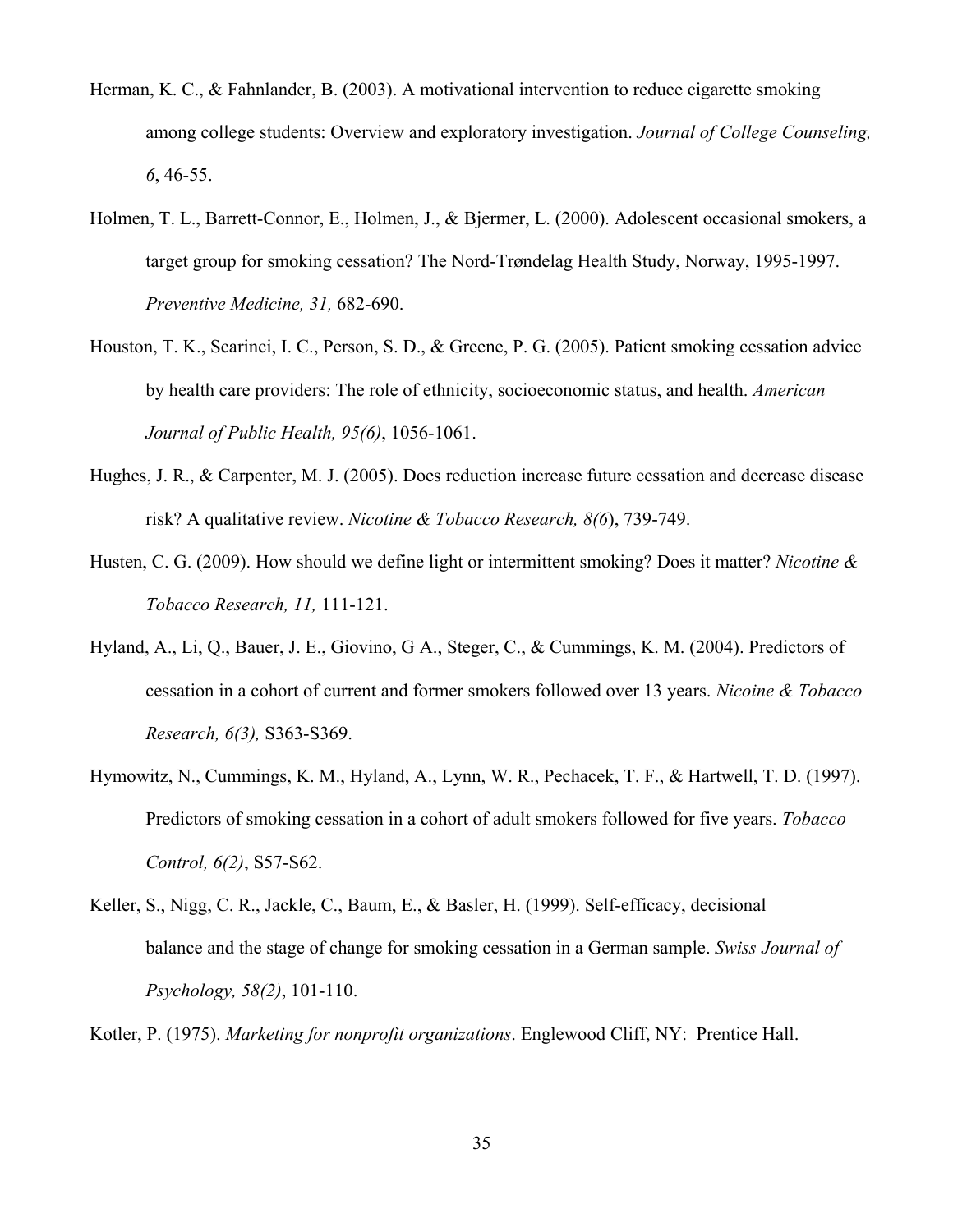Herman, K. C., & Fahnlander, B. (2003). A motivational intervention to reduce cigarette smoking among college students: Overview and exploratory investigation. *Journal of College Counseling, 6*, 46-55.

Holmen, T. L., Barrett-Connor, E., Holmen, J., & Bjermer, L. (2000). Adolescent occasional smokers, a target group for smoking cessation? The Nord-Trøndelag Health Study, Norway, 1995-1997. *Preventive Medicine, 31,* 682-690.

Houston, T. K., Scarinci, I. C., Person, S. D., & Greene, P. G. (2005). Patient smoking cessation advice by health care providers: The role of ethnicity, socioeconomic status, and health. *American Journal of Public Health, 95(6)*, 1056-1061.

Hughes, J. R., & Carpenter, M. J. (2005). Does reduction increase future cessation and decrease disease risk? A qualitative review. *Nicotine & Tobacco Research, 8(6*), 739-749.

Husten, C. G. (2009). How should we define light or intermittent smoking? Does it matter? *Nicotine & Tobacco Research, 11,* 111-121.

Hyland, A., Li, Q., Bauer, J. E., Giovino, G A., Steger, C., & Cummings, K. M. (2004). Predictors of cessation in a cohort of current and former smokers followed over 13 years. *Nicoine & Tobacco Research, 6(3),* S363-S369.

Hymowitz, N., Cummings, K. M., Hyland, A., Lynn, W. R., Pechacek, T. F., & Hartwell, T. D. (1997). Predictors of smoking cessation in a cohort of adult smokers followed for five years. *Tobacco Control, 6(2)*, S57-S62.

Keller, S., Nigg, C. R., Jackle, C., Baum, E., & Basler, H. (1999). Self-efficacy, decisional balance and the stage of change for smoking cessation in a German sample. *Swiss Journal of Psychology, 58(2)*, 101-110.

Kotler, P. (1975). *Marketing for nonprofit organizations*. Englewood Cliff, NY: Prentice Hall.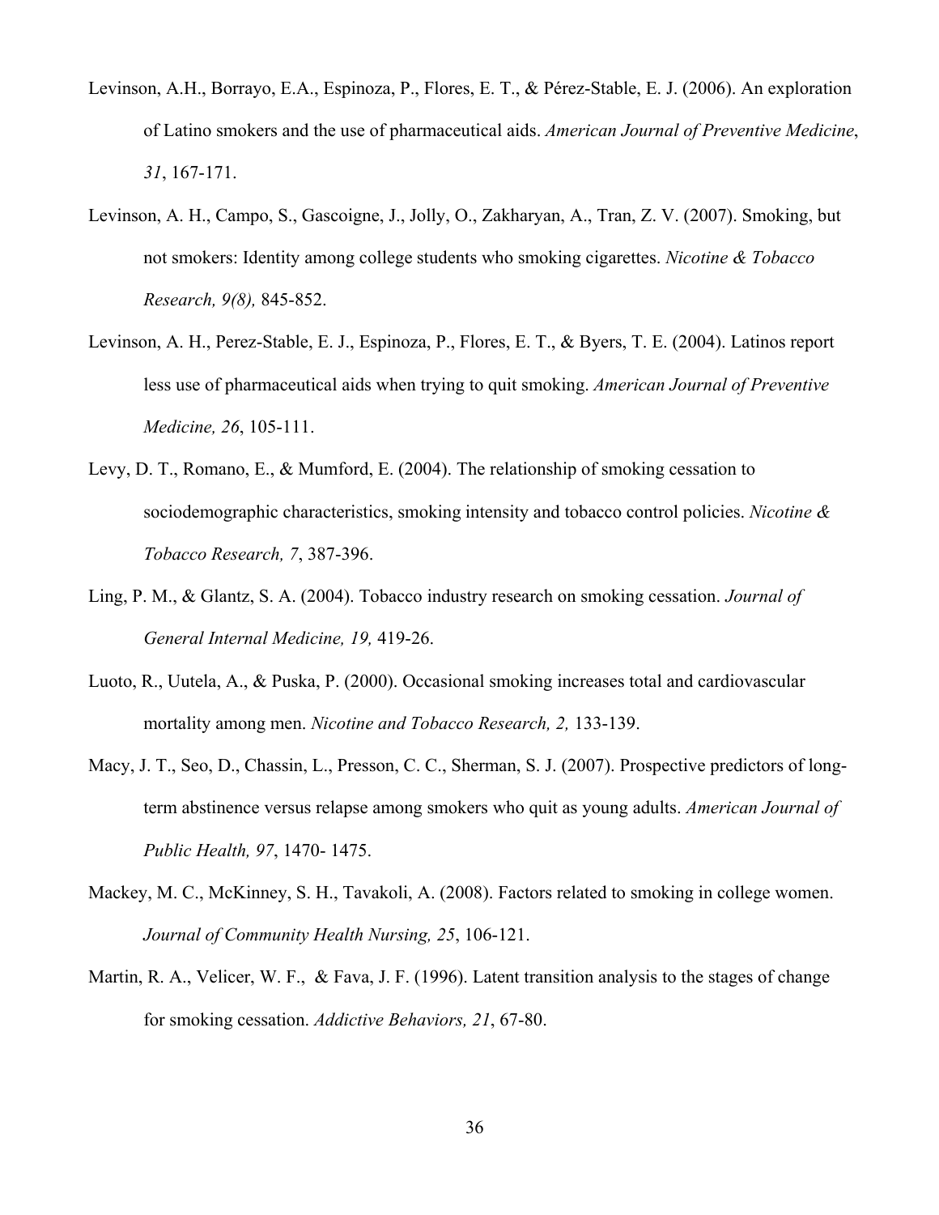Levinson, A.H., Borrayo, E.A., Espinoza, P., Flores, E. T., & Pérez-Stable, E. J. (2006). An exploration of Latino smokers and the use of pharmaceutical aids. *American Journal of Preventive Medicine*, *31*, 167-171.

Levinson, A. H., Campo, S., Gascoigne, J., Jolly, O., Zakharyan, A., Tran, Z. V. (2007). Smoking, but not smokers: Identity among college students who smoking cigarettes. *Nicotine & Tobacco Research, 9(8),* 845-852.

Levinson, A. H., Perez-Stable, E. J., Espinoza, P., Flores, E. T., & Byers, T. E. (2004). Latinos report less use of pharmaceutical aids when trying to quit smoking. *American Journal of Preventive Medicine, 26*, 105-111.

Levy, D. T., Romano, E., & Mumford, E. (2004). The relationship of smoking cessation to sociodemographic characteristics, smoking intensity and tobacco control policies. *Nicotine & Tobacco Research, 7*, 387-396.

Ling, P. M., & Glantz, S. A. (2004). Tobacco industry research on smoking cessation. *Journal of General Internal Medicine, 19,* 419-26.

Luoto, R., Uutela, A., & Puska, P. (2000). Occasional smoking increases total and cardiovascular mortality among men. *Nicotine and Tobacco Research, 2,* 133-139.

Macy, J. T., Seo, D., Chassin, L., Presson, C. C., Sherman, S. J. (2007). Prospective predictors of long-term abstinence versus relapse among smokers who quit as young adults. *American Journal of Public Health, 97*, 1470- 1475.

Mackey, M. C., McKinney, S. H., Tavakoli, A. (2008). Factors related to smoking in college women. *Journal of Community Health Nursing, 25*, 106-121.

Martin, R. A., Velicer, W. F., & Fava, J. F. (1996). Latent transition analysis to the stages of change for smoking cessation. *Addictive Behaviors, 21*, 67-80.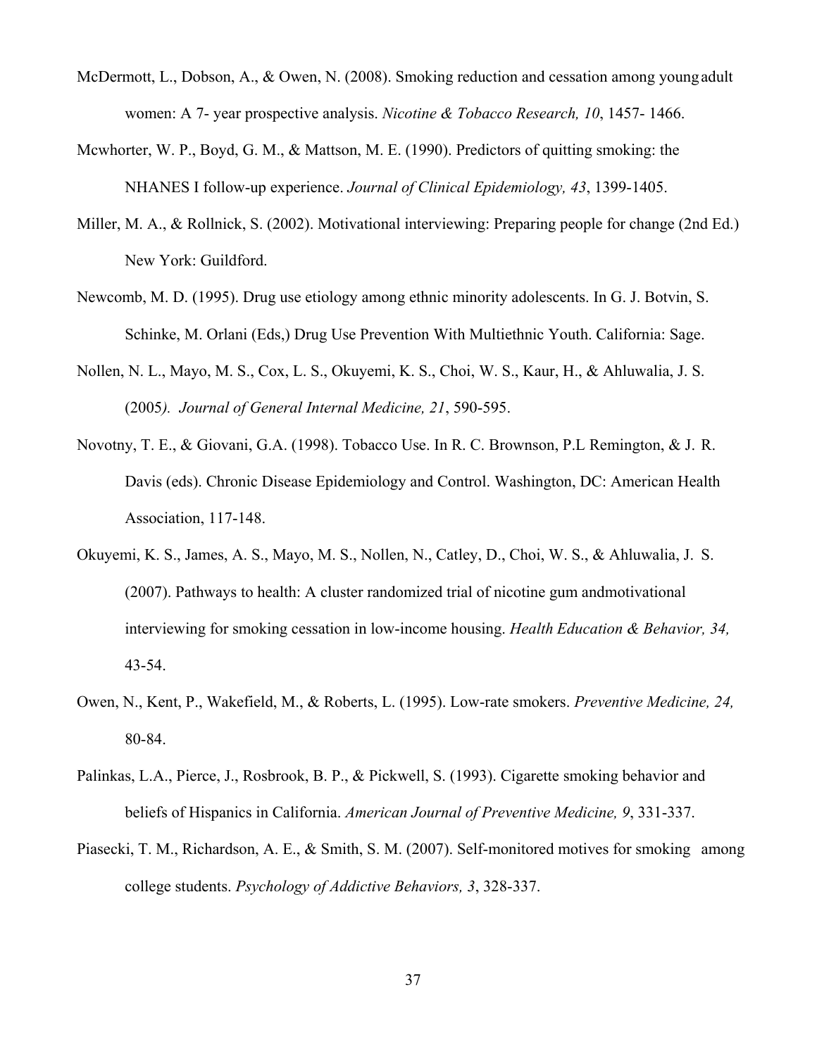McDermott, L., Dobson, A., & Owen, N. (2008). Smoking reduction and cessation among young adult women: A 7- year prospective analysis. *Nicotine & Tobacco Research, 10*, 1457- 1466.

Mcwhorter, W. P., Boyd, G. M., & Mattson, M. E. (1990). Predictors of quitting smoking: the NHANES I follow-up experience. *Journal of Clinical Epidemiology, 43*, 1399-1405.

Miller, M. A., & Rollnick, S. (2002). Motivational interviewing: Preparing people for change (2nd Ed.) New York: Guildford.

Newcomb, M. D. (1995). Drug use etiology among ethnic minority adolescents. In G. J. Botvin, S. Schinke, M. Orlani (Eds,) Drug Use Prevention With Multiethnic Youth. California: Sage.

Nollen, N. L., Mayo, M. S., Cox, L. S., Okuyemi, K. S., Choi, W. S., Kaur, H., & Ahluwalia, J. S. (2005*). Journal of General Internal Medicine, 21*, 590-595.

Novotny, T. E., & Giovani, G.A. (1998). Tobacco Use. In R. C. Brownson, P.L Remington, & J. R. Davis (eds). Chronic Disease Epidemiology and Control. Washington, DC: American Health Association, 117-148.

Okuyemi, K. S., James, A. S., Mayo, M. S., Nollen, N., Catley, D., Choi, W. S., & Ahluwalia, J. S. (2007). Pathways to health: A cluster randomized trial of nicotine gum andmotivational interviewing for smoking cessation in low-income housing. *Health Education & Behavior, 34,* 43-54.

Owen, N., Kent, P., Wakefield, M., & Roberts, L. (1995). Low-rate smokers. *Preventive Medicine, 24,* 80-84.

Palinkas, L.A., Pierce, J., Rosbrook, B. P., & Pickwell, S. (1993). Cigarette smoking behavior and beliefs of Hispanics in California. *American Journal of Preventive Medicine, 9*, 331-337.

Piasecki, T. M., Richardson, A. E., & Smith, S. M. (2007). Self-monitored motives for smoking among college students. *Psychology of Addictive Behaviors, 3*, 328-337.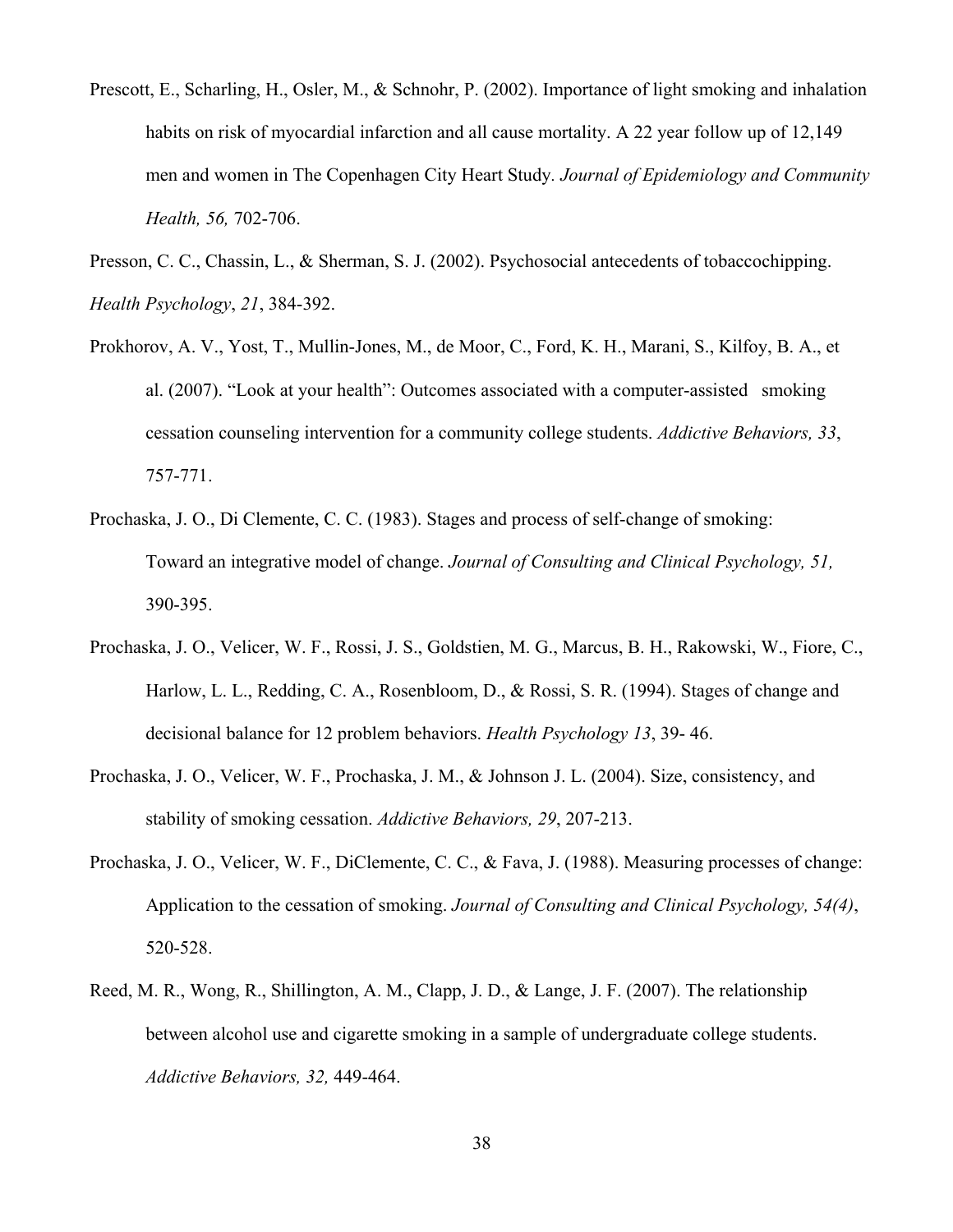Prescott, E., Scharling, H., Osler, M., & Schnohr, P. (2002). Importance of light smoking and inhalation habits on risk of myocardial infarction and all cause mortality. A 22 year follow up of 12,149 men and women in The Copenhagen City Heart Study. *Journal of Epidemiology and Community Health, 56,* 702-706.

Presson, C. C., Chassin, L., & Sherman, S. J. (2002). Psychosocial antecedents of tobaccochipping. *Health Psychology*, *21*, 384-392.

Prokhorov, A. V., Yost, T., Mullin-Jones, M., de Moor, C., Ford, K. H., Marani, S., Kilfoy, B. A., et al. (2007). "Look at your health": Outcomes associated with a computer-assisted smoking cessation counseling intervention for a community college students. *Addictive Behaviors, 33*, 757-771.

Prochaska, J. O., Di Clemente, C. C. (1983). Stages and process of self-change of smoking: Toward an integrative model of change. *Journal of Consulting and Clinical Psychology, 51,* 390-395.

Prochaska, J. O., Velicer, W. F., Rossi, J. S., Goldstien, M. G., Marcus, B. H., Rakowski, W., Fiore, C., Harlow, L. L., Redding, C. A., Rosenbloom, D., & Rossi, S. R. (1994). Stages of change and decisional balance for 12 problem behaviors. *Health Psychology 13*, 39- 46.

Prochaska, J. O., Velicer, W. F., Prochaska, J. M., & Johnson J. L. (2004). Size, consistency, and stability of smoking cessation. *Addictive Behaviors, 29*, 207-213.

Prochaska, J. O., Velicer, W. F., DiClemente, C. C., & Fava, J. (1988). Measuring processes of change: Application to the cessation of smoking. *Journal of Consulting and Clinical Psychology, 54(4)*, 520-528.

Reed, M. R., Wong, R., Shillington, A. M., Clapp, J. D., & Lange, J. F. (2007). The relationship between alcohol use and cigarette smoking in a sample of undergraduate college students. *Addictive Behaviors, 32,* 449-464.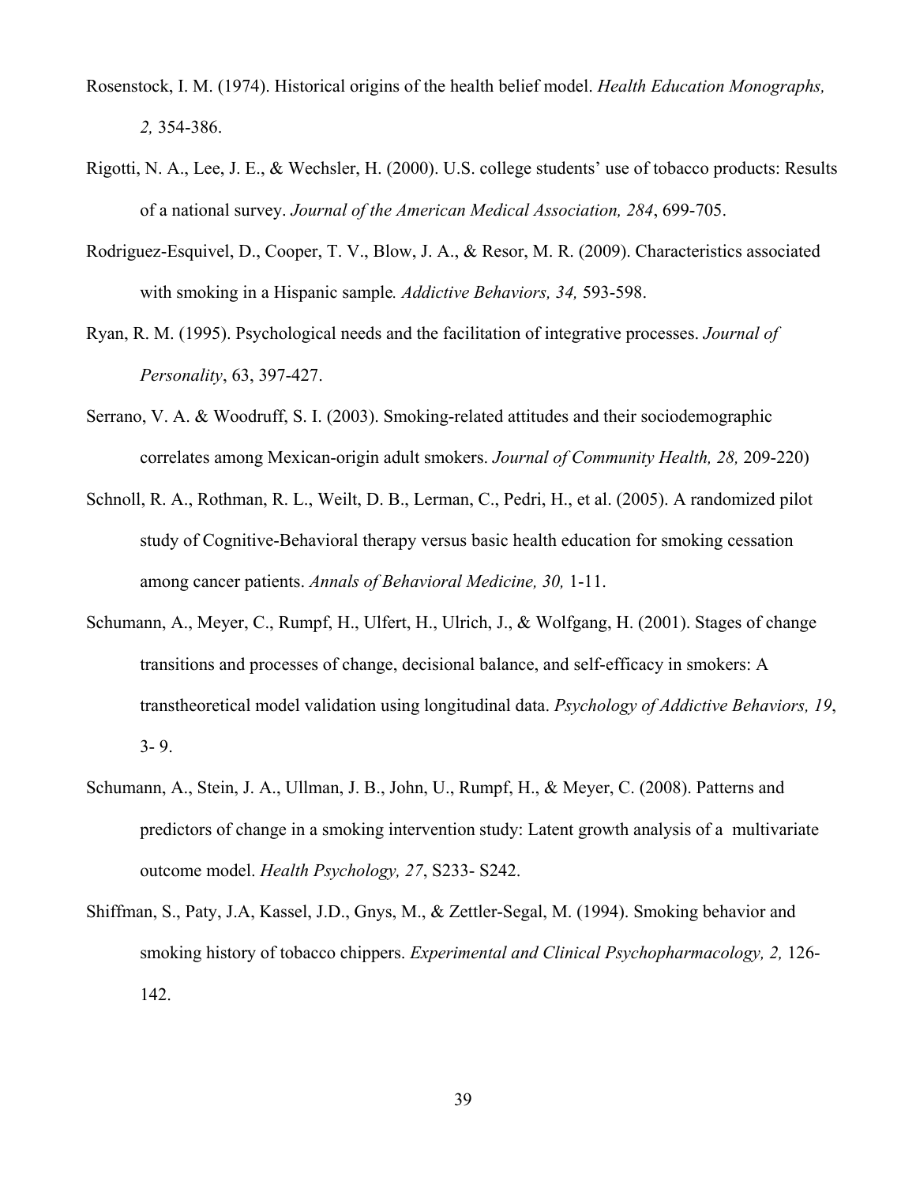Rosenstock, I. M. (1974). Historical origins of the health belief model. *Health Education Monographs, 2,* 354-386.

Rigotti, N. A., Lee, J. E., & Wechsler, H. (2000). U.S. college students' use of tobacco products: Results of a national survey. *Journal of the American Medical Association, 284*, 699-705.

Rodriguez-Esquivel, D., Cooper, T. V., Blow, J. A., & Resor, M. R. (2009). Characteristics associated with smoking in a Hispanic sample*. Addictive Behaviors, 34,* 593-598.

Ryan, R. M. (1995). Psychological needs and the facilitation of integrative processes. *Journal of Personality*, 63, 397-427.

Serrano, V. A. & Woodruff, S. I. (2003). Smoking-related attitudes and their sociodemographic correlates among Mexican-origin adult smokers. *Journal of Community Health, 28,* 209-220)

Schnoll, R. A., Rothman, R. L., Weilt, D. B., Lerman, C., Pedri, H., et al. (2005). A randomized pilot study of Cognitive-Behavioral therapy versus basic health education for smoking cessation among cancer patients. *Annals of Behavioral Medicine, 30,* 1-11.

Schumann, A., Meyer, C., Rumpf, H., Ulfert, H., Ulrich, J., & Wolfgang, H. (2001). Stages of change transitions and processes of change, decisional balance, and self-efficacy in smokers: A transtheoretical model validation using longitudinal data. *Psychology of Addictive Behaviors, 19*, 3- 9.

Schumann, A., Stein, J. A., Ullman, J. B., John, U., Rumpf, H., & Meyer, C. (2008). Patterns and predictors of change in a smoking intervention study: Latent growth analysis of a multivariate outcome model. *Health Psychology, 27*, S233- S242.

Shiffman, S., Paty, J.A, Kassel, J.D., Gnys, M., & Zettler-Segal, M. (1994). Smoking behavior and smoking history of tobacco chippers. *Experimental and Clinical Psychopharmacology, 2,* 126-142.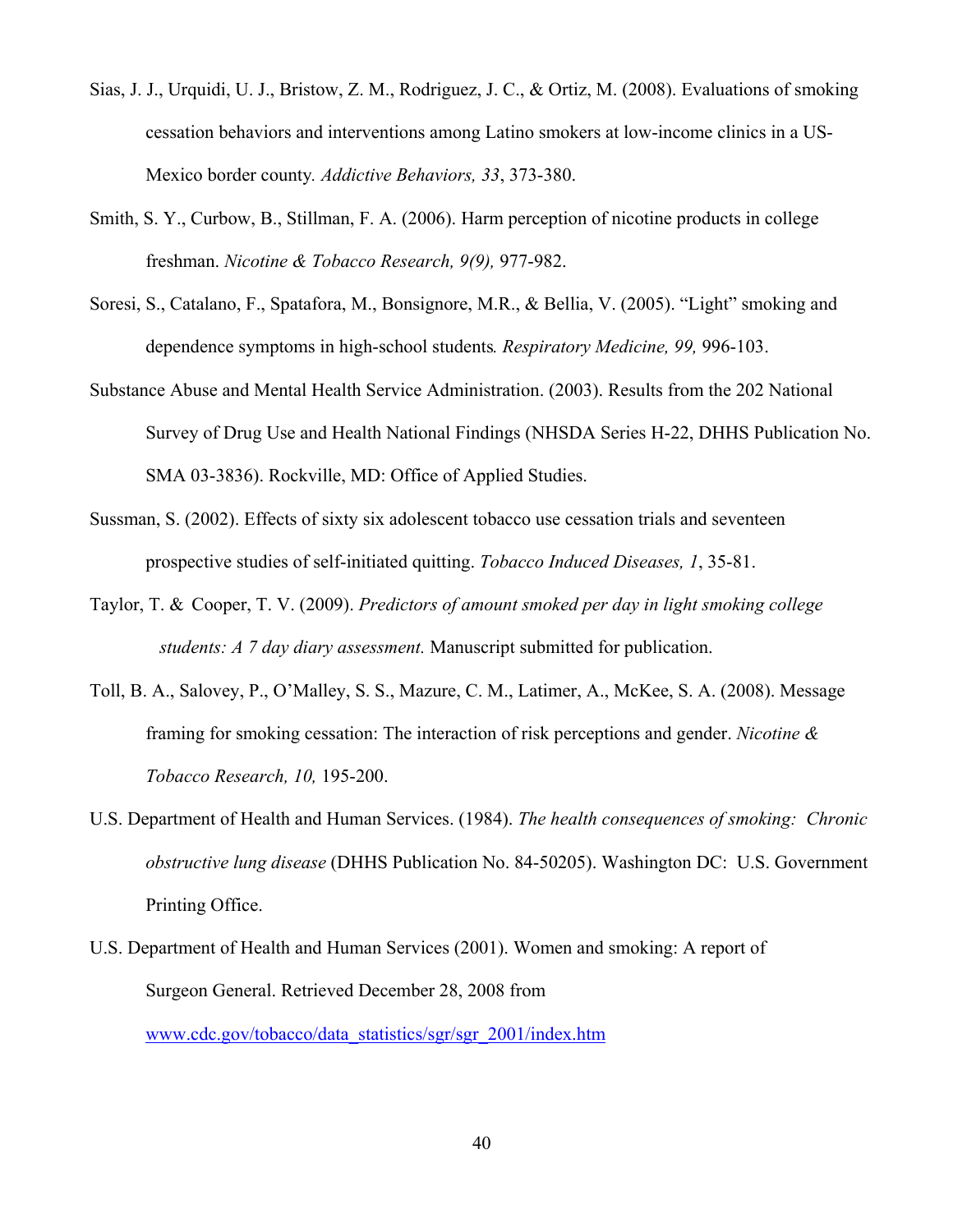Sias, J. J., Urquidi, U. J., Bristow, Z. M., Rodriguez, J. C., & Ortiz, M. (2008). Evaluations of smoking cessation behaviors and interventions among Latino smokers at low-income clinics in a US-Mexico border county. *Addictive Behaviors, 33*, 373-380.

Smith, S. Y., Curbow, B., Stillman, F. A. (2006). Harm perception of nicotine products in college freshman. *Nicotine & Tobacco Research, 9(9),* 977-982.

Soresi, S., Catalano, F., Spatafora, M., Bonsignore, M.R., & Bellia, V. (2005). "Light" smoking and dependence symptoms in high-school students*. Respiratory Medicine, 99,* 996-103.

Substance Abuse and Mental Health Service Administration. (2003). Results from the 202 National Survey of Drug Use and Health National Findings (NHSDA Series H-22, DHHS Publication No. SMA 03-3836). Rockville, MD: Office of Applied Studies.

Sussman, S. (2002). Effects of sixty six adolescent tobacco use cessation trials and seventeen prospective studies of self-initiated quitting. *Tobacco Induced Diseases, 1*, 35-81.

Taylor, T. & Cooper, T. V. (2009). *Predictors of amount smoked per day in light smoking college students: A 7 day diary assessment.* Manuscript submitted for publication.

Toll, B. A., Salovey, P., O'Malley, S. S., Mazure, C. M., Latimer, A., McKee, S. A. (2008). Message framing for smoking cessation: The interaction of risk perceptions and gender. *Nicotine & Tobacco Research, 10,* 195-200.

U.S. Department of Health and Human Services. (1984). *The health consequences of smoking: Chronic obstructive lung disease* (DHHS Publication No. 84-50205). Washington DC: U.S. Government Printing Office.

U.S. Department of Health and Human Services (2001). Women and smoking: A report of Surgeon General. Retrieved December 28, 2008 from www.cdc.gov/tobacco/data_statistics/sgr/sgr_2001/index.htm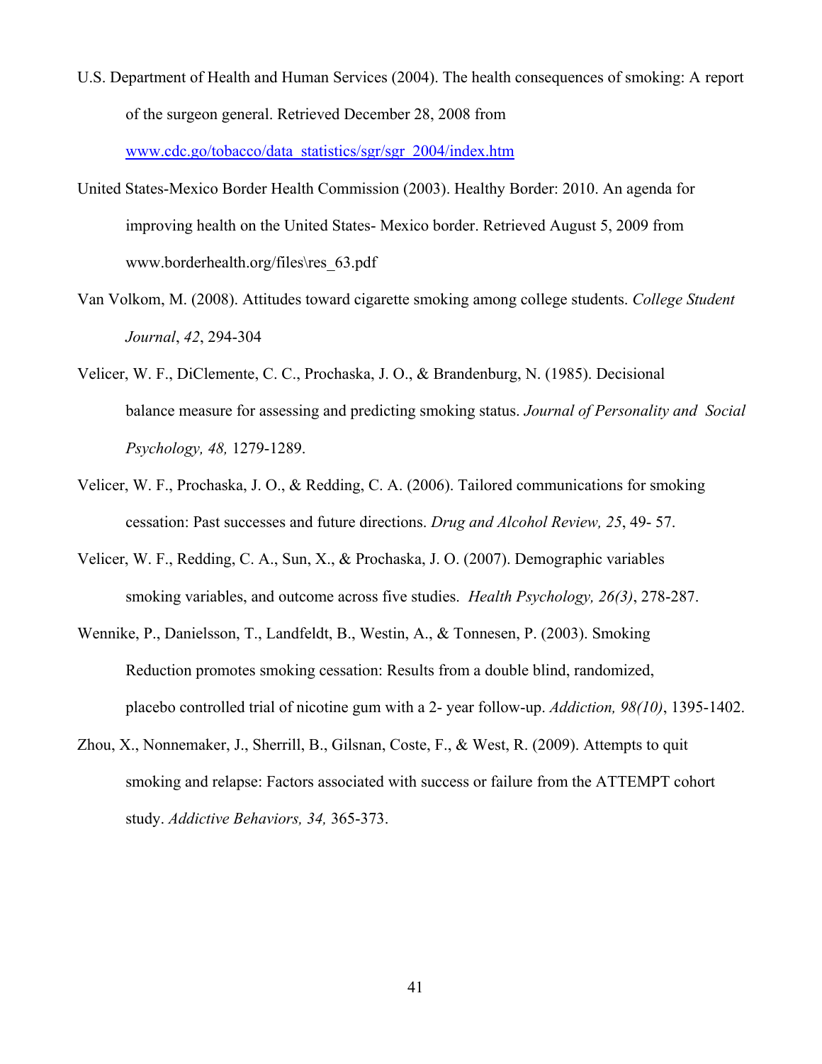U.S. Department of Health and Human Services (2004). The health consequences of smoking: A report of the surgeon general. Retrieved December 28, 2008 from www.cdc.go/tobacco/data_statistics/sgr/sgr_2004/index.htm

United States-Mexico Border Health Commission (2003). Healthy Border: 2010. An agenda for improving health on the United States- Mexico border. Retrieved August 5, 2009 from www.borderhealth.org/files\res_63.pdf

Van Volkom, M. (2008). Attitudes toward cigarette smoking among college students. *College Student Journal*, *42*, 294-304

Velicer, W. F., DiClemente, C. C., Prochaska, J. O., & Brandenburg, N. (1985). Decisional balance measure for assessing and predicting smoking status. *Journal of Personality and Social Psychology, 48,* 1279-1289.

Velicer, W. F., Prochaska, J. O., & Redding, C. A. (2006). Tailored communications for smoking cessation: Past successes and future directions. *Drug and Alcohol Review, 25*, 49- 57.

Velicer, W. F., Redding, C. A., Sun, X., & Prochaska, J. O. (2007). Demographic variables smoking variables, and outcome across five studies. *Health Psychology, 26(3)*, 278-287.

Wennike, P., Danielsson, T., Landfeldt, B., Westin, A., & Tonnesen, P. (2003). Smoking Reduction promotes smoking cessation: Results from a double blind, randomized, placebo controlled trial of nicotine gum with a 2- year follow-up. *Addiction, 98(10)*, 1395-1402.

Zhou, X., Nonnemaker, J., Sherrill, B., Gilsnan, Coste, F., & West, R. (2009). Attempts to quit smoking and relapse: Factors associated with success or failure from the ATTEMPT cohort study. *Addictive Behaviors, 34,* 365-373.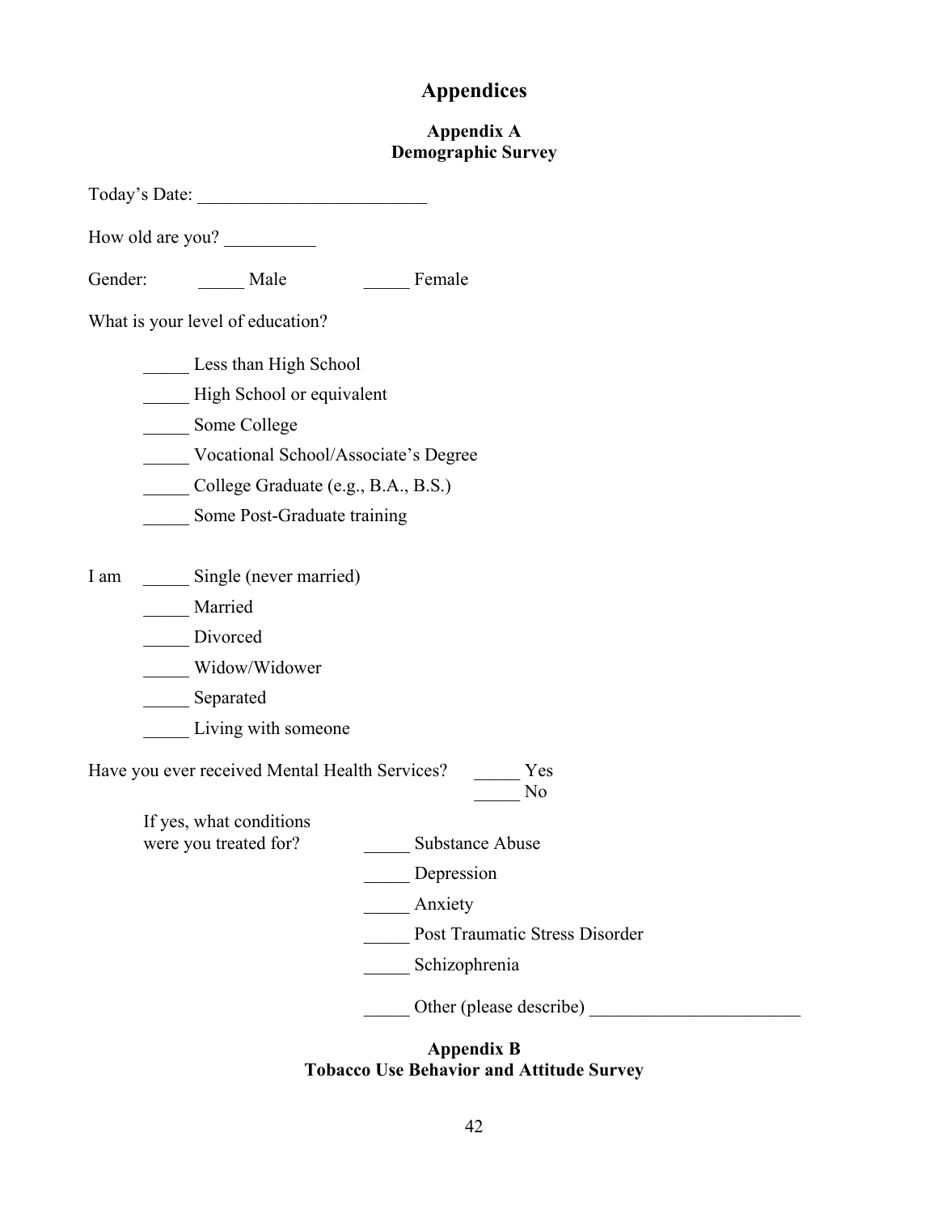# Appendices

## Appendix A
## Demographic Survey

Today's Date: ________________________

How old are you? __________

Gender: _____ Male _____ Female

What is your level of education?

_____ Less than High School

_____ High School or equivalent

_____ Some College

_____ Vocational School/Associate's Degree

_____ College Graduate (e.g., B.A., B.S.)

_____ Some Post-Graduate training

I am _____ Single (never married)

_____ Married

_____ Divorced

_____ Widow/Widower

_____ Separated

_____ Living with someone

Have you ever received Mental Health Services? _____ Yes
_____ No

If yes, what conditions were you treated for?

_____ Substance Abuse

_____ Depression

_____ Anxiety

_____ Post Traumatic Stress Disorder

_____ Schizophrenia

_____ Other (please describe) ______________________

## Appendix B
## Tobacco Use Behavior and Attitude Survey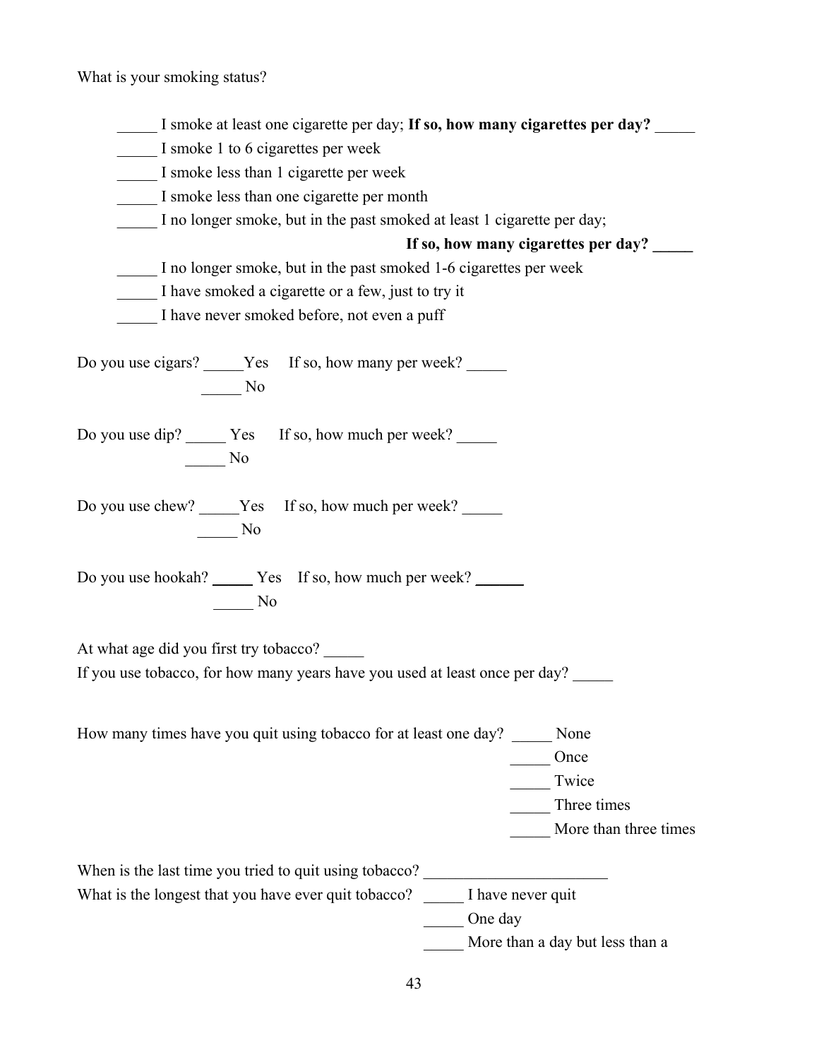What is your smoking status?

_____ I smoke at least one cigarette per day; **If so, how many cigarettes per day?** _____

_____ I smoke 1 to 6 cigarettes per week

_____ I smoke less than 1 cigarette per week

_____ I smoke less than one cigarette per month

_____ I no longer smoke, but in the past smoked at least 1 cigarette per day;

**If so, how many cigarettes per day? _____**

_____ I no longer smoke, but in the past smoked 1-6 cigarettes per week

_____ I have smoked a cigarette or a few, just to try it

_____ I have never smoked before, not even a puff

Do you use cigars? _____Yes If so, how many per week? _____

_____ No

Do you use dip? _____ Yes If so, how much per week? _____

_____ No

Do you use chew? _____Yes If so, how much per week? _____

_____ No

Do you use hookah? _____ Yes If so, how much per week? ______

_____ No

At what age did you first try tobacco? _____

If you use tobacco, for how many years have you used at least once per day? _____

How many times have you quit using tobacco for at least one day? _____ None

_____ Once

_____ Twice

_____ Three times

_____ More than three times

When is the last time you tried to quit using tobacco? _______________________

What is the longest that you have ever quit tobacco? _____ I have never quit

_____ One day

_____ More than a day but less than a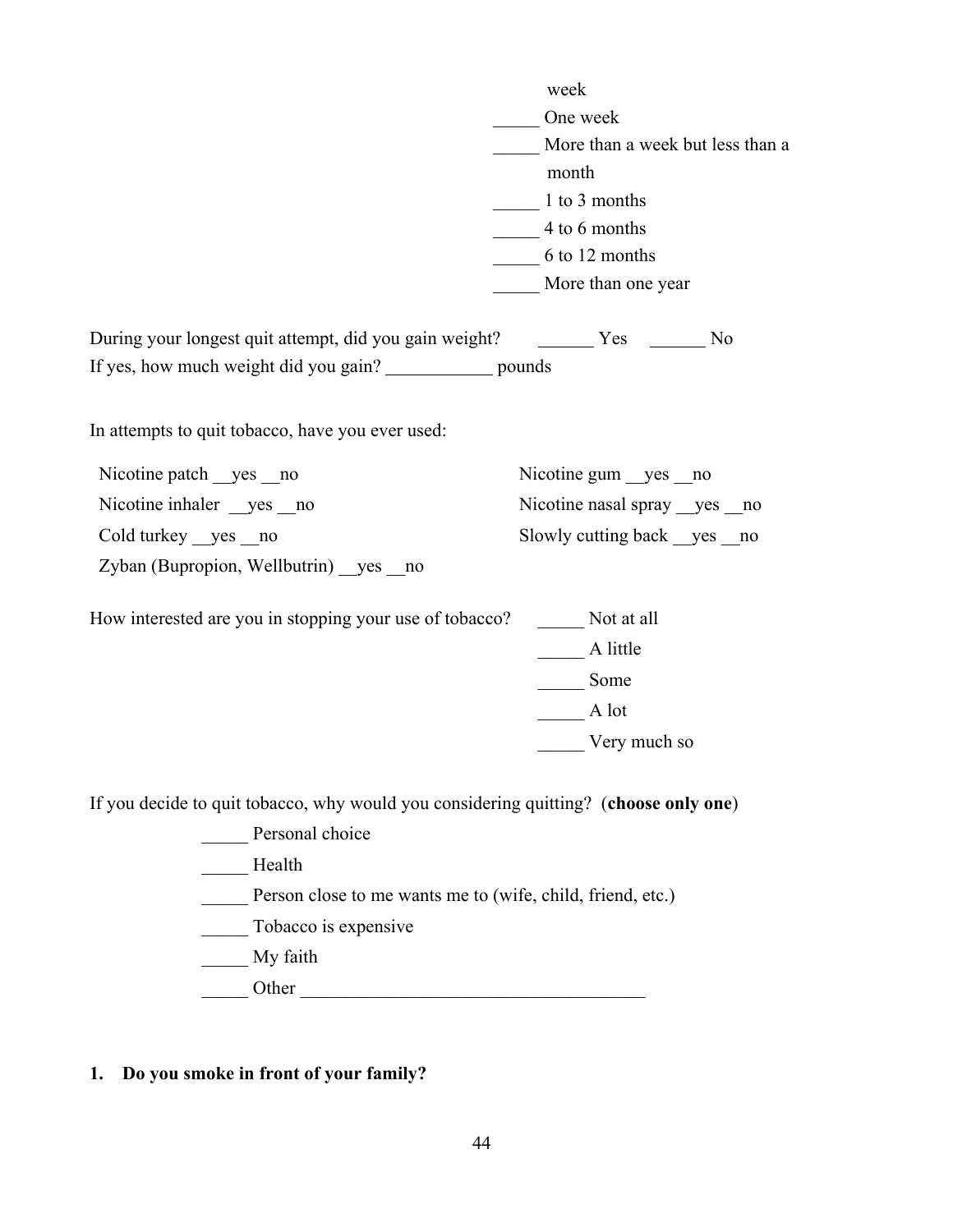week

_____ One week

_____ More than a week but less than a month

_____ 1 to 3 months

_____ 4 to 6 months

_____ 6 to 12 months

_____ More than one year

During your longest quit attempt, did you gain weight? ______ Yes ______ No

If yes, how much weight did you gain? ___________ pounds

In attempts to quit tobacco, have you ever used:

Nicotine patch __yes __no

Nicotine gum __yes __no

Nicotine inhaler __yes __no

Nicotine nasal spray __yes __no

Cold turkey __yes __no

Slowly cutting back __yes __no

Zyban (Bupropion, Wellbutrin) __yes __no

How interested are you in stopping your use of tobacco?

_____ Not at all

_____ A little

_____ Some

_____ A lot

_____ Very much so

If you decide to quit tobacco, why would you considering quitting? (**choose only one**)

_____ Personal choice

_____ Health

_____ Person close to me wants me to (wife, child, friend, etc.)

_____ Tobacco is expensive

_____ My faith

_____ Other ____________________________________

**1. Do you smoke in front of your family?**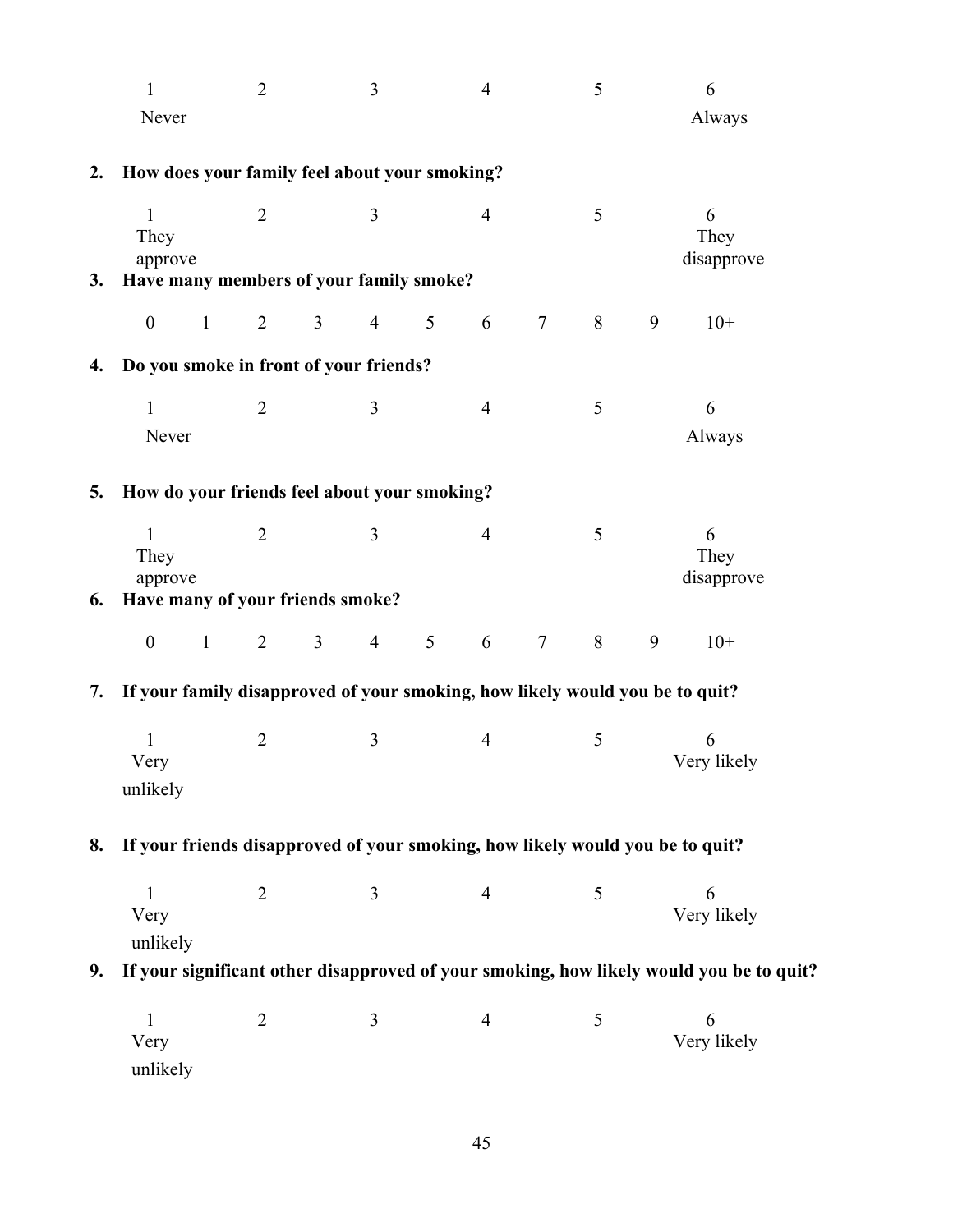1 2 3 4 5 6

Never Always

**2. How does your family feel about your smoking?**

1 2 3 4 5 6

They approve They disapprove

**3. Have many members of your family smoke?**

0 1 2 3 4 5 6 7 8 9 10+

**4. Do you smoke in front of your friends?**

1 2 3 4 5 6

Never Always

**5. How do your friends feel about your smoking?**

1 2 3 4 5 6

They approve They disapprove

**6. Have many of your friends smoke?**

0 1 2 3 4 5 6 7 8 9 10+

**7. If your family disapproved of your smoking, how likely would you be to quit?**

1 2 3 4 5 6

Very unlikely Very likely

**8. If your friends disapproved of your smoking, how likely would you be to quit?**

1 2 3 4 5 6

Very unlikely Very likely

**9. If your significant other disapproved of your smoking, how likely would you be to quit?**

1 2 3 4 5 6

Very unlikely Very likely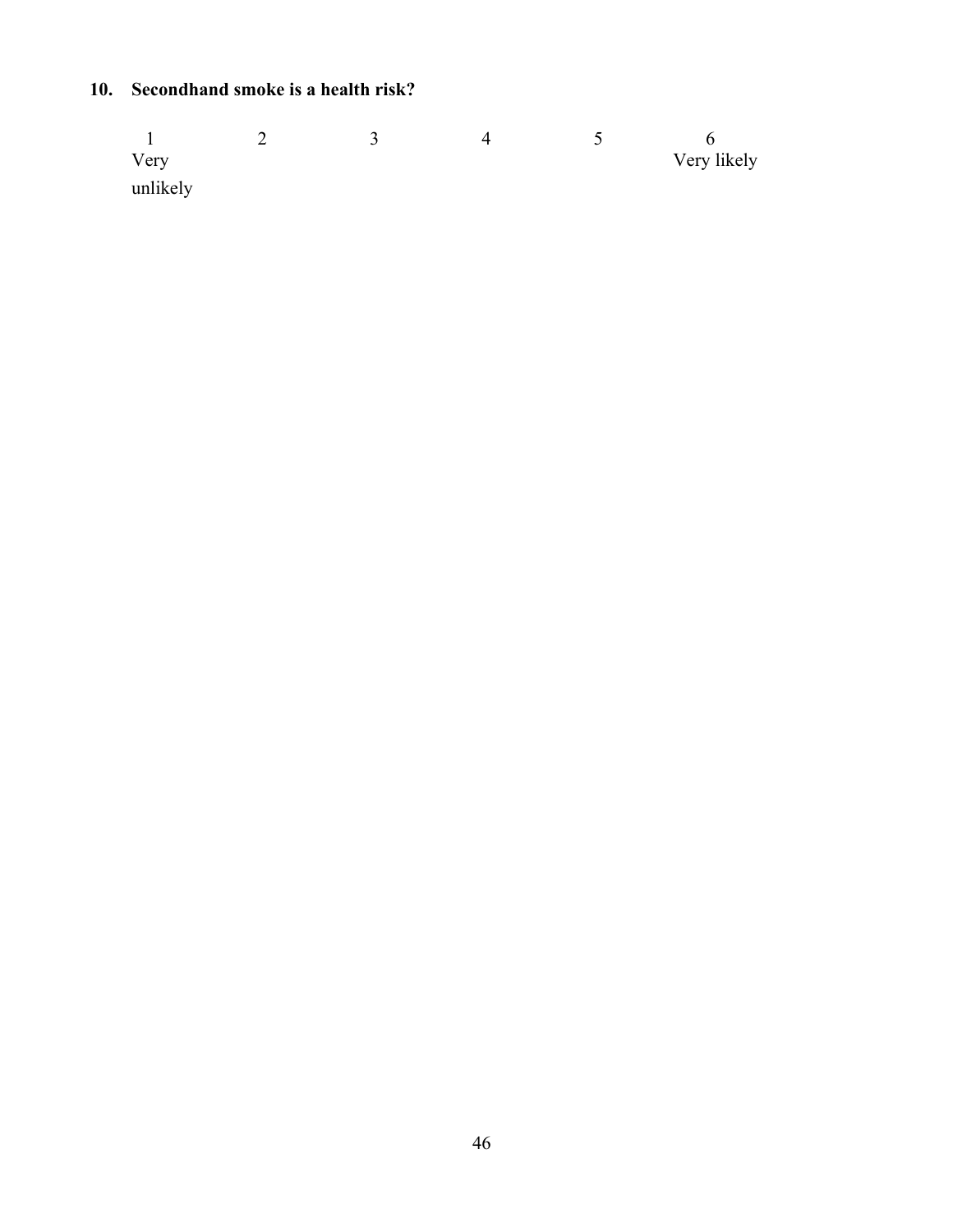**10. Secondhand smoke is a health risk?**

| 1 | 2 | 3 | 4 | 5 | 6 |
|---|---|---|---|---|---|
| Very unlikely | | | | | Very likely |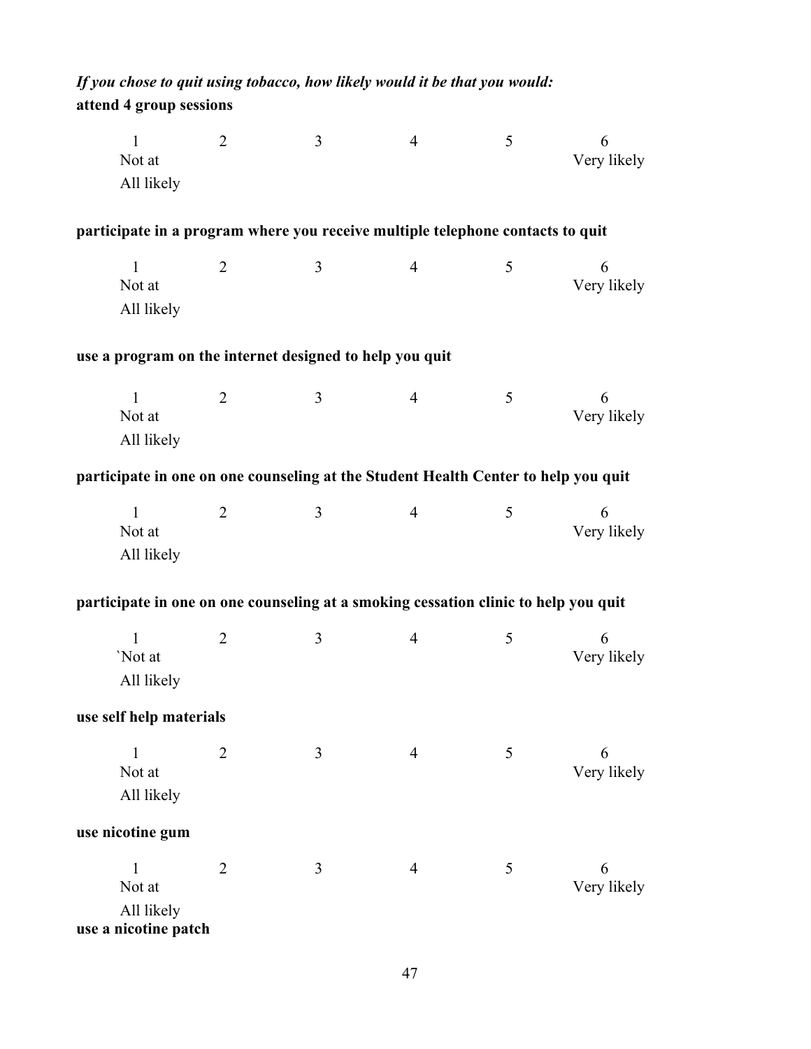***If you chose to quit using tobacco, how likely would it be that you would:***

**attend 4 group sessions**

| 1 | 2 | 3 | 4 | 5 | 6 |
|---|---|---|---|---|---|
| Not at All likely | | | | | Very likely |

**participate in a program where you receive multiple telephone contacts to quit**

| 1 | 2 | 3 | 4 | 5 | 6 |
|---|---|---|---|---|---|
| Not at All likely | | | | | Very likely |

**use a program on the internet designed to help you quit**

| 1 | 2 | 3 | 4 | 5 | 6 |
|---|---|---|---|---|---|
| Not at All likely | | | | | Very likely |

**participate in one on one counseling at the Student Health Center to help you quit**

| 1 | 2 | 3 | 4 | 5 | 6 |
|---|---|---|---|---|---|
| Not at All likely | | | | | Very likely |

**participate in one on one counseling at a smoking cessation clinic to help you quit**

| 1 | 2 | 3 | 4 | 5 | 6 |
|---|---|---|---|---|---|
| `Not at All likely | | | | | Very likely |

**use self help materials**

| 1 | 2 | 3 | 4 | 5 | 6 |
|---|---|---|---|---|---|
| Not at All likely | | | | | Very likely |

**use nicotine gum**

| 1 | 2 | 3 | 4 | 5 | 6 |
|---|---|---|---|---|---|
| Not at All likely | | | | | Very likely |

**use a nicotine patch**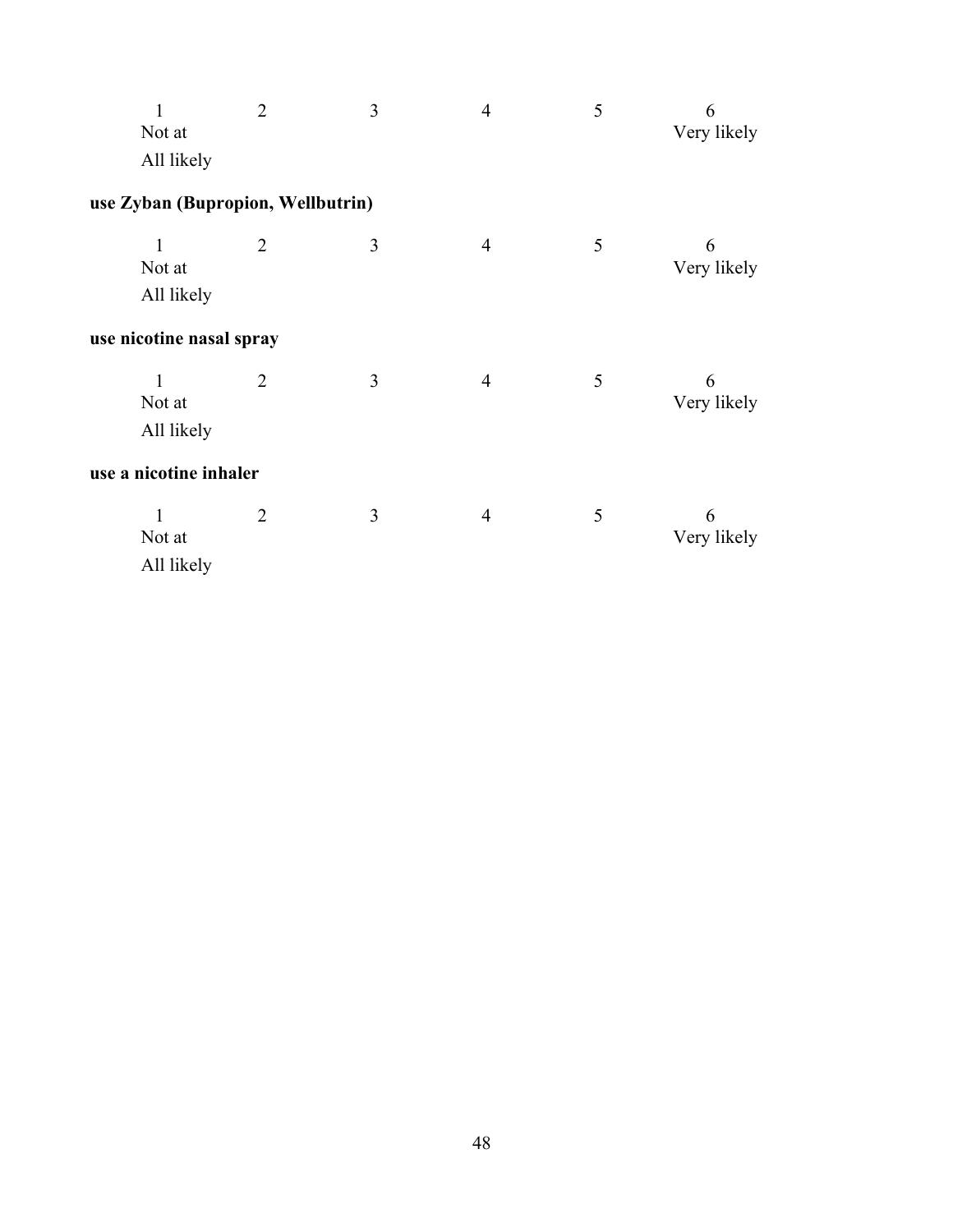| 1 | 2 | 3 | 4 | 5 | 6 |
|---|---|---|---|---|---|
| Not at All likely | | | | | Very likely |

**use Zyban (Bupropion, Wellbutrin)**

| 1 | 2 | 3 | 4 | 5 | 6 |
|---|---|---|---|---|---|
| Not at All likely | | | | | Very likely |

**use nicotine nasal spray**

| 1 | 2 | 3 | 4 | 5 | 6 |
|---|---|---|---|---|---|
| Not at All likely | | | | | Very likely |

**use a nicotine inhaler**

| 1 | 2 | 3 | 4 | 5 | 6 |
|---|---|---|---|---|---|
| Not at All likely | | | | | Very likely |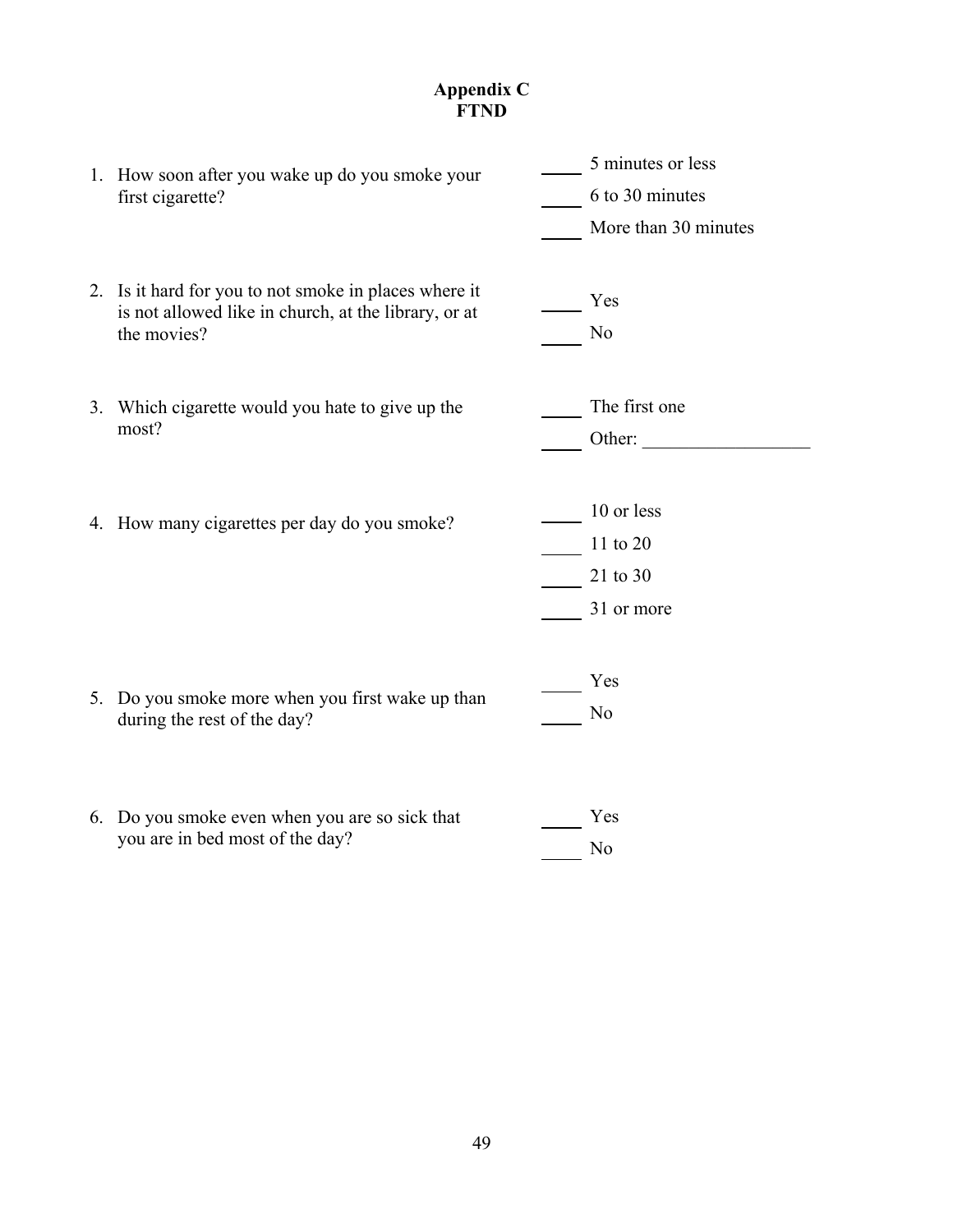# Appendix C
## FTND

1. How soon after you wake up do you smoke your first cigarette?

    ____ 5 minutes or less
    ____ 6 to 30 minutes
    ____ More than 30 minutes

2. Is it hard for you to not smoke in places where it is not allowed like in church, at the library, or at the movies?

    ____ Yes
    ____ No

3. Which cigarette would you hate to give up the most?

    ____ The first one
    ____ Other: __________________

4. How many cigarettes per day do you smoke?

    ____ 10 or less
    ____ 11 to 20
    ____ 21 to 30
    ____ 31 or more

5. Do you smoke more when you first wake up than during the rest of the day?

    ____ Yes
    ____ No

6. Do you smoke even when you are so sick that you are in bed most of the day?

    ____ Yes
    ____ No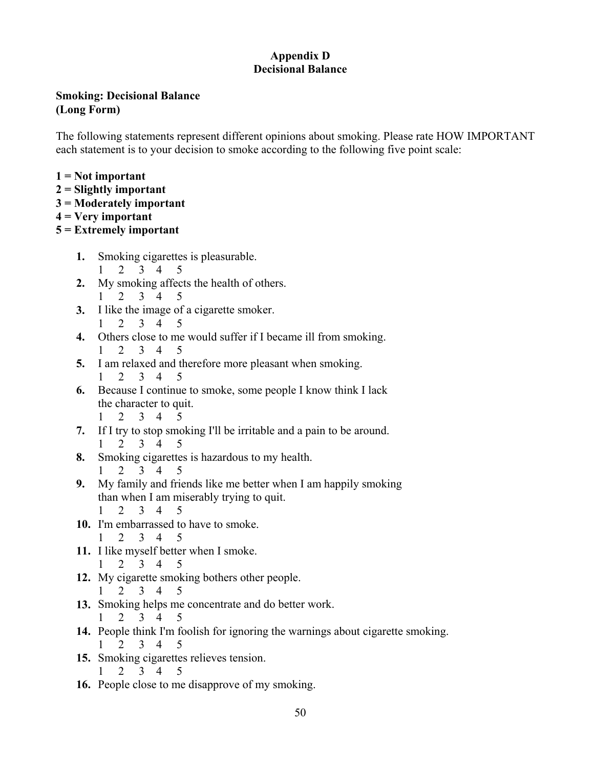**Appendix D**
**Decisional Balance**

**Smoking: Decisional Balance**
**(Long Form)**

The following statements represent different opinions about smoking. Please rate HOW IMPORTANT each statement is to your decision to smoke according to the following five point scale:

**1 = Not important**
**2 = Slightly important**
**3 = Moderately important**
**4 = Very important**
**5 = Extremely important**

1. Smoking cigarettes is pleasurable.
   1 2 3 4 5
2. My smoking affects the health of others.
   1 2 3 4 5
3. I like the image of a cigarette smoker.
   1 2 3 4 5
4. Others close to me would suffer if I became ill from smoking.
   1 2 3 4 5
5. I am relaxed and therefore more pleasant when smoking.
   1 2 3 4 5
6. Because I continue to smoke, some people I know think I lack the character to quit.
   1 2 3 4 5
7. If I try to stop smoking I'll be irritable and a pain to be around.
   1 2 3 4 5
8. Smoking cigarettes is hazardous to my health.
   1 2 3 4 5
9. My family and friends like me better when I am happily smoking than when I am miserably trying to quit.
   1 2 3 4 5
10. I'm embarrassed to have to smoke.
    1 2 3 4 5
11. I like myself better when I smoke.
    1 2 3 4 5
12. My cigarette smoking bothers other people.
    1 2 3 4 5
13. Smoking helps me concentrate and do better work.
    1 2 3 4 5
14. People think I'm foolish for ignoring the warnings about cigarette smoking.
    1 2 3 4 5
15. Smoking cigarettes relieves tension.
    1 2 3 4 5
16. People close to me disapprove of my smoking.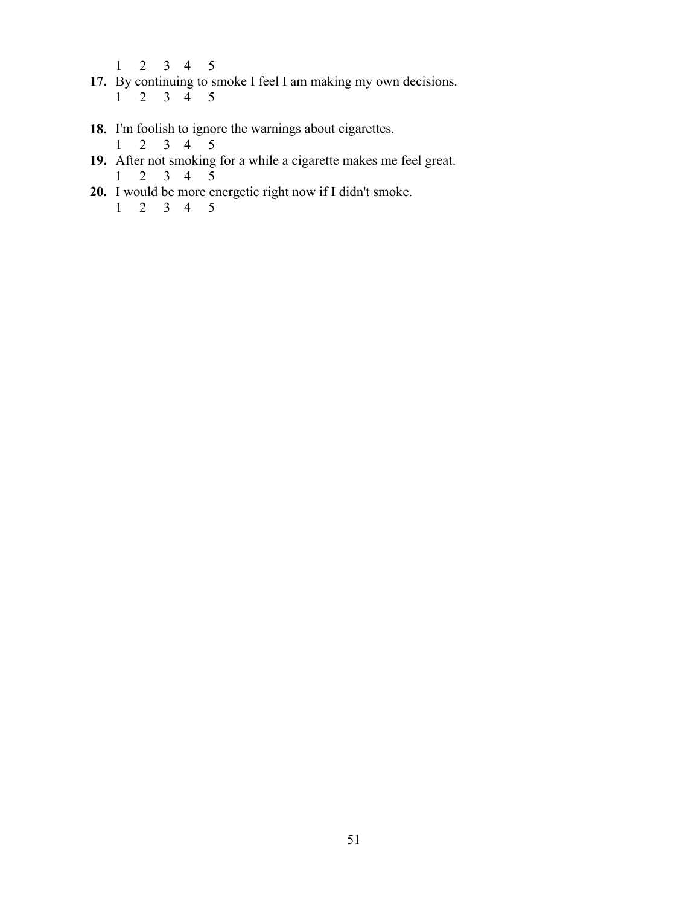1 2 3 4 5

**17.** By continuing to smoke I feel I am making my own decisions.
1 2 3 4 5

**18.** I'm foolish to ignore the warnings about cigarettes.
1 2 3 4 5

**19.** After not smoking for a while a cigarette makes me feel great.
1 2 3 4 5

**20.** I would be more energetic right now if I didn't smoke.
1 2 3 4 5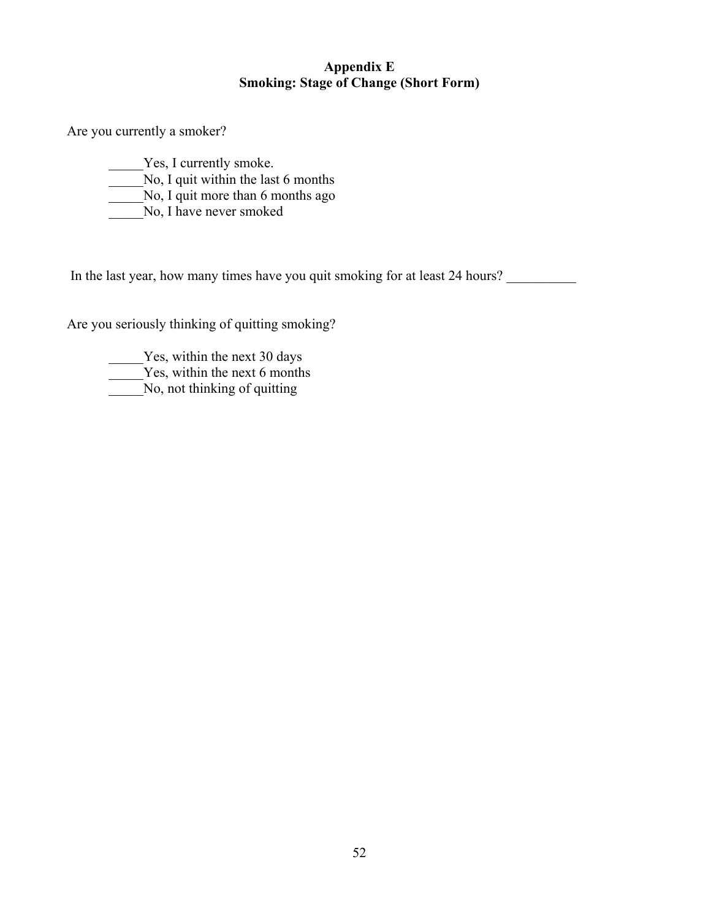**Appendix E**
**Smoking: Stage of Change (Short Form)**

Are you currently a smoker?

_____Yes, I currently smoke.
_____No, I quit within the last 6 months
_____No, I quit more than 6 months ago
_____No, I have never smoked

In the last year, how many times have you quit smoking for at least 24 hours? __________

Are you seriously thinking of quitting smoking?

_____Yes, within the next 30 days
_____Yes, within the next 6 months
_____No, not thinking of quitting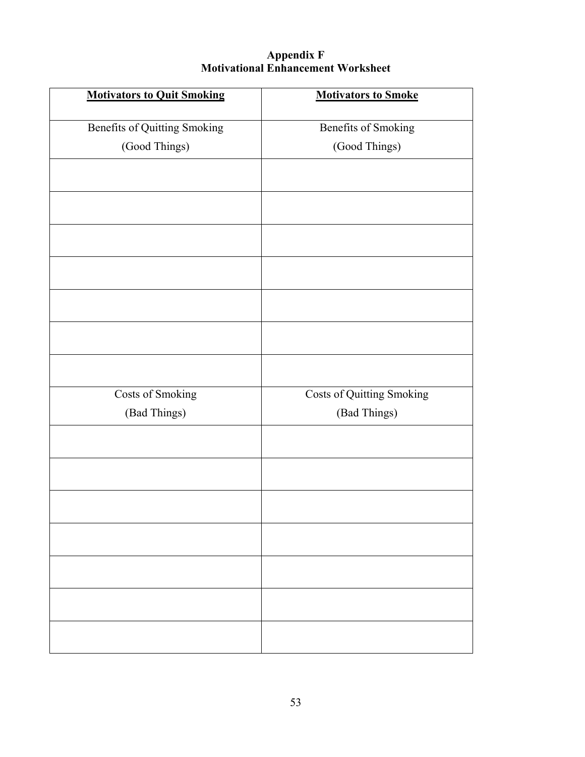**Appendix F**
**Motivational Enhancement Worksheet**

| **Motivators to Quit Smoking** | **Motivators to Smoke** |
|---|---|
| Benefits of Quitting Smoking (Good Things) | Benefits of Smoking (Good Things) |
| | |
| | |
| | |
| | |
| | |
| | |
| | |
| Costs of Smoking (Bad Things) | Costs of Quitting Smoking (Bad Things) |
| | |
| | |
| | |
| | |
| | |
| | |
| | |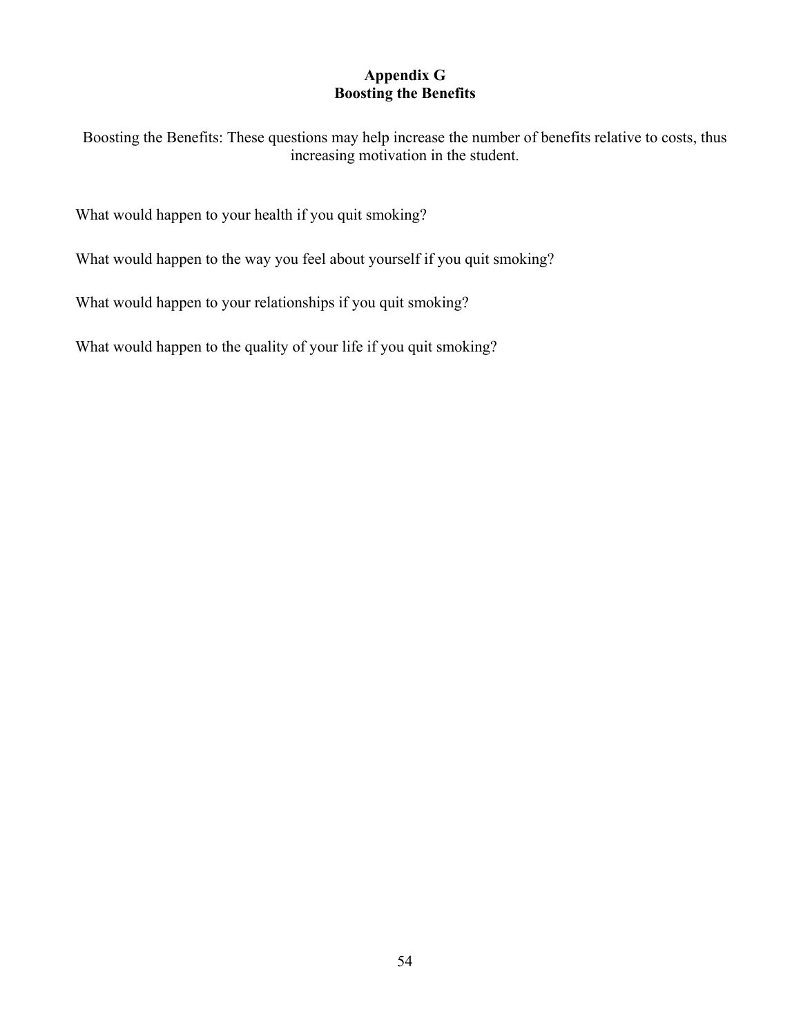# Appendix G
## Boosting the Benefits

Boosting the Benefits: These questions may help increase the number of benefits relative to costs, thus increasing motivation in the student.

What would happen to your health if you quit smoking?

What would happen to the way you feel about yourself if you quit smoking?

What would happen to your relationships if you quit smoking?

What would happen to the quality of your life if you quit smoking?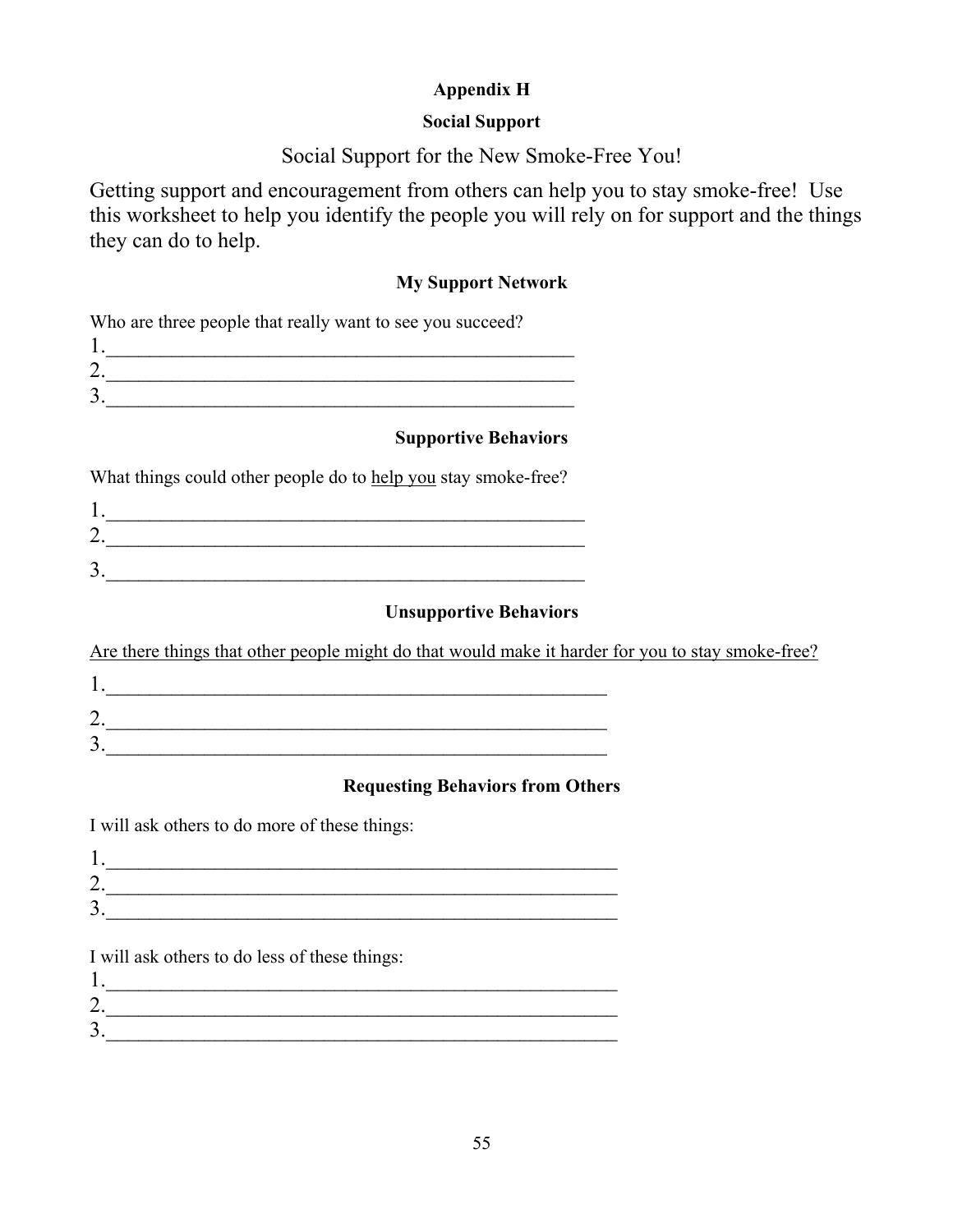## Appendix H

### Social Support

# Social Support for the New Smoke-Free You!

Getting support and encouragement from others can help you to stay smoke-free! Use this worksheet to help you identify the people you will rely on for support and the things they can do to help.

### My Support Network

Who are three people that really want to see you succeed?

1.__________________________________________________
2.__________________________________________________
3.__________________________________________________

### Supportive Behaviors

What things could other people do to help you stay smoke-free?

1.__________________________________________________
2.__________________________________________________
3.__________________________________________________

### Unsupportive Behaviors

Are there things that other people might do that would make it harder for you to stay smoke-free?

1.__________________________________________________
2.__________________________________________________
3.__________________________________________________

### Requesting Behaviors from Others

I will ask others to do more of these things:

1.__________________________________________________
2.__________________________________________________
3.__________________________________________________

I will ask others to do less of these things:

1.__________________________________________________
2.__________________________________________________
3.__________________________________________________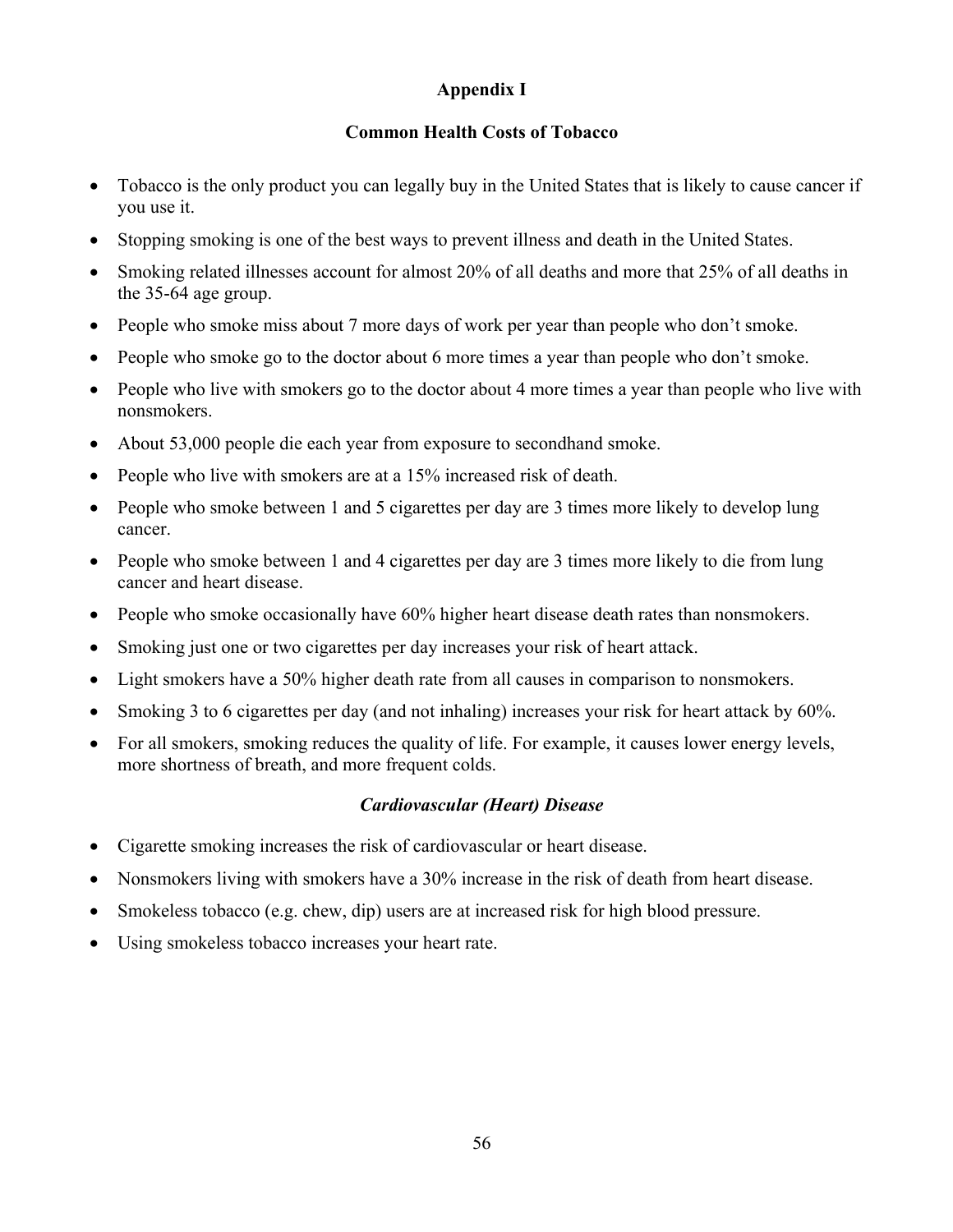# Appendix I

## Common Health Costs of Tobacco

- Tobacco is the only product you can legally buy in the United States that is likely to cause cancer if you use it.
- Stopping smoking is one of the best ways to prevent illness and death in the United States.
- Smoking related illnesses account for almost 20% of all deaths and more that 25% of all deaths in the 35-64 age group.
- People who smoke miss about 7 more days of work per year than people who don't smoke.
- People who smoke go to the doctor about 6 more times a year than people who don't smoke.
- People who live with smokers go to the doctor about 4 more times a year than people who live with nonsmokers.
- About 53,000 people die each year from exposure to secondhand smoke.
- People who live with smokers are at a 15% increased risk of death.
- People who smoke between 1 and 5 cigarettes per day are 3 times more likely to develop lung cancer.
- People who smoke between 1 and 4 cigarettes per day are 3 times more likely to die from lung cancer and heart disease.
- People who smoke occasionally have 60% higher heart disease death rates than nonsmokers.
- Smoking just one or two cigarettes per day increases your risk of heart attack.
- Light smokers have a 50% higher death rate from all causes in comparison to nonsmokers.
- Smoking 3 to 6 cigarettes per day (and not inhaling) increases your risk for heart attack by 60%.
- For all smokers, smoking reduces the quality of life. For example, it causes lower energy levels, more shortness of breath, and more frequent colds.

### *Cardiovascular (Heart) Disease*

- Cigarette smoking increases the risk of cardiovascular or heart disease.
- Nonsmokers living with smokers have a 30% increase in the risk of death from heart disease.
- Smokeless tobacco (e.g. chew, dip) users are at increased risk for high blood pressure.
- Using smokeless tobacco increases your heart rate.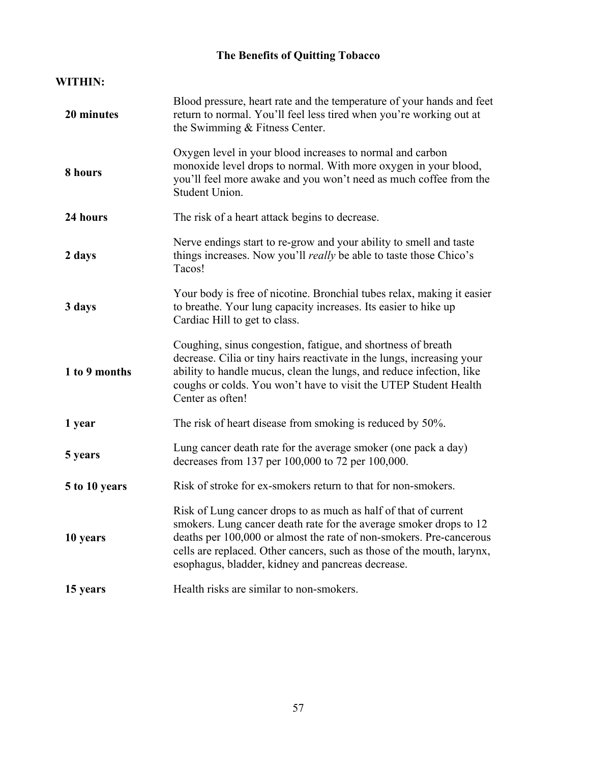# The Benefits of Quitting Tobacco

**WITHIN:**

| | |
|---|---|
| **20 minutes** | Blood pressure, heart rate and the temperature of your hands and feet return to normal. You'll feel less tired when you're working out at the Swimming & Fitness Center. |
| **8 hours** | Oxygen level in your blood increases to normal and carbon monoxide level drops to normal. With more oxygen in your blood, you'll feel more awake and you won't need as much coffee from the Student Union. |
| **24 hours** | The risk of a heart attack begins to decrease. |
| **2 days** | Nerve endings start to re-grow and your ability to smell and taste things increases. Now you'll *really* be able to taste those Chico's Tacos! |
| **3 days** | Your body is free of nicotine. Bronchial tubes relax, making it easier to breathe. Your lung capacity increases. Its easier to hike up Cardiac Hill to get to class. |
| **1 to 9 months** | Coughing, sinus congestion, fatigue, and shortness of breath decrease. Cilia or tiny hairs reactivate in the lungs, increasing your ability to handle mucus, clean the lungs, and reduce infection, like coughs or colds. You won't have to visit the UTEP Student Health Center as often! |
| **1 year** | The risk of heart disease from smoking is reduced by 50%. |
| **5 years** | Lung cancer death rate for the average smoker (one pack a day) decreases from 137 per 100,000 to 72 per 100,000. |
| **5 to 10 years** | Risk of stroke for ex-smokers return to that for non-smokers. |
| **10 years** | Risk of Lung cancer drops to as much as half of that of current smokers. Lung cancer death rate for the average smoker drops to 12 deaths per 100,000 or almost the rate of non-smokers. Pre-cancerous cells are replaced. Other cancers, such as those of the mouth, larynx, esophagus, bladder, kidney and pancreas decrease. |
| **15 years** | Health risks are similar to non-smokers. |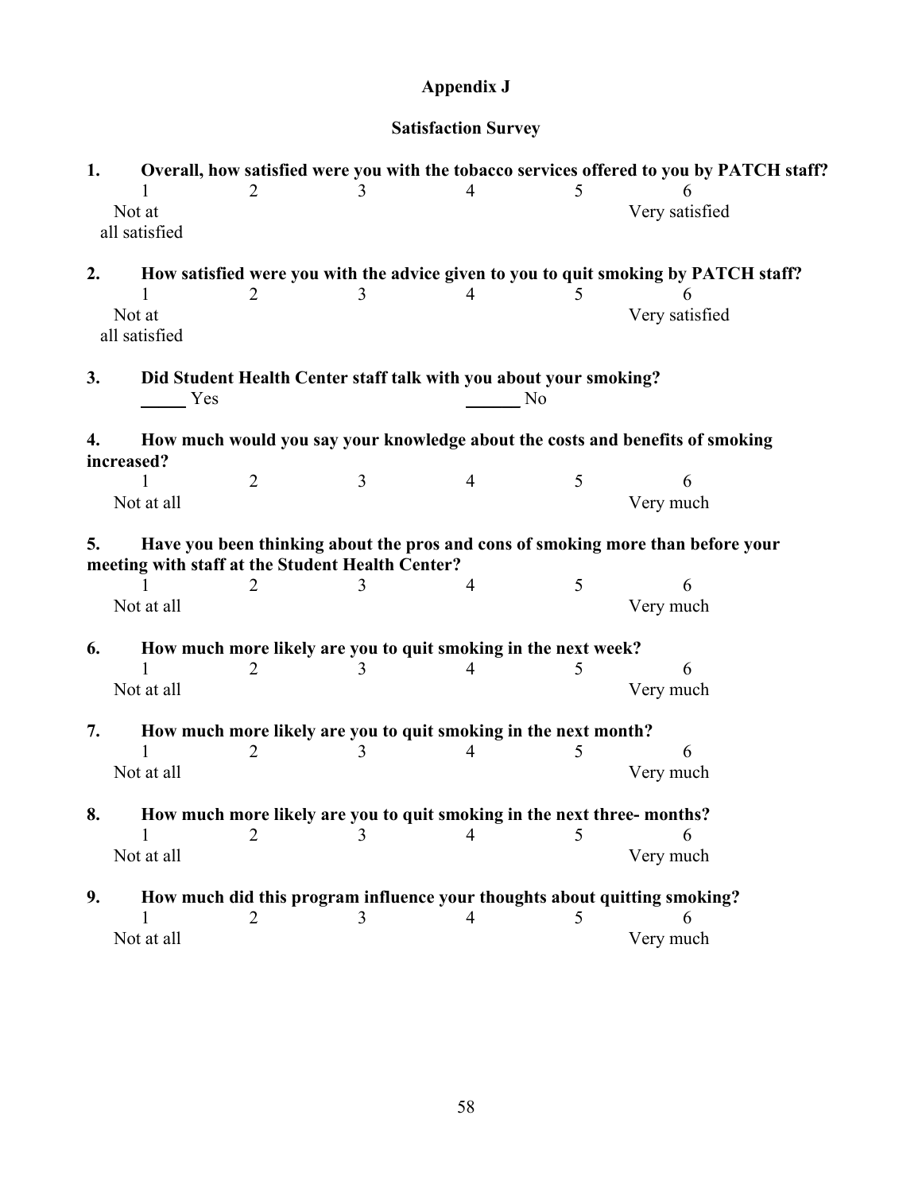## Appendix J

### Satisfaction Survey

**1. Overall, how satisfied were you with the tobacco services offered to you by PATCH staff?**

| 1 | 2 | 3 | 4 | 5 | 6 |
|---|---|---|---|---|---|
| Not at all satisfied | | | | | Very satisfied |

**2. How satisfied were you with the advice given to you to quit smoking by PATCH staff?**

| 1 | 2 | 3 | 4 | 5 | 6 |
|---|---|---|---|---|---|
| Not at all satisfied | | | | | Very satisfied |

**3. Did Student Health Center staff talk with you about your smoking?**

_____ Yes ______ No

**4. How much would you say your knowledge about the costs and benefits of smoking increased?**

| 1 | 2 | 3 | 4 | 5 | 6 |
|---|---|---|---|---|---|
| Not at all | | | | | Very much |

**5. Have you been thinking about the pros and cons of smoking more than before your meeting with staff at the Student Health Center?**

| 1 | 2 | 3 | 4 | 5 | 6 |
|---|---|---|---|---|---|
| Not at all | | | | | Very much |

**6. How much more likely are you to quit smoking in the next week?**

| 1 | 2 | 3 | 4 | 5 | 6 |
|---|---|---|---|---|---|
| Not at all | | | | | Very much |

**7. How much more likely are you to quit smoking in the next month?**

| 1 | 2 | 3 | 4 | 5 | 6 |
|---|---|---|---|---|---|
| Not at all | | | | | Very much |

**8. How much more likely are you to quit smoking in the next three- months?**

| 1 | 2 | 3 | 4 | 5 | 6 |
|---|---|---|---|---|---|
| Not at all | | | | | Very much |

**9. How much did this program influence your thoughts about quitting smoking?**

| 1 | 2 | 3 | 4 | 5 | 6 |
|---|---|---|---|---|---|
| Not at all | | | | | Very much |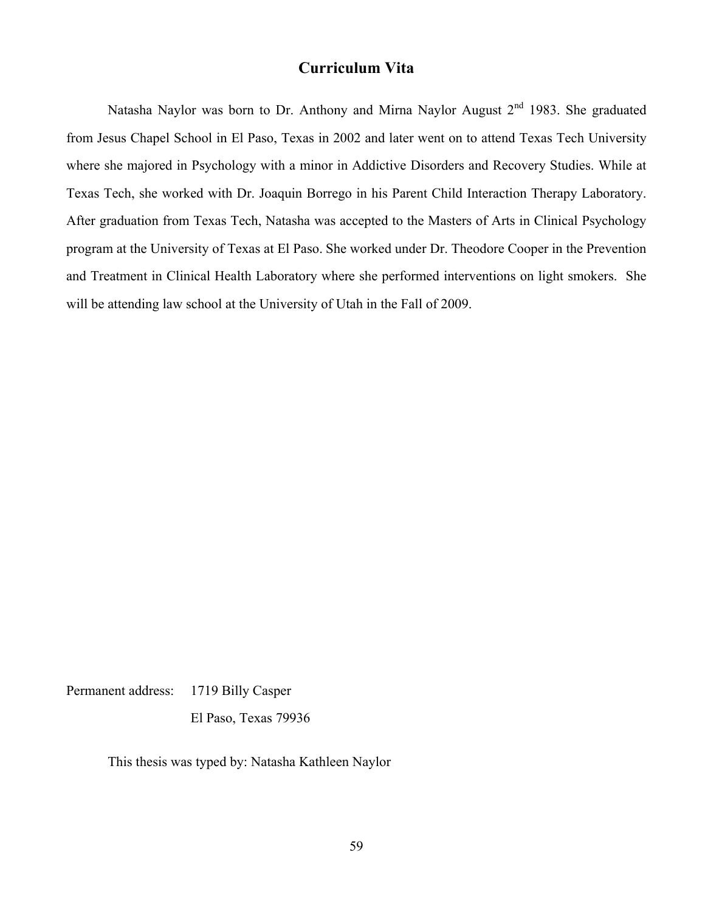# Curriculum Vita

Natasha Naylor was born to Dr. Anthony and Mirna Naylor August 2nd 1983. She graduated from Jesus Chapel School in El Paso, Texas in 2002 and later went on to attend Texas Tech University where she majored in Psychology with a minor in Addictive Disorders and Recovery Studies. While at Texas Tech, she worked with Dr. Joaquin Borrego in his Parent Child Interaction Therapy Laboratory. After graduation from Texas Tech, Natasha was accepted to the Masters of Arts in Clinical Psychology program at the University of Texas at El Paso. She worked under Dr. Theodore Cooper in the Prevention and Treatment in Clinical Health Laboratory where she performed interventions on light smokers. She will be attending law school at the University of Utah in the Fall of 2009.

Permanent address: 1719 Billy Casper
El Paso, Texas 79936

This thesis was typed by: Natasha Kathleen Naylor